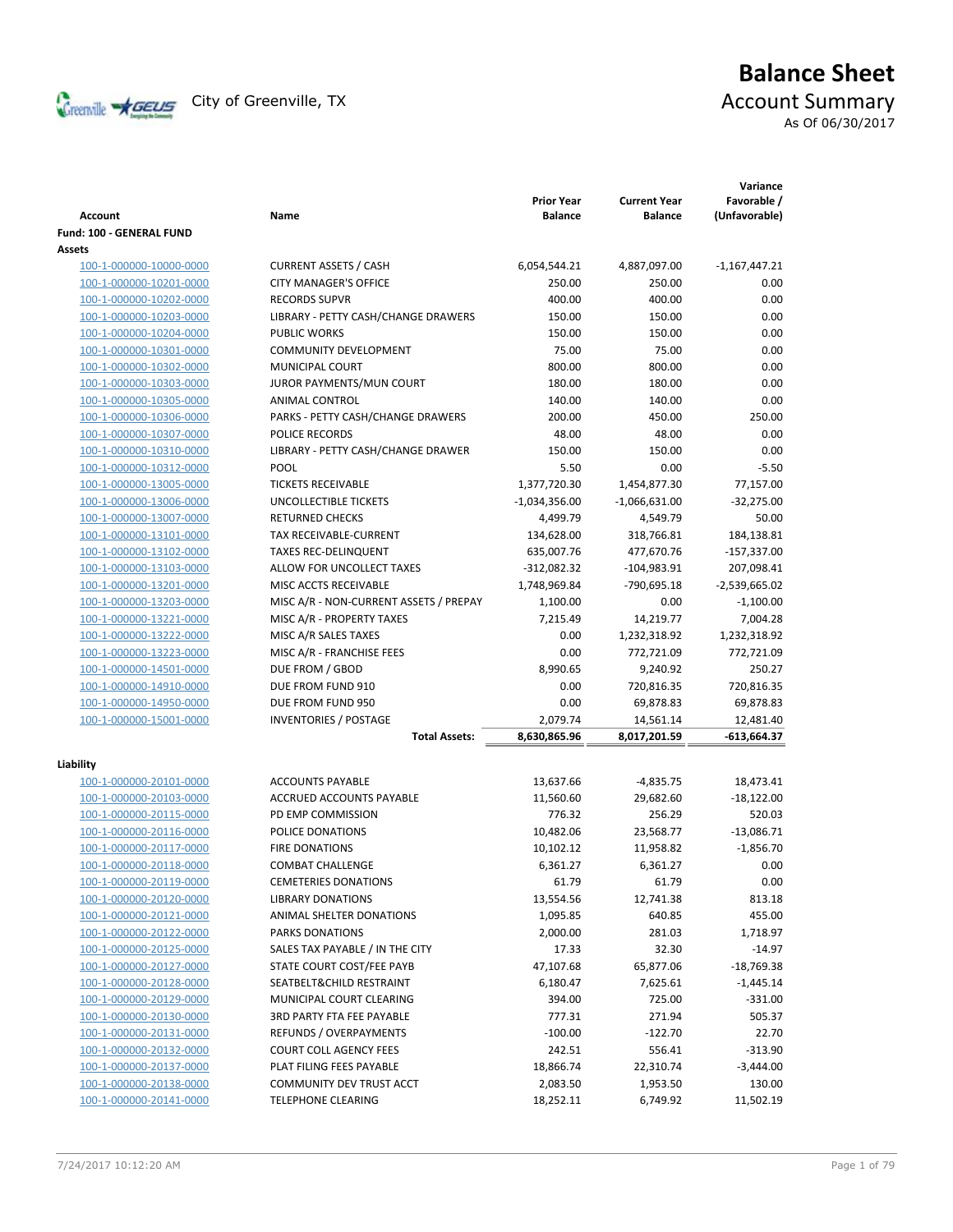# Balance Sheet

City of Greenville, TX

## Account Summary

As Of 06/30/2017

| Account | Name | Prior Year Balance | Current Year Balance | Variance Favorable / (Unfavorable) |
|---|---|---|---|---|
| **Fund: 100 - GENERAL FUND** | | | | |
| **Assets** | | | | |
| 100-1-000000-10000-0000 | CURRENT ASSETS / CASH | 6,054,544.21 | 4,887,097.00 | -1,167,447.21 |
| 100-1-000000-10201-0000 | CITY MANAGER'S OFFICE | 250.00 | 250.00 | 0.00 |
| 100-1-000000-10202-0000 | RECORDS SUPVR | 400.00 | 400.00 | 0.00 |
| 100-1-000000-10203-0000 | LIBRARY - PETTY CASH/CHANGE DRAWERS | 150.00 | 150.00 | 0.00 |
| 100-1-000000-10204-0000 | PUBLIC WORKS | 150.00 | 150.00 | 0.00 |
| 100-1-000000-10301-0000 | COMMUNITY DEVELOPMENT | 75.00 | 75.00 | 0.00 |
| 100-1-000000-10302-0000 | MUNICIPAL COURT | 800.00 | 800.00 | 0.00 |
| 100-1-000000-10303-0000 | JUROR PAYMENTS/MUN COURT | 180.00 | 180.00 | 0.00 |
| 100-1-000000-10305-0000 | ANIMAL CONTROL | 140.00 | 140.00 | 0.00 |
| 100-1-000000-10306-0000 | PARKS - PETTY CASH/CHANGE DRAWERS | 200.00 | 450.00 | 250.00 |
| 100-1-000000-10307-0000 | POLICE RECORDS | 48.00 | 48.00 | 0.00 |
| 100-1-000000-10310-0000 | LIBRARY - PETTY CASH/CHANGE DRAWER | 150.00 | 150.00 | 0.00 |
| 100-1-000000-10312-0000 | POOL | 5.50 | 0.00 | -5.50 |
| 100-1-000000-13005-0000 | TICKETS RECEIVABLE | 1,377,720.30 | 1,454,877.30 | 77,157.00 |
| 100-1-000000-13006-0000 | UNCOLLECTIBLE TICKETS | -1,034,356.00 | -1,066,631.00 | -32,275.00 |
| 100-1-000000-13007-0000 | RETURNED CHECKS | 4,499.79 | 4,549.79 | 50.00 |
| 100-1-000000-13101-0000 | TAX RECEIVABLE-CURRENT | 134,628.00 | 318,766.81 | 184,138.81 |
| 100-1-000000-13102-0000 | TAXES REC-DELINQUENT | 635,007.76 | 477,670.76 | -157,337.00 |
| 100-1-000000-13103-0000 | ALLOW FOR UNCOLLECT TAXES | -312,082.32 | -104,983.91 | 207,098.41 |
| 100-1-000000-13201-0000 | MISC ACCTS RECEIVABLE | 1,748,969.84 | -790,695.18 | -2,539,665.02 |
| 100-1-000000-13203-0000 | MISC A/R - NON-CURRENT ASSETS / PREPAY | 1,100.00 | 0.00 | -1,100.00 |
| 100-1-000000-13221-0000 | MISC A/R - PROPERTY TAXES | 7,215.49 | 14,219.77 | 7,004.28 |
| 100-1-000000-13222-0000 | MISC A/R SALES TAXES | 0.00 | 1,232,318.92 | 1,232,318.92 |
| 100-1-000000-13223-0000 | MISC A/R - FRANCHISE FEES | 0.00 | 772,721.09 | 772,721.09 |
| 100-1-000000-14501-0000 | DUE FROM / GBOD | 8,990.65 | 9,240.92 | 250.27 |
| 100-1-000000-14910-0000 | DUE FROM FUND 910 | 0.00 | 720,816.35 | 720,816.35 |
| 100-1-000000-14950-0000 | DUE FROM FUND 950 | 0.00 | 69,878.83 | 69,878.83 |
| 100-1-000000-15001-0000 | INVENTORIES / POSTAGE | 2,079.74 | 14,561.14 | 12,481.40 |
| | **Total Assets:** | **8,630,865.96** | **8,017,201.59** | **-613,664.37** |
| **Liability** | | | | |
| 100-1-000000-20101-0000 | ACCOUNTS PAYABLE | 13,637.66 | -4,835.75 | 18,473.41 |
| 100-1-000000-20103-0000 | ACCRUED ACCOUNTS PAYABLE | 11,560.60 | 29,682.60 | -18,122.00 |
| 100-1-000000-20115-0000 | PD EMP COMMISSION | 776.32 | 256.29 | 520.03 |
| 100-1-000000-20116-0000 | POLICE DONATIONS | 10,482.06 | 23,568.77 | -13,086.71 |
| 100-1-000000-20117-0000 | FIRE DONATIONS | 10,102.12 | 11,958.82 | -1,856.70 |
| 100-1-000000-20118-0000 | COMBAT CHALLENGE | 6,361.27 | 6,361.27 | 0.00 |
| 100-1-000000-20119-0000 | CEMETERIES DONATIONS | 61.79 | 61.79 | 0.00 |
| 100-1-000000-20120-0000 | LIBRARY DONATIONS | 13,554.56 | 12,741.38 | 813.18 |
| 100-1-000000-20121-0000 | ANIMAL SHELTER DONATIONS | 1,095.85 | 640.85 | 455.00 |
| 100-1-000000-20122-0000 | PARKS DONATIONS | 2,000.00 | 281.03 | 1,718.97 |
| 100-1-000000-20125-0000 | SALES TAX PAYABLE / IN THE CITY | 17.33 | 32.30 | -14.97 |
| 100-1-000000-20127-0000 | STATE COURT COST/FEE PAYB | 47,107.68 | 65,877.06 | -18,769.38 |
| 100-1-000000-20128-0000 | SEATBELT&CHILD RESTRAINT | 6,180.47 | 7,625.61 | -1,445.14 |
| 100-1-000000-20129-0000 | MUNICIPAL COURT CLEARING | 394.00 | 725.00 | -331.00 |
| 100-1-000000-20130-0000 | 3RD PARTY FTA FEE PAYABLE | 777.31 | 271.94 | 505.37 |
| 100-1-000000-20131-0000 | REFUNDS / OVERPAYMENTS | -100.00 | -122.70 | 22.70 |
| 100-1-000000-20132-0000 | COURT COLL AGENCY FEES | 242.51 | 556.41 | -313.90 |
| 100-1-000000-20137-0000 | PLAT FILING FEES PAYABLE | 18,866.74 | 22,310.74 | -3,444.00 |
| 100-1-000000-20138-0000 | COMMUNITY DEV TRUST ACCT | 2,083.50 | 1,953.50 | 130.00 |
| 100-1-000000-20141-0000 | TELEPHONE CLEARING | 18,252.11 | 6,749.92 | 11,502.19 |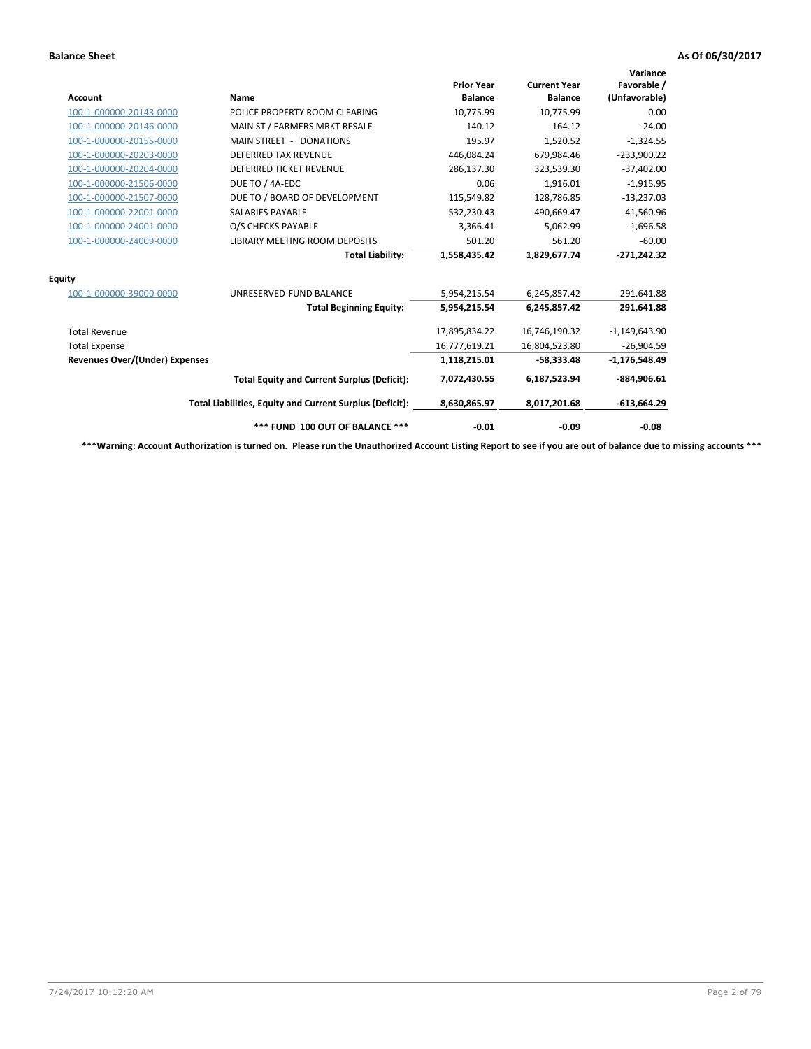**Balance Sheet** **As Of 06/30/2017**

| Account | Name | Prior Year Balance | Current Year Balance | Variance Favorable / (Unfavorable) |
|---|---|---|---|---|
| 100-1-000000-20143-0000 | POLICE PROPERTY ROOM CLEARING | 10,775.99 | 10,775.99 | 0.00 |
| 100-1-000000-20146-0000 | MAIN ST / FARMERS MRKT RESALE | 140.12 | 164.12 | -24.00 |
| 100-1-000000-20155-0000 | MAIN STREET - DONATIONS | 195.97 | 1,520.52 | -1,324.55 |
| 100-1-000000-20203-0000 | DEFERRED TAX REVENUE | 446,084.24 | 679,984.46 | -233,900.22 |
| 100-1-000000-20204-0000 | DEFERRED TICKET REVENUE | 286,137.30 | 323,539.30 | -37,402.00 |
| 100-1-000000-21506-0000 | DUE TO / 4A-EDC | 0.06 | 1,916.01 | -1,915.95 |
| 100-1-000000-21507-0000 | DUE TO / BOARD OF DEVELOPMENT | 115,549.82 | 128,786.85 | -13,237.03 |
| 100-1-000000-22001-0000 | SALARIES PAYABLE | 532,230.43 | 490,669.47 | 41,560.96 |
| 100-1-000000-24001-0000 | O/S CHECKS PAYABLE | 3,366.41 | 5,062.99 | -1,696.58 |
| 100-1-000000-24009-0000 | LIBRARY MEETING ROOM DEPOSITS | 501.20 | 561.20 | -60.00 |
| | **Total Liability:** | **1,558,435.42** | **1,829,677.74** | **-271,242.32** |
| **Equity** | | | | |
| 100-1-000000-39000-0000 | UNRESERVED-FUND BALANCE | 5,954,215.54 | 6,245,857.42 | 291,641.88 |
| | **Total Beginning Equity:** | **5,954,215.54** | **6,245,857.42** | **291,641.88** |
| Total Revenue | | 17,895,834.22 | 16,746,190.32 | -1,149,643.90 |
| Total Expense | | 16,777,619.21 | 16,804,523.80 | -26,904.59 |
| **Revenues Over/(Under) Expenses** | | **1,118,215.01** | **-58,333.48** | **-1,176,548.49** |
| | **Total Equity and Current Surplus (Deficit):** | **7,072,430.55** | **6,187,523.94** | **-884,906.61** |
| | **Total Liabilities, Equity and Current Surplus (Deficit):** | **8,630,865.97** | **8,017,201.68** | **-613,664.29** |
| | **\*\*\* FUND 100 OUT OF BALANCE \*\*\*** | **-0.01** | **-0.09** | **-0.08** |

**\*\*\*Warning: Account Authorization is turned on. Please run the Unauthorized Account Listing Report to see if you are out of balance due to missing accounts \*\*\***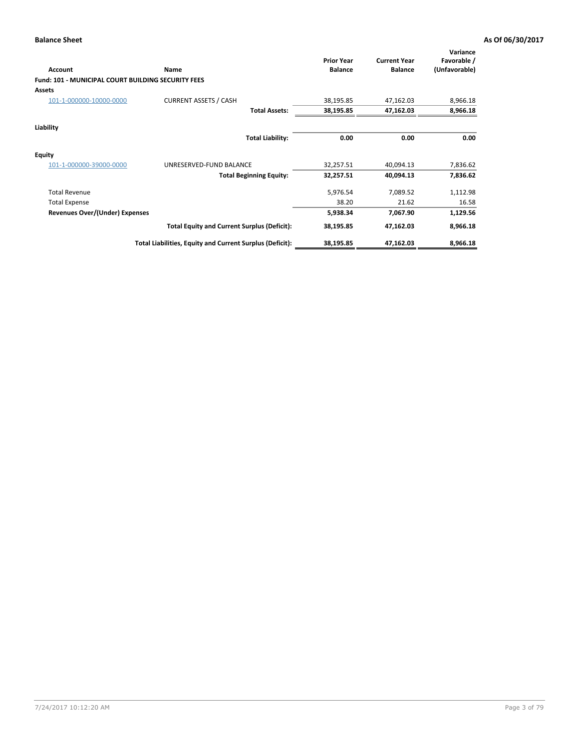**Balance Sheet** **As Of 06/30/2017**

| Account | Name | Prior Year Balance | Current Year Balance | Variance Favorable / (Unfavorable) |
|---|---|---|---|---|
| **Fund: 101 - MUNICIPAL COURT BUILDING SECURITY FEES** | | | | |
| **Assets** | | | | |
| 101-1-000000-10000-0000 | CURRENT ASSETS / CASH | 38,195.85 | 47,162.03 | 8,966.18 |
| | **Total Assets:** | **38,195.85** | **47,162.03** | **8,966.18** |
| **Liability** | | | | |
| | **Total Liability:** | **0.00** | **0.00** | **0.00** |
| **Equity** | | | | |
| 101-1-000000-39000-0000 | UNRESERVED-FUND BALANCE | 32,257.51 | 40,094.13 | 7,836.62 |
| | **Total Beginning Equity:** | **32,257.51** | **40,094.13** | **7,836.62** |
| Total Revenue | | 5,976.54 | 7,089.52 | 1,112.98 |
| Total Expense | | 38.20 | 21.62 | 16.58 |
| **Revenues Over/(Under) Expenses** | | **5,938.34** | **7,067.90** | **1,129.56** |
| | **Total Equity and Current Surplus (Deficit):** | **38,195.85** | **47,162.03** | **8,966.18** |
| | **Total Liabilities, Equity and Current Surplus (Deficit):** | **38,195.85** | **47,162.03** | **8,966.18** |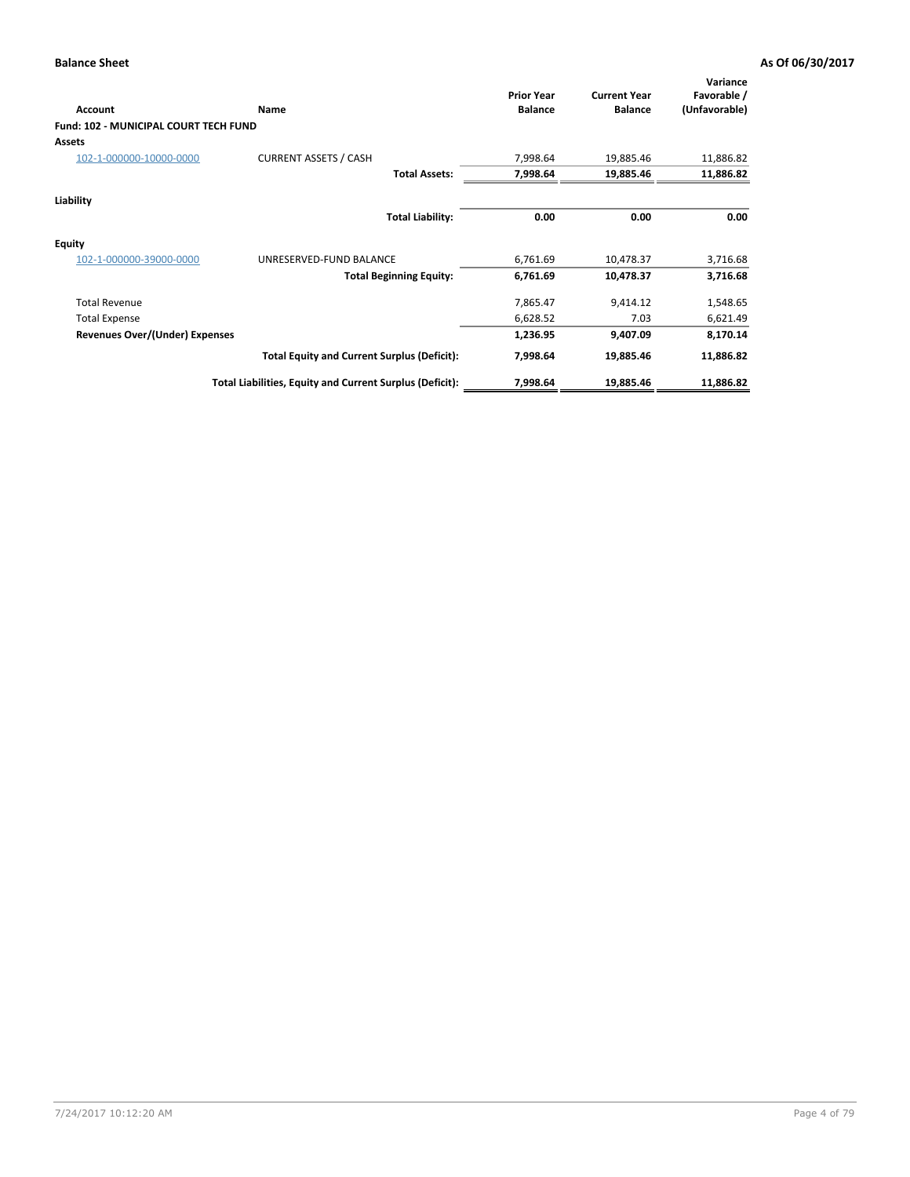**Balance Sheet** **As Of 06/30/2017**

| Account | Name | Prior Year Balance | Current Year Balance | Variance Favorable / (Unfavorable) |
|---|---|---|---|---|
| **Fund: 102 - MUNICIPAL COURT TECH FUND** | | | | |
| **Assets** | | | | |
| 102-1-000000-10000-0000 | CURRENT ASSETS / CASH | 7,998.64 | 19,885.46 | 11,886.82 |
| | **Total Assets:** | **7,998.64** | **19,885.46** | **11,886.82** |
| **Liability** | | | | |
| | **Total Liability:** | **0.00** | **0.00** | **0.00** |
| **Equity** | | | | |
| 102-1-000000-39000-0000 | UNRESERVED-FUND BALANCE | 6,761.69 | 10,478.37 | 3,716.68 |
| | **Total Beginning Equity:** | **6,761.69** | **10,478.37** | **3,716.68** |
| Total Revenue | | 7,865.47 | 9,414.12 | 1,548.65 |
| Total Expense | | 6,628.52 | 7.03 | 6,621.49 |
| **Revenues Over/(Under) Expenses** | | **1,236.95** | **9,407.09** | **8,170.14** |
| | **Total Equity and Current Surplus (Deficit):** | **7,998.64** | **19,885.46** | **11,886.82** |
| | **Total Liabilities, Equity and Current Surplus (Deficit):** | **7,998.64** | **19,885.46** | **11,886.82** |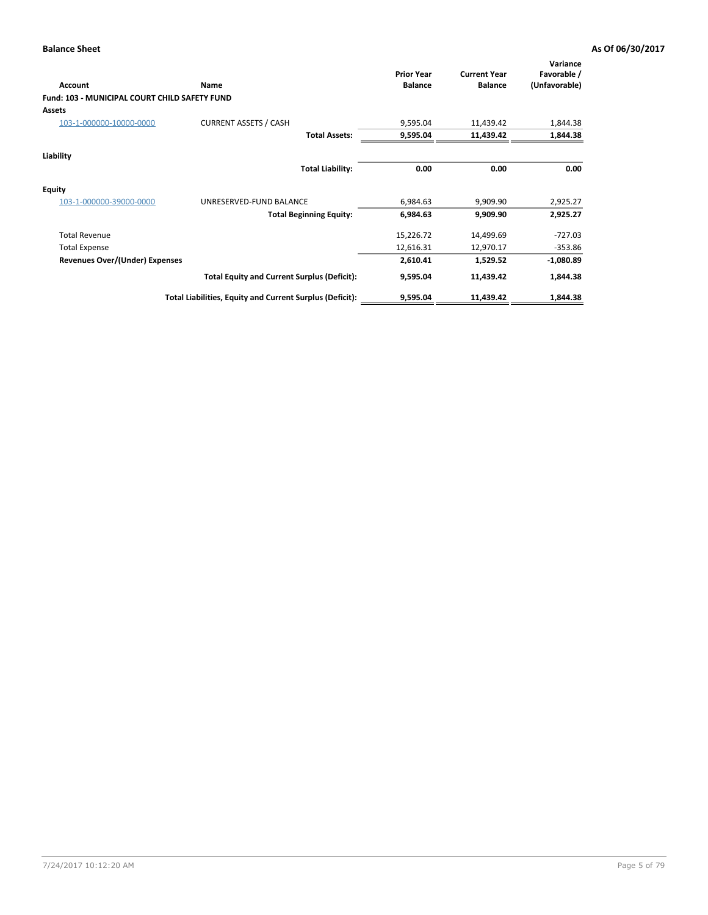**Balance Sheet** **As Of 06/30/2017**

| Account | Name | Prior Year Balance | Current Year Balance | Variance Favorable / (Unfavorable) |
|---|---|---|---|---|
| **Fund: 103 - MUNICIPAL COURT CHILD SAFETY FUND** | | | | |
| **Assets** | | | | |
| 103-1-000000-10000-0000 | CURRENT ASSETS / CASH | 9,595.04 | 11,439.42 | 1,844.38 |
| | **Total Assets:** | **9,595.04** | **11,439.42** | **1,844.38** |
| **Liability** | | | | |
| | **Total Liability:** | **0.00** | **0.00** | **0.00** |
| **Equity** | | | | |
| 103-1-000000-39000-0000 | UNRESERVED-FUND BALANCE | 6,984.63 | 9,909.90 | 2,925.27 |
| | **Total Beginning Equity:** | **6,984.63** | **9,909.90** | **2,925.27** |
| Total Revenue | | 15,226.72 | 14,499.69 | -727.03 |
| Total Expense | | 12,616.31 | 12,970.17 | -353.86 |
| **Revenues Over/(Under) Expenses** | | **2,610.41** | **1,529.52** | **-1,080.89** |
| | **Total Equity and Current Surplus (Deficit):** | **9,595.04** | **11,439.42** | **1,844.38** |
| | **Total Liabilities, Equity and Current Surplus (Deficit):** | **9,595.04** | **11,439.42** | **1,844.38** |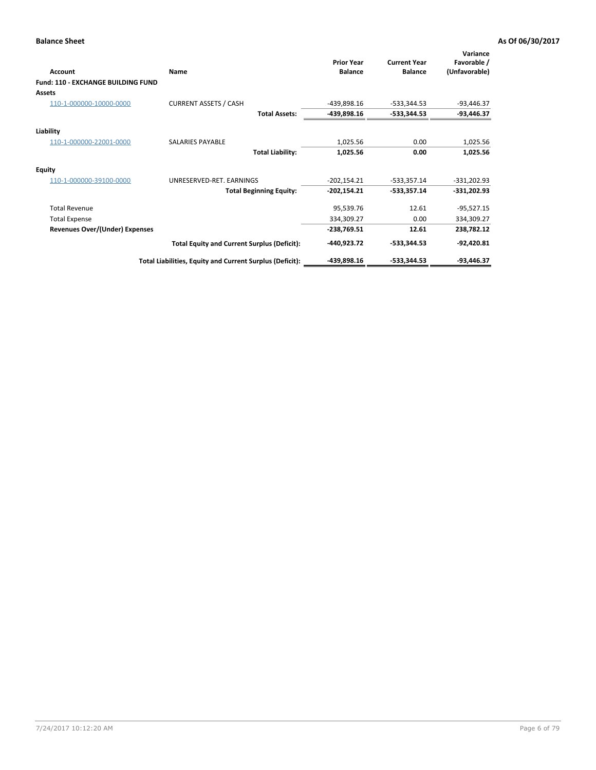**Balance Sheet** **As Of 06/30/2017**

| Account | Name | Prior Year Balance | Current Year Balance | Variance Favorable / (Unfavorable) |
|---|---|---|---|---|
| **Fund: 110 - EXCHANGE BUILDING FUND** | | | | |
| **Assets** | | | | |
| 110-1-000000-10000-0000 | CURRENT ASSETS / CASH | -439,898.16 | -533,344.53 | -93,446.37 |
| | **Total Assets:** | **-439,898.16** | **-533,344.53** | **-93,446.37** |
| **Liability** | | | | |
| 110-1-000000-22001-0000 | SALARIES PAYABLE | 1,025.56 | 0.00 | 1,025.56 |
| | **Total Liability:** | **1,025.56** | **0.00** | **1,025.56** |
| **Equity** | | | | |
| 110-1-000000-39100-0000 | UNRESERVED-RET. EARNINGS | -202,154.21 | -533,357.14 | -331,202.93 |
| | **Total Beginning Equity:** | **-202,154.21** | **-533,357.14** | **-331,202.93** |
| Total Revenue | | 95,539.76 | 12.61 | -95,527.15 |
| Total Expense | | 334,309.27 | 0.00 | 334,309.27 |
| **Revenues Over/(Under) Expenses** | | **-238,769.51** | **12.61** | **238,782.12** |
| | **Total Equity and Current Surplus (Deficit):** | **-440,923.72** | **-533,344.53** | **-92,420.81** |
| | **Total Liabilities, Equity and Current Surplus (Deficit):** | **-439,898.16** | **-533,344.53** | **-93,446.37** |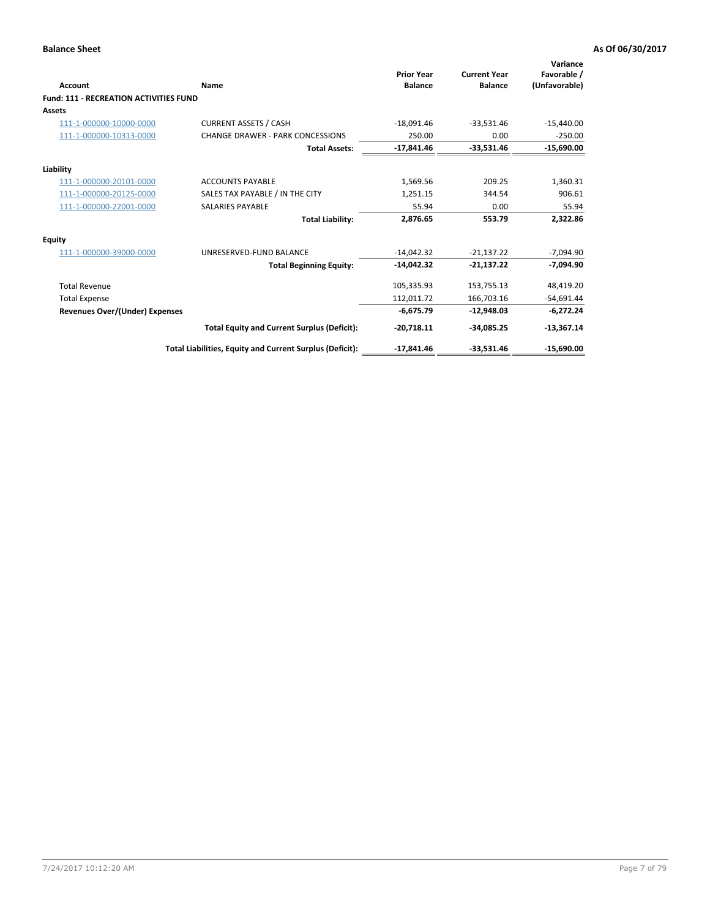**Balance Sheet** **As Of 06/30/2017**

| Account | Name | Prior Year Balance | Current Year Balance | Variance Favorable / (Unfavorable) |
|---|---|---|---|---|
| **Fund: 111 - RECREATION ACTIVITIES FUND** | | | | |
| **Assets** | | | | |
| 111-1-000000-10000-0000 | CURRENT ASSETS / CASH | -18,091.46 | -33,531.46 | -15,440.00 |
| 111-1-000000-10313-0000 | CHANGE DRAWER - PARK CONCESSIONS | 250.00 | 0.00 | -250.00 |
| | **Total Assets:** | **-17,841.46** | **-33,531.46** | **-15,690.00** |
| **Liability** | | | | |
| 111-1-000000-20101-0000 | ACCOUNTS PAYABLE | 1,569.56 | 209.25 | 1,360.31 |
| 111-1-000000-20125-0000 | SALES TAX PAYABLE / IN THE CITY | 1,251.15 | 344.54 | 906.61 |
| 111-1-000000-22001-0000 | SALARIES PAYABLE | 55.94 | 0.00 | 55.94 |
| | **Total Liability:** | **2,876.65** | **553.79** | **2,322.86** |
| **Equity** | | | | |
| 111-1-000000-39000-0000 | UNRESERVED-FUND BALANCE | -14,042.32 | -21,137.22 | -7,094.90 |
| | **Total Beginning Equity:** | **-14,042.32** | **-21,137.22** | **-7,094.90** |
| Total Revenue | | 105,335.93 | 153,755.13 | 48,419.20 |
| Total Expense | | 112,011.72 | 166,703.16 | -54,691.44 |
| **Revenues Over/(Under) Expenses** | | **-6,675.79** | **-12,948.03** | **-6,272.24** |
| | **Total Equity and Current Surplus (Deficit):** | **-20,718.11** | **-34,085.25** | **-13,367.14** |
| | **Total Liabilities, Equity and Current Surplus (Deficit):** | **-17,841.46** | **-33,531.46** | **-15,690.00** |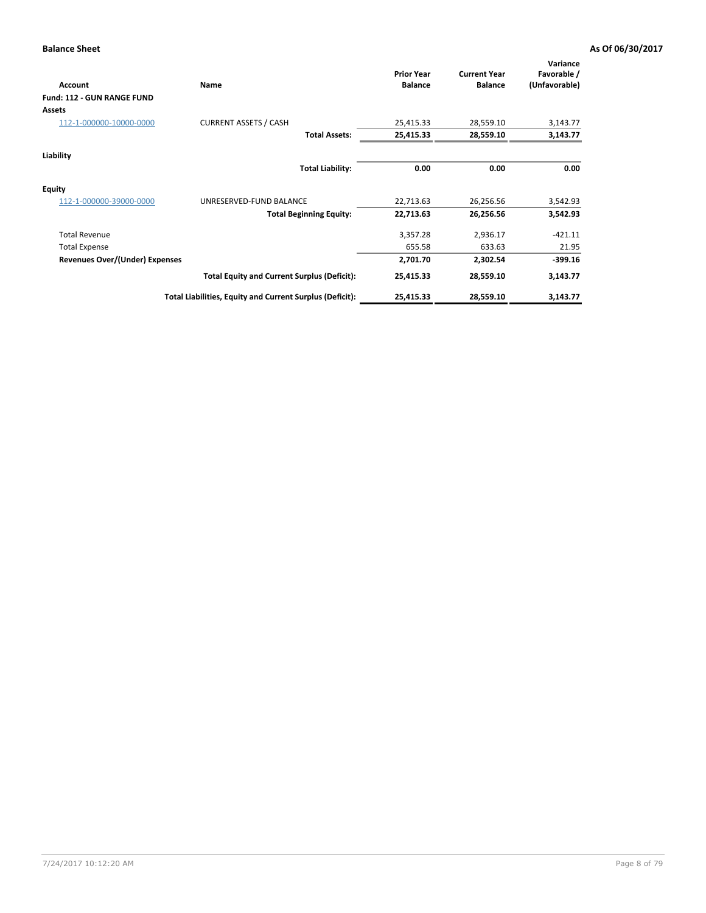**Balance Sheet** **As Of 06/30/2017**

| Account | Name | Prior Year Balance | Current Year Balance | Variance Favorable / (Unfavorable) |
|---|---|---|---|---|
| **Fund: 112 - GUN RANGE FUND** | | | | |
| **Assets** | | | | |
| 112-1-000000-10000-0000 | CURRENT ASSETS / CASH | 25,415.33 | 28,559.10 | 3,143.77 |
| | **Total Assets:** | **25,415.33** | **28,559.10** | **3,143.77** |
| **Liability** | | | | |
| | **Total Liability:** | **0.00** | **0.00** | **0.00** |
| **Equity** | | | | |
| 112-1-000000-39000-0000 | UNRESERVED-FUND BALANCE | 22,713.63 | 26,256.56 | 3,542.93 |
| | **Total Beginning Equity:** | **22,713.63** | **26,256.56** | **3,542.93** |
| Total Revenue | | 3,357.28 | 2,936.17 | -421.11 |
| Total Expense | | 655.58 | 633.63 | 21.95 |
| **Revenues Over/(Under) Expenses** | | **2,701.70** | **2,302.54** | **-399.16** |
| | **Total Equity and Current Surplus (Deficit):** | **25,415.33** | **28,559.10** | **3,143.77** |
| | **Total Liabilities, Equity and Current Surplus (Deficit):** | **25,415.33** | **28,559.10** | **3,143.77** |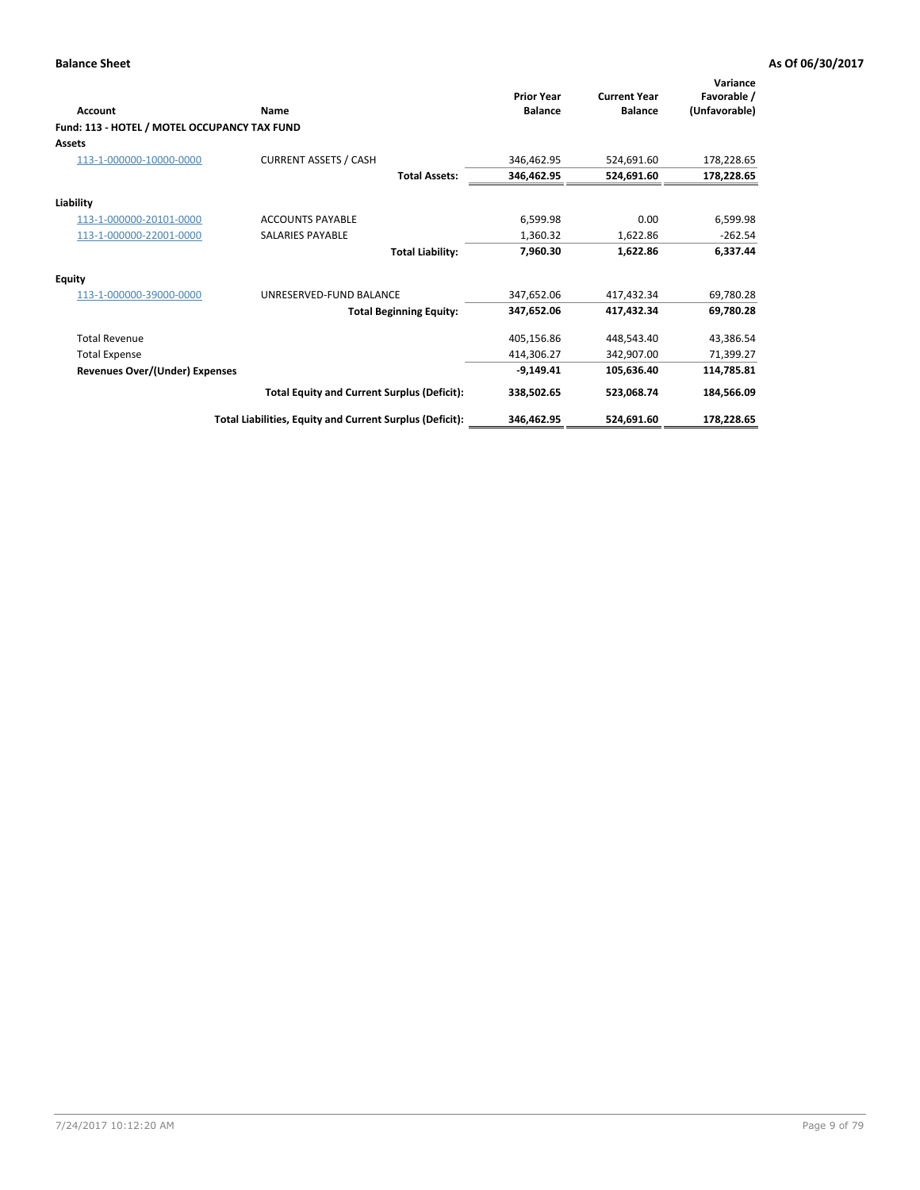**Balance Sheet** **As Of 06/30/2017**

| Account | Name | Prior Year Balance | Current Year Balance | Variance Favorable / (Unfavorable) |
|---|---|---|---|---|
| **Fund: 113 - HOTEL / MOTEL OCCUPANCY TAX FUND** | | | | |
| **Assets** | | | | |
| 113-1-000000-10000-0000 | CURRENT ASSETS / CASH | 346,462.95 | 524,691.60 | 178,228.65 |
| | **Total Assets:** | **346,462.95** | **524,691.60** | **178,228.65** |
| **Liability** | | | | |
| 113-1-000000-20101-0000 | ACCOUNTS PAYABLE | 6,599.98 | 0.00 | 6,599.98 |
| 113-1-000000-22001-0000 | SALARIES PAYABLE | 1,360.32 | 1,622.86 | -262.54 |
| | **Total Liability:** | **7,960.30** | **1,622.86** | **6,337.44** |
| **Equity** | | | | |
| 113-1-000000-39000-0000 | UNRESERVED-FUND BALANCE | 347,652.06 | 417,432.34 | 69,780.28 |
| | **Total Beginning Equity:** | **347,652.06** | **417,432.34** | **69,780.28** |
| Total Revenue | | 405,156.86 | 448,543.40 | 43,386.54 |
| Total Expense | | 414,306.27 | 342,907.00 | 71,399.27 |
| **Revenues Over/(Under) Expenses** | | **-9,149.41** | **105,636.40** | **114,785.81** |
| | **Total Equity and Current Surplus (Deficit):** | **338,502.65** | **523,068.74** | **184,566.09** |
| | **Total Liabilities, Equity and Current Surplus (Deficit):** | **346,462.95** | **524,691.60** | **178,228.65** |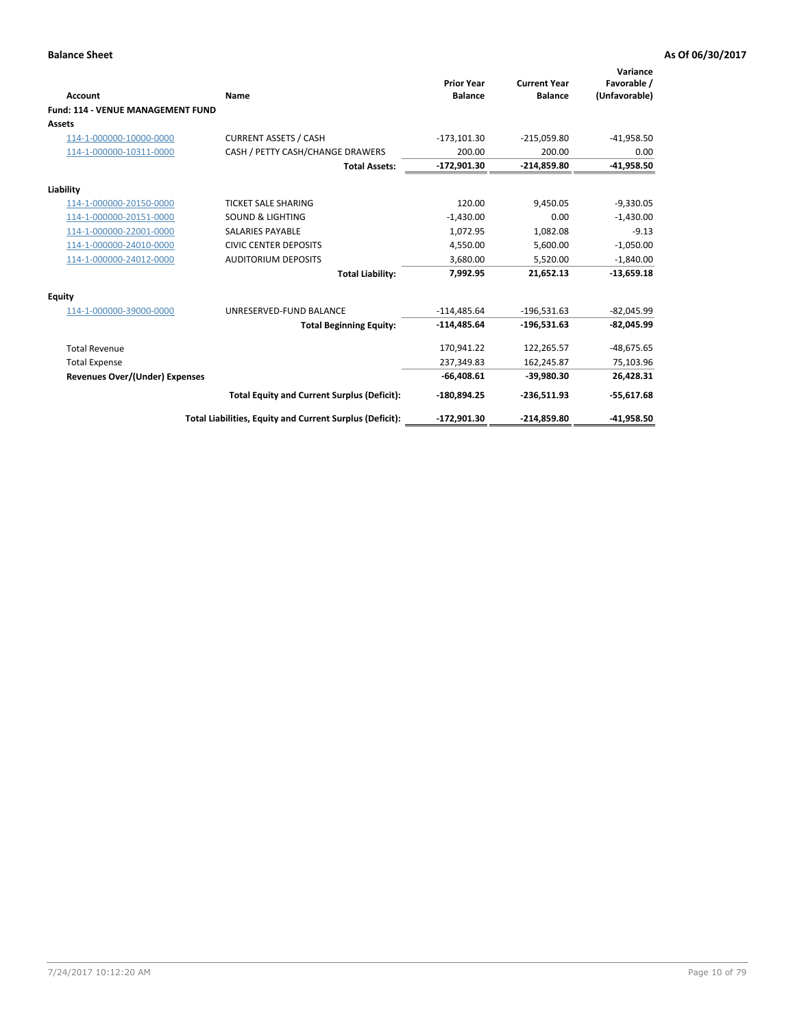**Balance Sheet** **As Of 06/30/2017**

| Account | Name | Prior Year Balance | Current Year Balance | Variance Favorable / (Unfavorable) |
|---|---|---|---|---|
| **Fund: 114 - VENUE MANAGEMENT FUND** | | | | |
| **Assets** | | | | |
| 114-1-000000-10000-0000 | CURRENT ASSETS / CASH | -173,101.30 | -215,059.80 | -41,958.50 |
| 114-1-000000-10311-0000 | CASH / PETTY CASH/CHANGE DRAWERS | 200.00 | 200.00 | 0.00 |
| | **Total Assets:** | **-172,901.30** | **-214,859.80** | **-41,958.50** |
| **Liability** | | | | |
| 114-1-000000-20150-0000 | TICKET SALE SHARING | 120.00 | 9,450.05 | -9,330.05 |
| 114-1-000000-20151-0000 | SOUND & LIGHTING | -1,430.00 | 0.00 | -1,430.00 |
| 114-1-000000-22001-0000 | SALARIES PAYABLE | 1,072.95 | 1,082.08 | -9.13 |
| 114-1-000000-24010-0000 | CIVIC CENTER DEPOSITS | 4,550.00 | 5,600.00 | -1,050.00 |
| 114-1-000000-24012-0000 | AUDITORIUM DEPOSITS | 3,680.00 | 5,520.00 | -1,840.00 |
| | **Total Liability:** | **7,992.95** | **21,652.13** | **-13,659.18** |
| **Equity** | | | | |
| 114-1-000000-39000-0000 | UNRESERVED-FUND BALANCE | -114,485.64 | -196,531.63 | -82,045.99 |
| | **Total Beginning Equity:** | **-114,485.64** | **-196,531.63** | **-82,045.99** |
| Total Revenue | | 170,941.22 | 122,265.57 | -48,675.65 |
| Total Expense | | 237,349.83 | 162,245.87 | 75,103.96 |
| **Revenues Over/(Under) Expenses** | | **-66,408.61** | **-39,980.30** | **26,428.31** |
| | **Total Equity and Current Surplus (Deficit):** | **-180,894.25** | **-236,511.93** | **-55,617.68** |
| | **Total Liabilities, Equity and Current Surplus (Deficit):** | **-172,901.30** | **-214,859.80** | **-41,958.50** |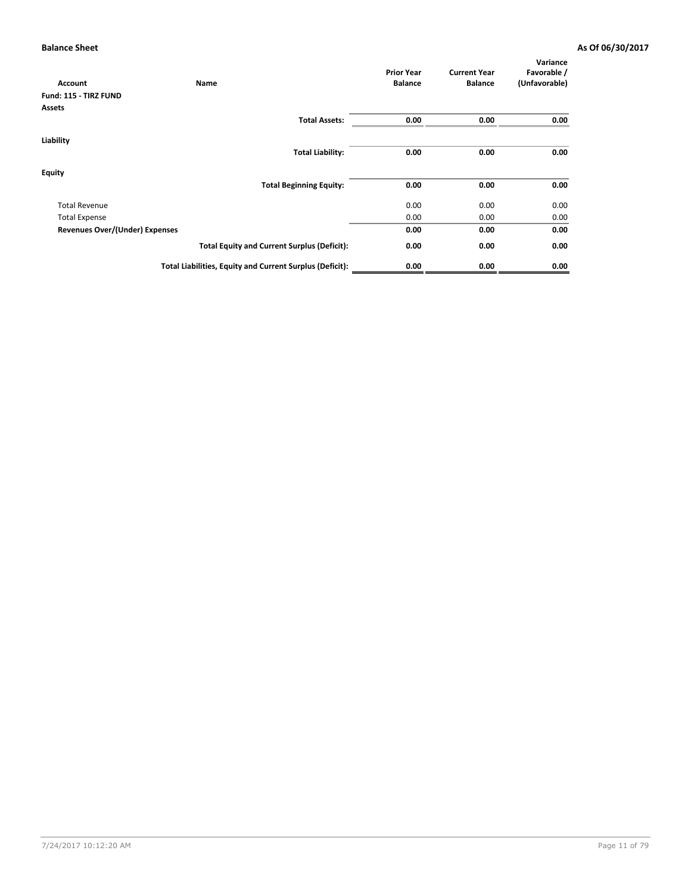**Balance Sheet** **As Of 06/30/2017**

| Account | Name | Prior Year Balance | Current Year Balance | Variance Favorable / (Unfavorable) |
|---|---|---|---|---|
| **Fund: 115 - TIRZ FUND** | | | | |
| **Assets** | | | | |
| | **Total Assets:** | **0.00** | **0.00** | **0.00** |
| **Liability** | | | | |
| | **Total Liability:** | **0.00** | **0.00** | **0.00** |
| **Equity** | | | | |
| | **Total Beginning Equity:** | **0.00** | **0.00** | **0.00** |
| Total Revenue | | 0.00 | 0.00 | 0.00 |
| Total Expense | | 0.00 | 0.00 | 0.00 |
| **Revenues Over/(Under) Expenses** | | **0.00** | **0.00** | **0.00** |
| | **Total Equity and Current Surplus (Deficit):** | **0.00** | **0.00** | **0.00** |
| | **Total Liabilities, Equity and Current Surplus (Deficit):** | **0.00** | **0.00** | **0.00** |

7/24/2017 10:12:20 AM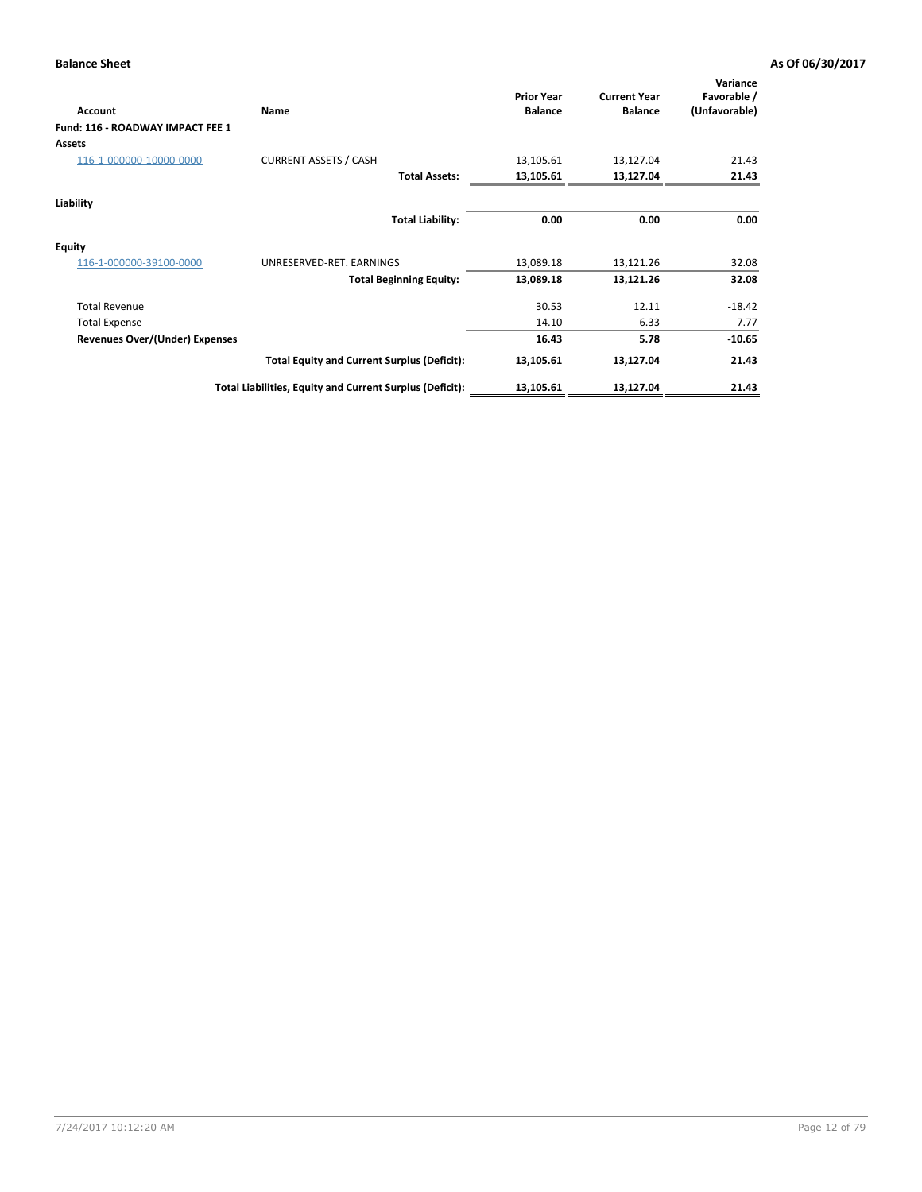**Balance Sheet** **As Of 06/30/2017**

| Account | Name | Prior Year Balance | Current Year Balance | Variance Favorable / (Unfavorable) |
|---|---|---|---|---|
| **Fund: 116 - ROADWAY IMPACT FEE 1** | | | | |
| **Assets** | | | | |
| 116-1-000000-10000-0000 | CURRENT ASSETS / CASH | 13,105.61 | 13,127.04 | 21.43 |
| | **Total Assets:** | **13,105.61** | **13,127.04** | **21.43** |
| **Liability** | | | | |
| | **Total Liability:** | **0.00** | **0.00** | **0.00** |
| **Equity** | | | | |
| 116-1-000000-39100-0000 | UNRESERVED-RET. EARNINGS | 13,089.18 | 13,121.26 | 32.08 |
| | **Total Beginning Equity:** | **13,089.18** | **13,121.26** | **32.08** |
| Total Revenue | | 30.53 | 12.11 | -18.42 |
| Total Expense | | 14.10 | 6.33 | 7.77 |
| **Revenues Over/(Under) Expenses** | | **16.43** | **5.78** | **-10.65** |
| | **Total Equity and Current Surplus (Deficit):** | **13,105.61** | **13,127.04** | **21.43** |
| | **Total Liabilities, Equity and Current Surplus (Deficit):** | **13,105.61** | **13,127.04** | **21.43** |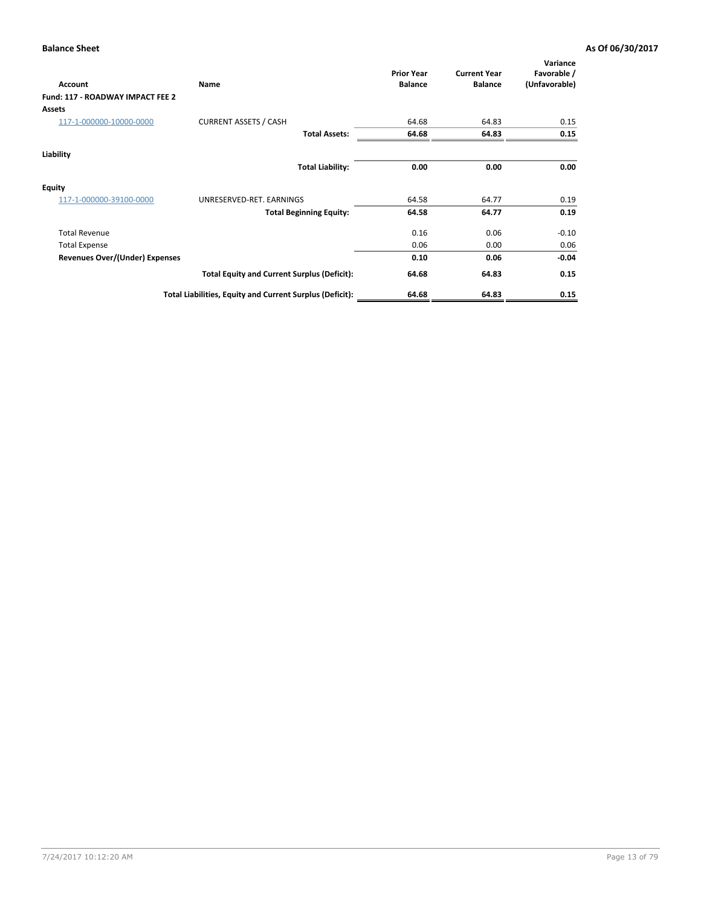**Balance Sheet** **As Of 06/30/2017**

| Account | Name | Prior Year Balance | Current Year Balance | Variance Favorable / (Unfavorable) |
|---|---|---|---|---|
| **Fund: 117 - ROADWAY IMPACT FEE 2** | | | | |
| **Assets** | | | | |
| 117-1-000000-10000-0000 | CURRENT ASSETS / CASH | 64.68 | 64.83 | 0.15 |
| | **Total Assets:** | **64.68** | **64.83** | **0.15** |
| **Liability** | | | | |
| | **Total Liability:** | **0.00** | **0.00** | **0.00** |
| **Equity** | | | | |
| 117-1-000000-39100-0000 | UNRESERVED-RET. EARNINGS | 64.58 | 64.77 | 0.19 |
| | **Total Beginning Equity:** | **64.58** | **64.77** | **0.19** |
| Total Revenue | | 0.16 | 0.06 | -0.10 |
| Total Expense | | 0.06 | 0.00 | 0.06 |
| **Revenues Over/(Under) Expenses** | | **0.10** | **0.06** | **-0.04** |
| | **Total Equity and Current Surplus (Deficit):** | **64.68** | **64.83** | **0.15** |
| | **Total Liabilities, Equity and Current Surplus (Deficit):** | **64.68** | **64.83** | **0.15** |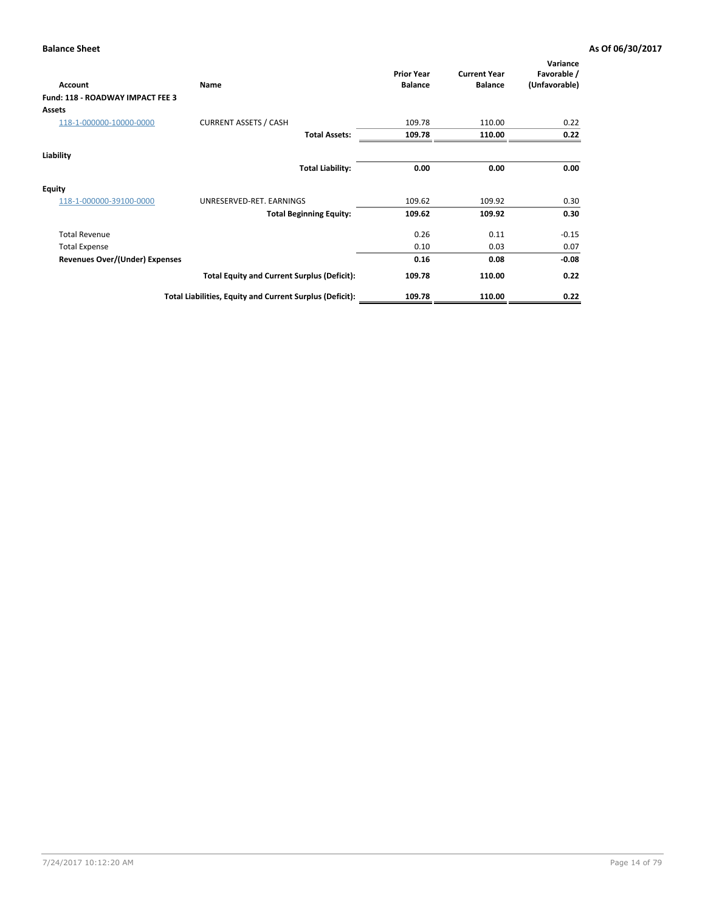**Balance Sheet** **As Of 06/30/2017**

| Account | Name | Prior Year Balance | Current Year Balance | Variance Favorable / (Unfavorable) |
|---|---|---|---|---|
| **Fund: 118 - ROADWAY IMPACT FEE 3** | | | | |
| **Assets** | | | | |
| 118-1-000000-10000-0000 | CURRENT ASSETS / CASH | 109.78 | 110.00 | 0.22 |
| | **Total Assets:** | **109.78** | **110.00** | **0.22** |
| **Liability** | | | | |
| | **Total Liability:** | **0.00** | **0.00** | **0.00** |
| **Equity** | | | | |
| 118-1-000000-39100-0000 | UNRESERVED-RET. EARNINGS | 109.62 | 109.92 | 0.30 |
| | **Total Beginning Equity:** | **109.62** | **109.92** | **0.30** |
| Total Revenue | | 0.26 | 0.11 | -0.15 |
| Total Expense | | 0.10 | 0.03 | 0.07 |
| **Revenues Over/(Under) Expenses** | | **0.16** | **0.08** | **-0.08** |
| | **Total Equity and Current Surplus (Deficit):** | **109.78** | **110.00** | **0.22** |
| | **Total Liabilities, Equity and Current Surplus (Deficit):** | **109.78** | **110.00** | **0.22** |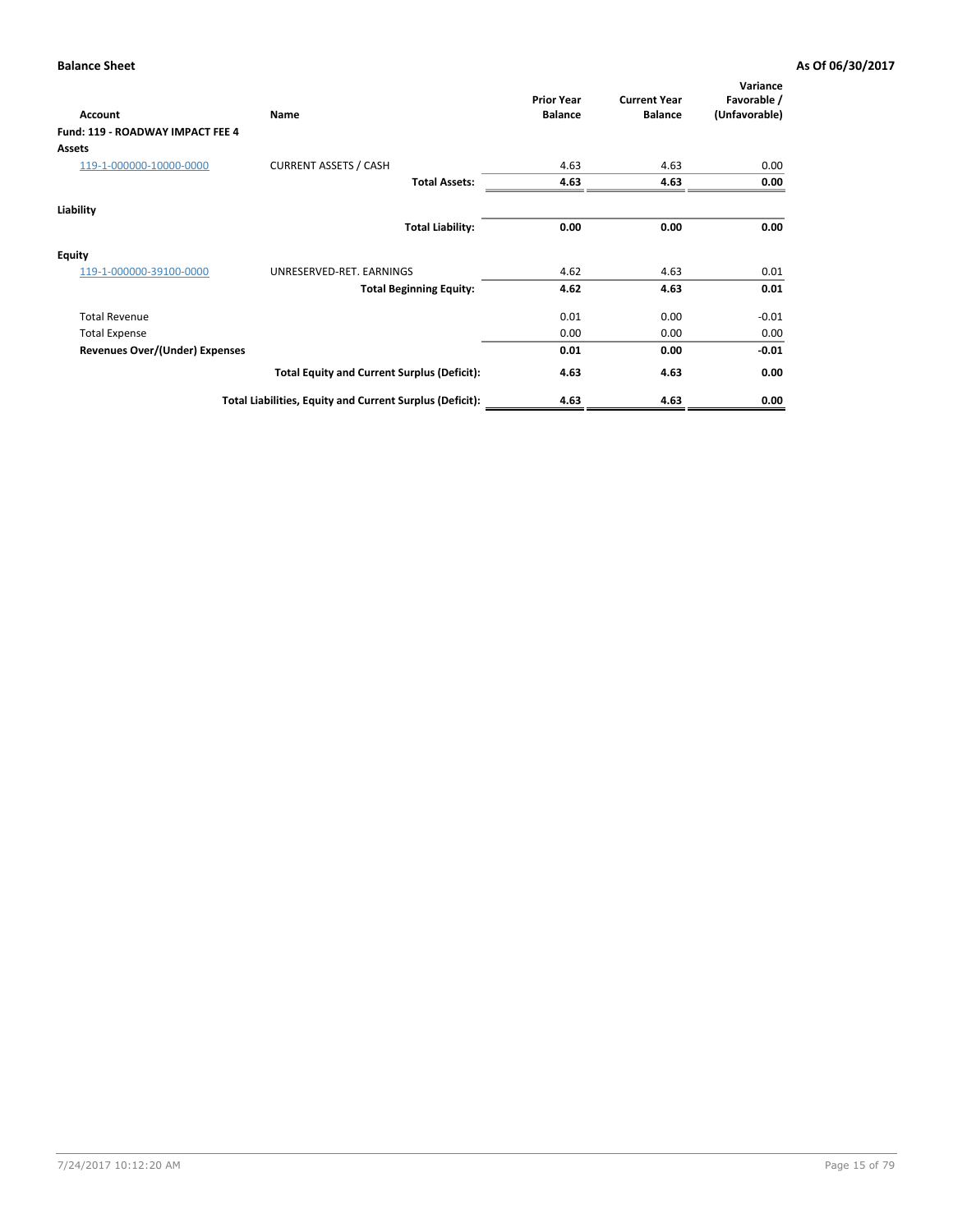**Balance Sheet** **As Of 06/30/2017**

| Account | Name | Prior Year Balance | Current Year Balance | Variance Favorable / (Unfavorable) |
|---|---|---|---|---|
| **Fund: 119 - ROADWAY IMPACT FEE 4** | | | | |
| **Assets** | | | | |
| 119-1-000000-10000-0000 | CURRENT ASSETS / CASH | 4.63 | 4.63 | 0.00 |
| | **Total Assets:** | **4.63** | **4.63** | **0.00** |
| **Liability** | | | | |
| | **Total Liability:** | **0.00** | **0.00** | **0.00** |
| **Equity** | | | | |
| 119-1-000000-39100-0000 | UNRESERVED-RET. EARNINGS | 4.62 | 4.63 | 0.01 |
| | **Total Beginning Equity:** | **4.62** | **4.63** | **0.01** |
| Total Revenue | | 0.01 | 0.00 | -0.01 |
| Total Expense | | 0.00 | 0.00 | 0.00 |
| **Revenues Over/(Under) Expenses** | | **0.01** | **0.00** | **-0.01** |
| | **Total Equity and Current Surplus (Deficit):** | **4.63** | **4.63** | **0.00** |
| | **Total Liabilities, Equity and Current Surplus (Deficit):** | **4.63** | **4.63** | **0.00** |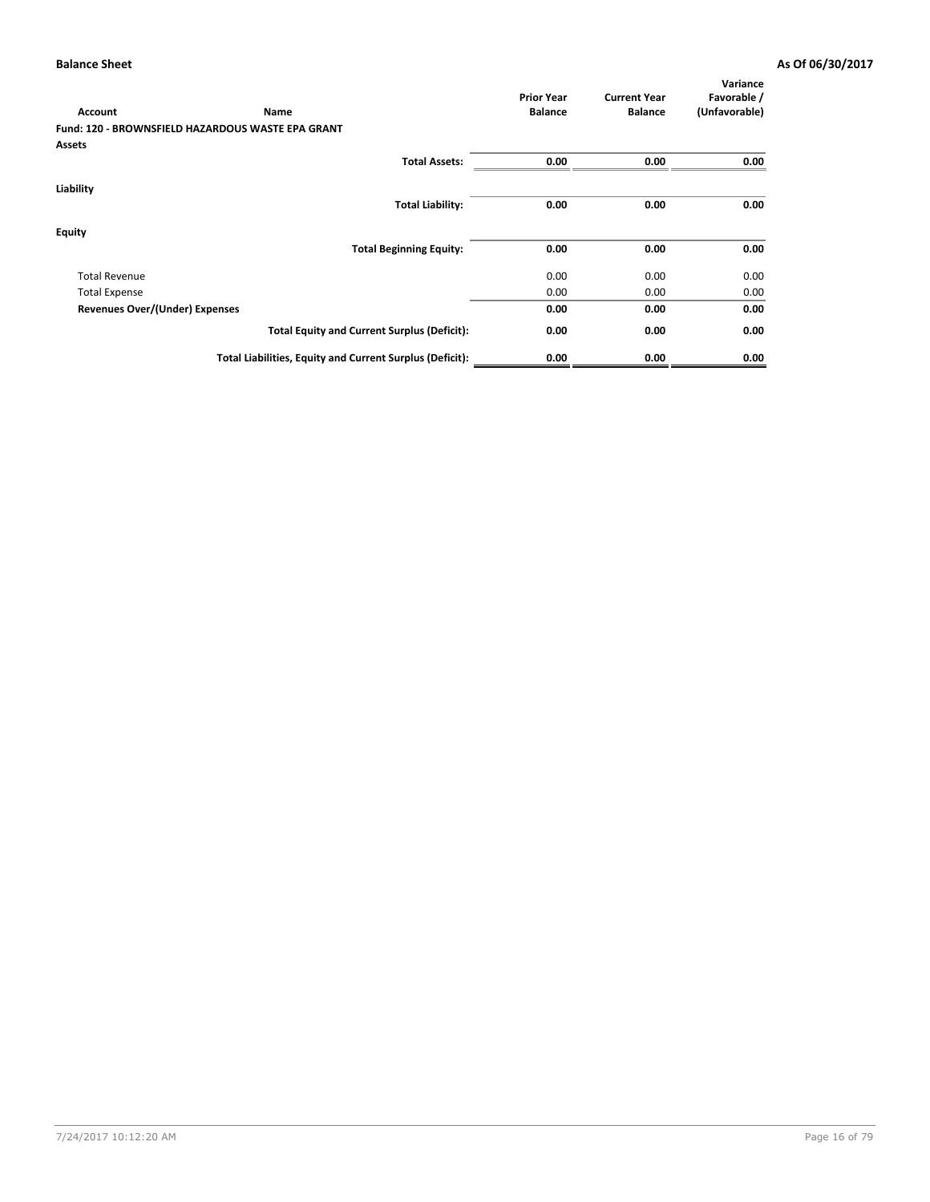**Balance Sheet** **As Of 06/30/2017**

| Account | Name | Prior Year Balance | Current Year Balance | Variance Favorable / (Unfavorable) |
|---|---|---|---|---|
| **Fund: 120 - BROWNSFIELD HAZARDOUS WASTE EPA GRANT** | | | | |
| **Assets** | | | | |
| | **Total Assets:** | **0.00** | **0.00** | **0.00** |
| **Liability** | | | | |
| | **Total Liability:** | **0.00** | **0.00** | **0.00** |
| **Equity** | | | | |
| | **Total Beginning Equity:** | **0.00** | **0.00** | **0.00** |
| Total Revenue | | 0.00 | 0.00 | 0.00 |
| Total Expense | | 0.00 | 0.00 | 0.00 |
| **Revenues Over/(Under) Expenses** | | **0.00** | **0.00** | **0.00** |
| | **Total Equity and Current Surplus (Deficit):** | **0.00** | **0.00** | **0.00** |
| | **Total Liabilities, Equity and Current Surplus (Deficit):** | **0.00** | **0.00** | **0.00** |

7/24/2017 10:12:20 AM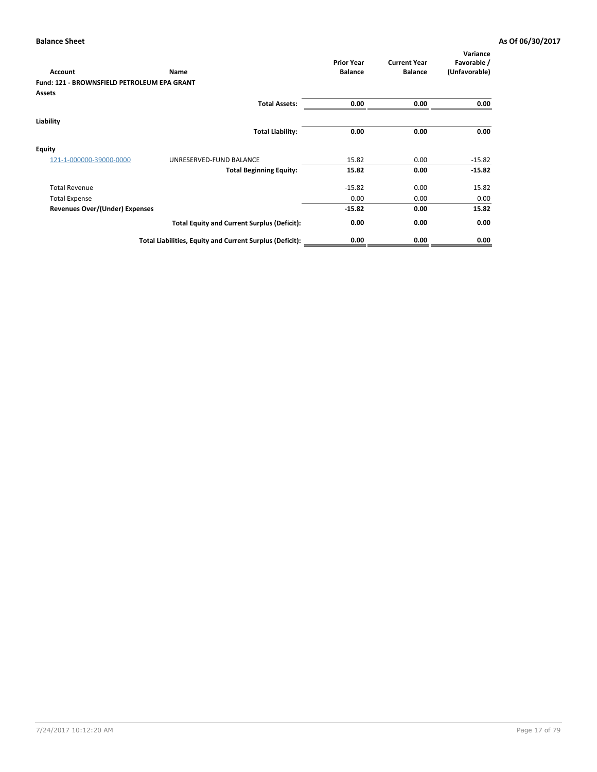**Balance Sheet** **As Of 06/30/2017**

| Account | Name | Prior Year Balance | Current Year Balance | Variance Favorable / (Unfavorable) |
|---|---|---|---|---|
| **Fund: 121 - BROWNSFIELD PETROLEUM EPA GRANT** | | | | |
| **Assets** | | | | |
| | **Total Assets:** | **0.00** | **0.00** | **0.00** |
| **Liability** | | | | |
| | **Total Liability:** | **0.00** | **0.00** | **0.00** |
| **Equity** | | | | |
| 121-1-000000-39000-0000 | UNRESERVED-FUND BALANCE | 15.82 | 0.00 | -15.82 |
| | **Total Beginning Equity:** | **15.82** | **0.00** | **-15.82** |
| Total Revenue | | -15.82 | 0.00 | 15.82 |
| Total Expense | | 0.00 | 0.00 | 0.00 |
| **Revenues Over/(Under) Expenses** | | **-15.82** | **0.00** | **15.82** |
| | **Total Equity and Current Surplus (Deficit):** | **0.00** | **0.00** | **0.00** |
| | **Total Liabilities, Equity and Current Surplus (Deficit):** | **0.00** | **0.00** | **0.00** |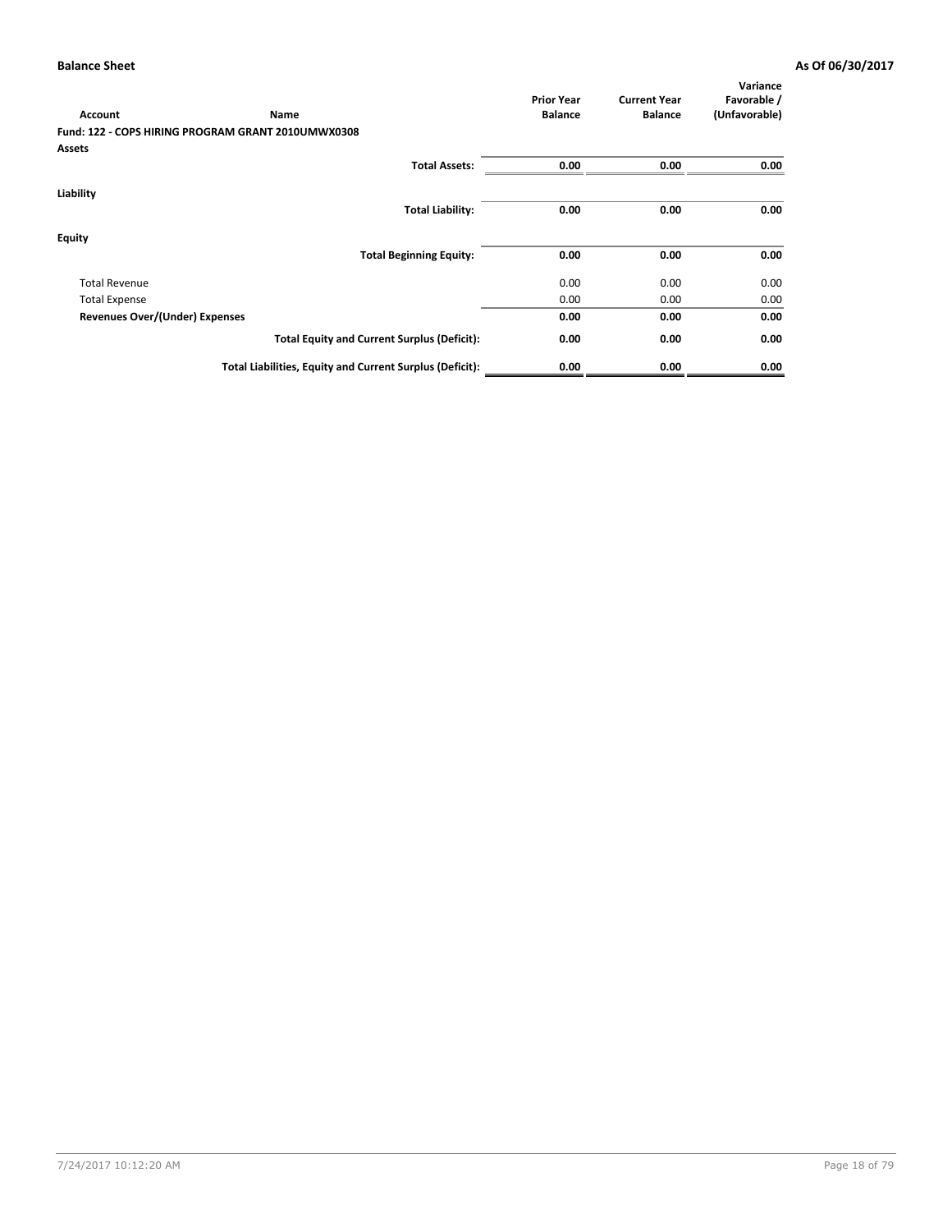**Balance Sheet** **As Of 06/30/2017**

| Account | Name | Prior Year Balance | Current Year Balance | Variance Favorable / (Unfavorable) |
|---|---|---|---|---|
| **Fund: 122 - COPS HIRING PROGRAM GRANT 2010UMWX0308** | | | | |
| **Assets** | | | | |
| | **Total Assets:** | **0.00** | **0.00** | **0.00** |
| **Liability** | | | | |
| | **Total Liability:** | **0.00** | **0.00** | **0.00** |
| **Equity** | | | | |
| | **Total Beginning Equity:** | **0.00** | **0.00** | **0.00** |
| Total Revenue | | 0.00 | 0.00 | 0.00 |
| Total Expense | | 0.00 | 0.00 | 0.00 |
| **Revenues Over/(Under) Expenses** | | **0.00** | **0.00** | **0.00** |
| | **Total Equity and Current Surplus (Deficit):** | **0.00** | **0.00** | **0.00** |
| | **Total Liabilities, Equity and Current Surplus (Deficit):** | **0.00** | **0.00** | **0.00** |

7/24/2017 10:12:20 AM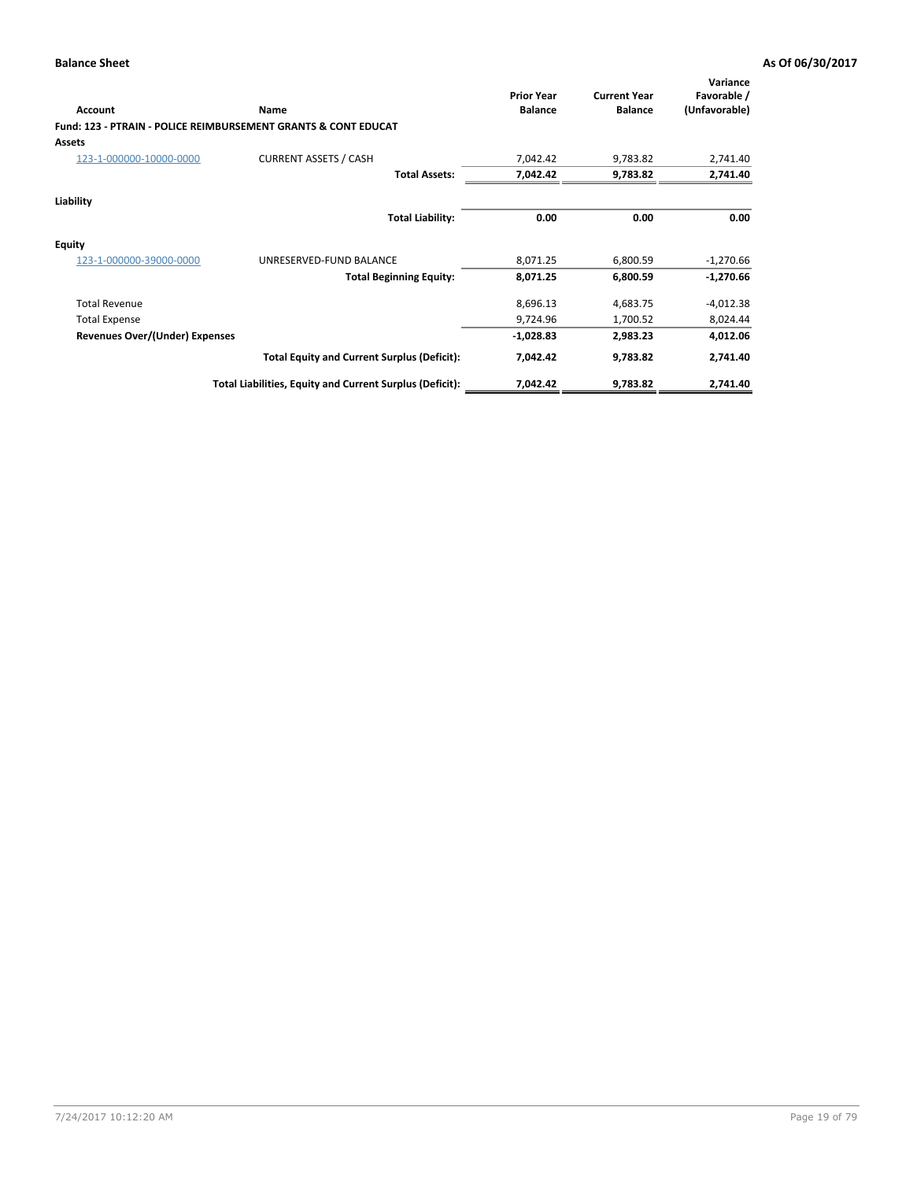**Balance Sheet** **As Of 06/30/2017**

| Account | Name | Prior Year Balance | Current Year Balance | Variance Favorable / (Unfavorable) |
|---|---|---|---|---|
| **Fund: 123 - PTRAIN - POLICE REIMBURSEMENT GRANTS & CONT EDUCAT** | | | | |
| **Assets** | | | | |
| 123-1-000000-10000-0000 | CURRENT ASSETS / CASH | 7,042.42 | 9,783.82 | 2,741.40 |
| | **Total Assets:** | **7,042.42** | **9,783.82** | **2,741.40** |
| **Liability** | | | | |
| | **Total Liability:** | **0.00** | **0.00** | **0.00** |
| **Equity** | | | | |
| 123-1-000000-39000-0000 | UNRESERVED-FUND BALANCE | 8,071.25 | 6,800.59 | -1,270.66 |
| | **Total Beginning Equity:** | **8,071.25** | **6,800.59** | **-1,270.66** |
| Total Revenue | | 8,696.13 | 4,683.75 | -4,012.38 |
| Total Expense | | 9,724.96 | 1,700.52 | 8,024.44 |
| **Revenues Over/(Under) Expenses** | | **-1,028.83** | **2,983.23** | **4,012.06** |
| | **Total Equity and Current Surplus (Deficit):** | **7,042.42** | **9,783.82** | **2,741.40** |
| | **Total Liabilities, Equity and Current Surplus (Deficit):** | **7,042.42** | **9,783.82** | **2,741.40** |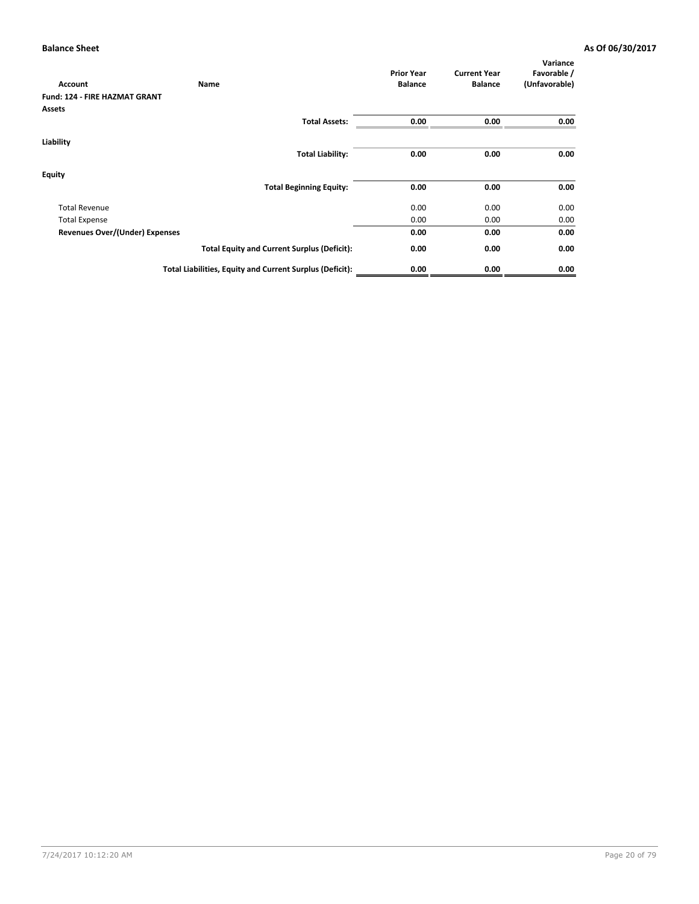**Balance Sheet** **As Of 06/30/2017**

| Account | Name | Prior Year Balance | Current Year Balance | Variance Favorable / (Unfavorable) |
|---|---|---|---|---|
| **Fund: 124 - FIRE HAZMAT GRANT** | | | | |
| **Assets** | | | | |
| | **Total Assets:** | **0.00** | **0.00** | **0.00** |
| **Liability** | | | | |
| | **Total Liability:** | **0.00** | **0.00** | **0.00** |
| **Equity** | | | | |
| | **Total Beginning Equity:** | **0.00** | **0.00** | **0.00** |
| Total Revenue | | 0.00 | 0.00 | 0.00 |
| Total Expense | | 0.00 | 0.00 | 0.00 |
| **Revenues Over/(Under) Expenses** | | **0.00** | **0.00** | **0.00** |
| | **Total Equity and Current Surplus (Deficit):** | **0.00** | **0.00** | **0.00** |
| | **Total Liabilities, Equity and Current Surplus (Deficit):** | **0.00** | **0.00** | **0.00** |

7/24/2017 10:12:20 AM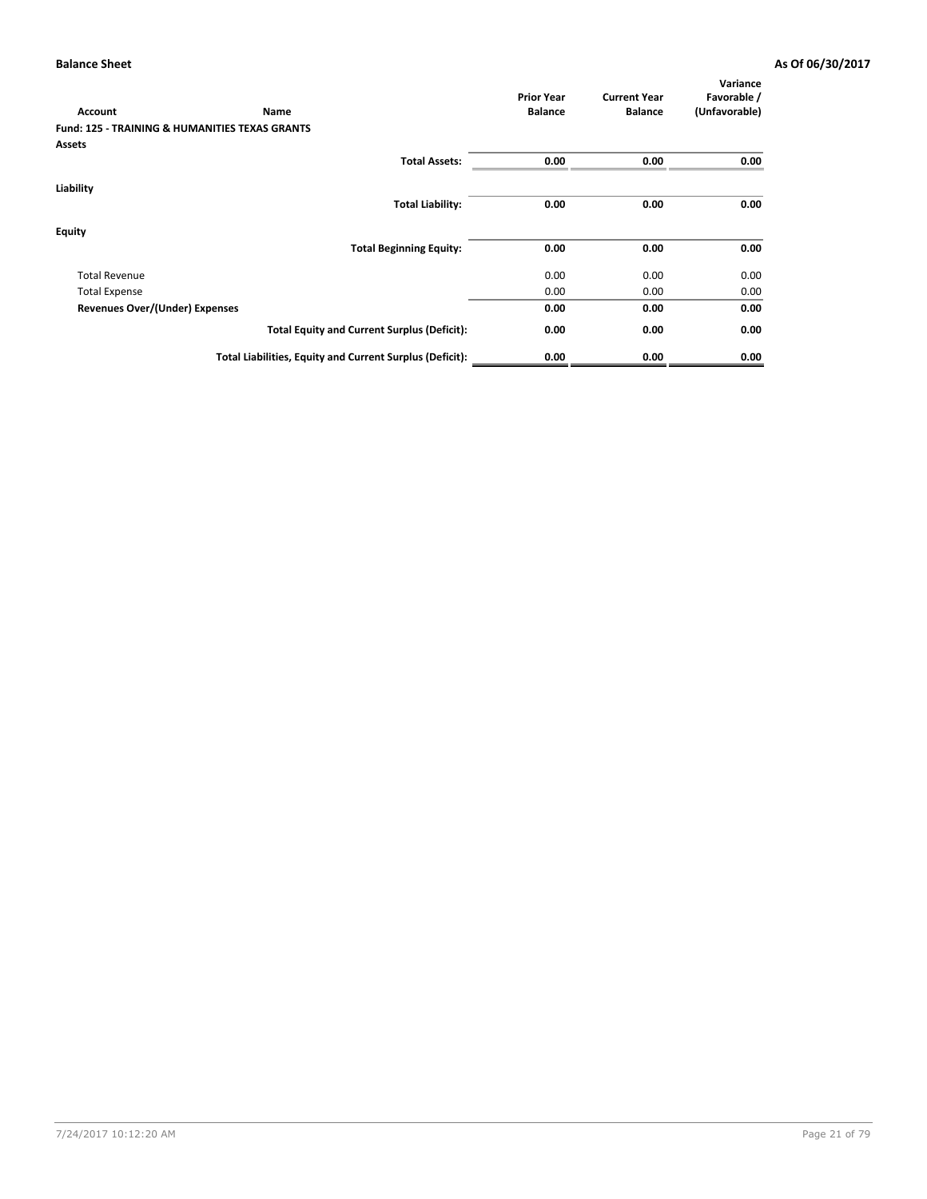**Balance Sheet** **As Of 06/30/2017**

| Account | Name | Prior Year Balance | Current Year Balance | Variance Favorable / (Unfavorable) |
|---|---|---|---|---|
| **Fund: 125 - TRAINING & HUMANITIES TEXAS GRANTS** | | | | |
| **Assets** | | | | |
| | **Total Assets:** | **0.00** | **0.00** | **0.00** |
| **Liability** | | | | |
| | **Total Liability:** | **0.00** | **0.00** | **0.00** |
| **Equity** | | | | |
| | **Total Beginning Equity:** | **0.00** | **0.00** | **0.00** |
| Total Revenue | | 0.00 | 0.00 | 0.00 |
| Total Expense | | 0.00 | 0.00 | 0.00 |
| **Revenues Over/(Under) Expenses** | | **0.00** | **0.00** | **0.00** |
| | **Total Equity and Current Surplus (Deficit):** | **0.00** | **0.00** | **0.00** |
| | **Total Liabilities, Equity and Current Surplus (Deficit):** | **0.00** | **0.00** | **0.00** |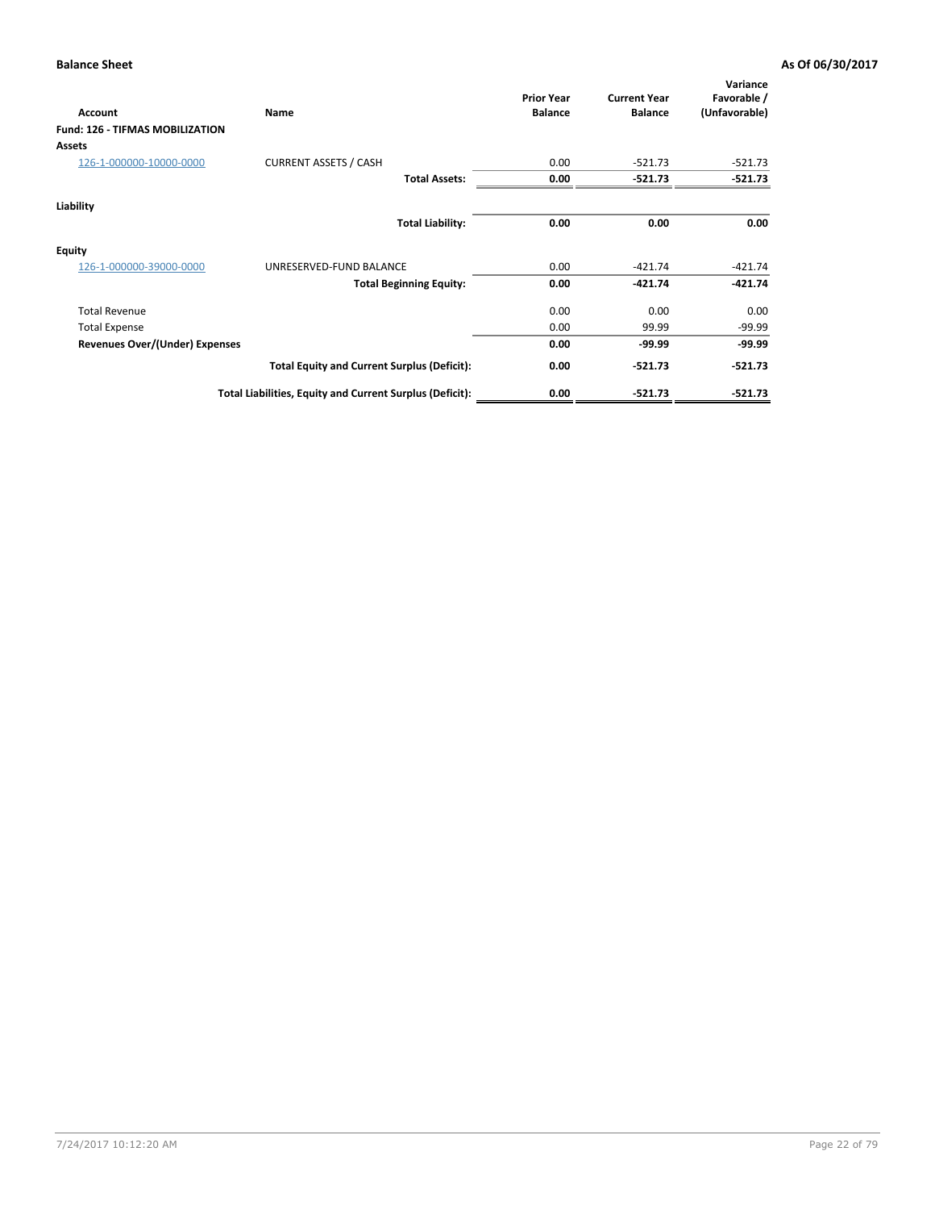**Balance Sheet** **As Of 06/30/2017**

| Account | Name | Prior Year Balance | Current Year Balance | Variance Favorable / (Unfavorable) |
|---|---|---|---|---|
| **Fund: 126 - TIFMAS MOBILIZATION** | | | | |
| **Assets** | | | | |
| 126-1-000000-10000-0000 | CURRENT ASSETS / CASH | 0.00 | -521.73 | -521.73 |
| | **Total Assets:** | **0.00** | **-521.73** | **-521.73** |
| **Liability** | | | | |
| | **Total Liability:** | **0.00** | **0.00** | **0.00** |
| **Equity** | | | | |
| 126-1-000000-39000-0000 | UNRESERVED-FUND BALANCE | 0.00 | -421.74 | -421.74 |
| | **Total Beginning Equity:** | **0.00** | **-421.74** | **-421.74** |
| Total Revenue | | 0.00 | 0.00 | 0.00 |
| Total Expense | | 0.00 | 99.99 | -99.99 |
| **Revenues Over/(Under) Expenses** | | **0.00** | **-99.99** | **-99.99** |
| | **Total Equity and Current Surplus (Deficit):** | **0.00** | **-521.73** | **-521.73** |
| | **Total Liabilities, Equity and Current Surplus (Deficit):** | **0.00** | **-521.73** | **-521.73** |

7/24/2017 10:12:20 AM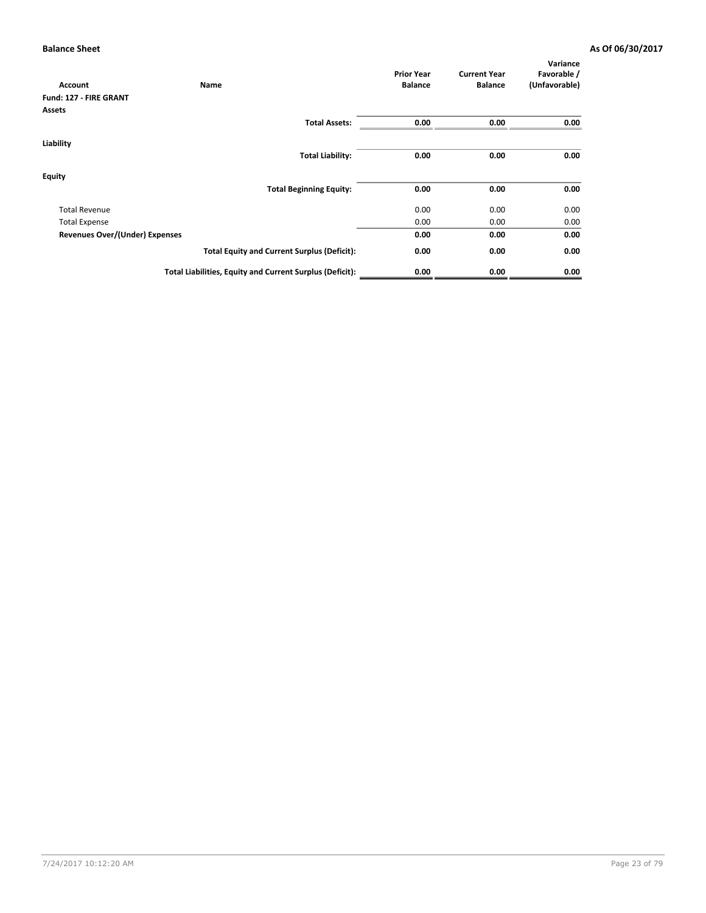**Balance Sheet** **As Of 06/30/2017**

| Account | Name | Prior Year Balance | Current Year Balance | Variance Favorable / (Unfavorable) |
|---|---|---|---|---|
| **Fund: 127 - FIRE GRANT** | | | | |
| **Assets** | | | | |
| | **Total Assets:** | **0.00** | **0.00** | **0.00** |
| **Liability** | | | | |
| | **Total Liability:** | **0.00** | **0.00** | **0.00** |
| **Equity** | | | | |
| | **Total Beginning Equity:** | **0.00** | **0.00** | **0.00** |
| Total Revenue | | 0.00 | 0.00 | 0.00 |
| Total Expense | | 0.00 | 0.00 | 0.00 |
| **Revenues Over/(Under) Expenses** | | **0.00** | **0.00** | **0.00** |
| | **Total Equity and Current Surplus (Deficit):** | **0.00** | **0.00** | **0.00** |
| | **Total Liabilities, Equity and Current Surplus (Deficit):** | **0.00** | **0.00** | **0.00** |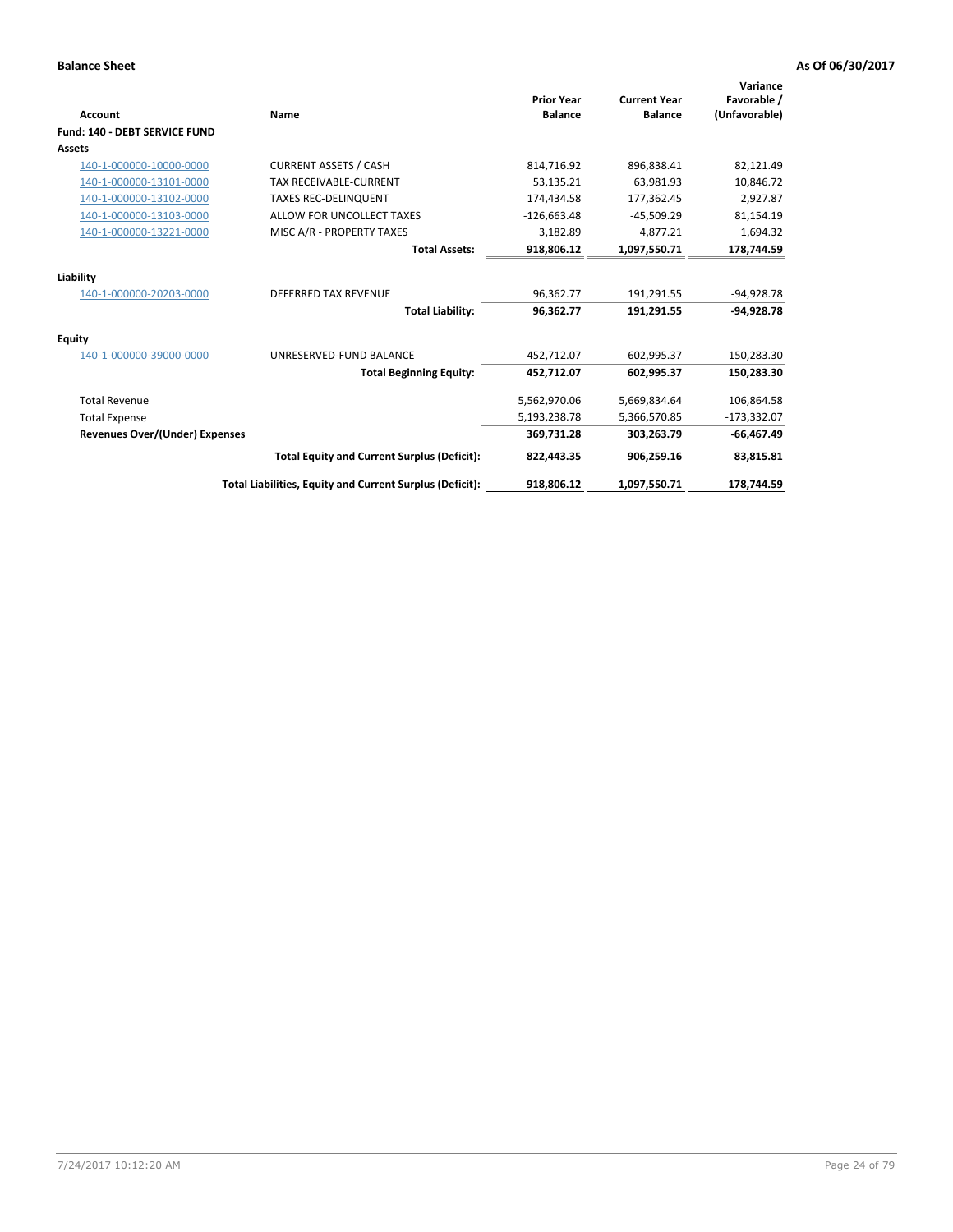**Balance Sheet** **As Of 06/30/2017**

| Account | Name | Prior Year Balance | Current Year Balance | Variance Favorable / (Unfavorable) |
|---|---|---|---|---|
| **Fund: 140 - DEBT SERVICE FUND** | | | | |
| **Assets** | | | | |
| 140-1-000000-10000-0000 | CURRENT ASSETS / CASH | 814,716.92 | 896,838.41 | 82,121.49 |
| 140-1-000000-13101-0000 | TAX RECEIVABLE-CURRENT | 53,135.21 | 63,981.93 | 10,846.72 |
| 140-1-000000-13102-0000 | TAXES REC-DELINQUENT | 174,434.58 | 177,362.45 | 2,927.87 |
| 140-1-000000-13103-0000 | ALLOW FOR UNCOLLECT TAXES | -126,663.48 | -45,509.29 | 81,154.19 |
| 140-1-000000-13221-0000 | MISC A/R - PROPERTY TAXES | 3,182.89 | 4,877.21 | 1,694.32 |
| | **Total Assets:** | **918,806.12** | **1,097,550.71** | **178,744.59** |
| **Liability** | | | | |
| 140-1-000000-20203-0000 | DEFERRED TAX REVENUE | 96,362.77 | 191,291.55 | -94,928.78 |
| | **Total Liability:** | **96,362.77** | **191,291.55** | **-94,928.78** |
| **Equity** | | | | |
| 140-1-000000-39000-0000 | UNRESERVED-FUND BALANCE | 452,712.07 | 602,995.37 | 150,283.30 |
| | **Total Beginning Equity:** | **452,712.07** | **602,995.37** | **150,283.30** |
| Total Revenue | | 5,562,970.06 | 5,669,834.64 | 106,864.58 |
| Total Expense | | 5,193,238.78 | 5,366,570.85 | -173,332.07 |
| **Revenues Over/(Under) Expenses** | | **369,731.28** | **303,263.79** | **-66,467.49** |
| | **Total Equity and Current Surplus (Deficit):** | **822,443.35** | **906,259.16** | **83,815.81** |
| | **Total Liabilities, Equity and Current Surplus (Deficit):** | **918,806.12** | **1,097,550.71** | **178,744.59** |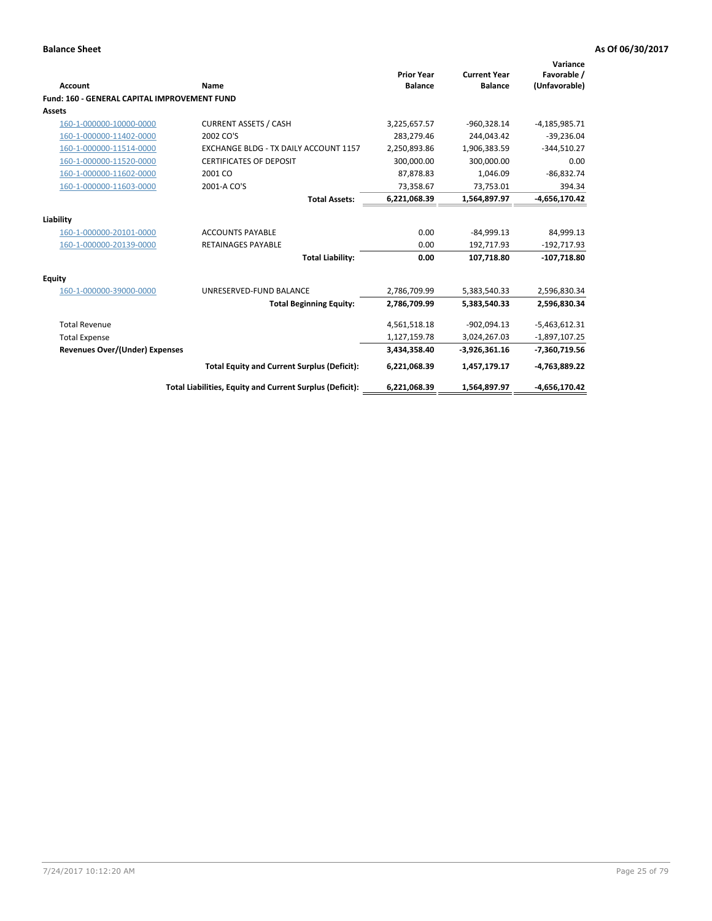**Balance Sheet** | **As Of 06/30/2017**

| Account | Name | Prior Year Balance | Current Year Balance | Variance Favorable / (Unfavorable) |
|---|---|---|---|---|
| **Fund: 160 - GENERAL CAPITAL IMPROVEMENT FUND** | | | | |
| **Assets** | | | | |
| 160-1-000000-10000-0000 | CURRENT ASSETS / CASH | 3,225,657.57 | -960,328.14 | -4,185,985.71 |
| 160-1-000000-11402-0000 | 2002 CO'S | 283,279.46 | 244,043.42 | -39,236.04 |
| 160-1-000000-11514-0000 | EXCHANGE BLDG - TX DAILY ACCOUNT 1157 | 2,250,893.86 | 1,906,383.59 | -344,510.27 |
| 160-1-000000-11520-0000 | CERTIFICATES OF DEPOSIT | 300,000.00 | 300,000.00 | 0.00 |
| 160-1-000000-11602-0000 | 2001 CO | 87,878.83 | 1,046.09 | -86,832.74 |
| 160-1-000000-11603-0000 | 2001-A CO'S | 73,358.67 | 73,753.01 | 394.34 |
| | **Total Assets:** | **6,221,068.39** | **1,564,897.97** | **-4,656,170.42** |
| **Liability** | | | | |
| 160-1-000000-20101-0000 | ACCOUNTS PAYABLE | 0.00 | -84,999.13 | 84,999.13 |
| 160-1-000000-20139-0000 | RETAINAGES PAYABLE | 0.00 | 192,717.93 | -192,717.93 |
| | **Total Liability:** | **0.00** | **107,718.80** | **-107,718.80** |
| **Equity** | | | | |
| 160-1-000000-39000-0000 | UNRESERVED-FUND BALANCE | 2,786,709.99 | 5,383,540.33 | 2,596,830.34 |
| | **Total Beginning Equity:** | **2,786,709.99** | **5,383,540.33** | **2,596,830.34** |
| Total Revenue | | 4,561,518.18 | -902,094.13 | -5,463,612.31 |
| Total Expense | | 1,127,159.78 | 3,024,267.03 | -1,897,107.25 |
| **Revenues Over/(Under) Expenses** | | **3,434,358.40** | **-3,926,361.16** | **-7,360,719.56** |
| | **Total Equity and Current Surplus (Deficit):** | **6,221,068.39** | **1,457,179.17** | **-4,763,889.22** |
| | **Total Liabilities, Equity and Current Surplus (Deficit):** | **6,221,068.39** | **1,564,897.97** | **-4,656,170.42** |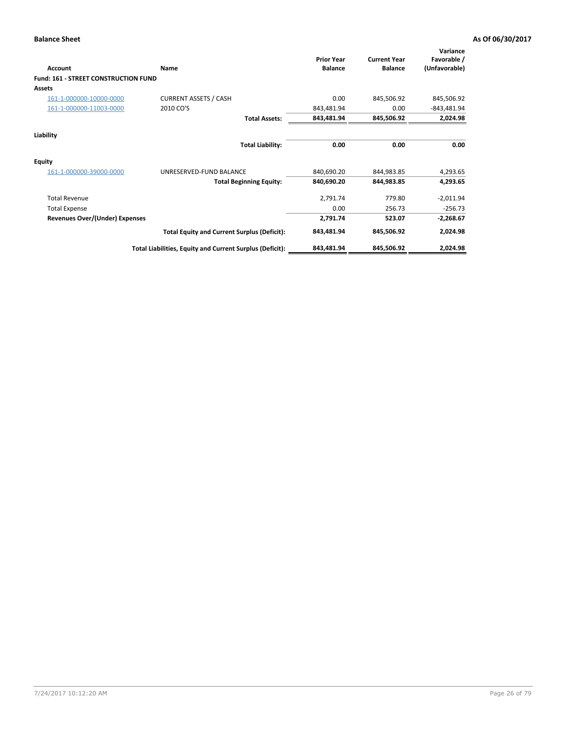**Balance Sheet** **As Of 06/30/2017**

| Account | Name | Prior Year Balance | Current Year Balance | Variance Favorable / (Unfavorable) |
|---|---|---|---|---|
| **Fund: 161 - STREET CONSTRUCTION FUND** | | | | |
| **Assets** | | | | |
| 161-1-000000-10000-0000 | CURRENT ASSETS / CASH | 0.00 | 845,506.92 | 845,506.92 |
| 161-1-000000-11003-0000 | 2010 CO'S | 843,481.94 | 0.00 | -843,481.94 |
| | **Total Assets:** | **843,481.94** | **845,506.92** | **2,024.98** |
| **Liability** | | | | |
| | **Total Liability:** | **0.00** | **0.00** | **0.00** |
| **Equity** | | | | |
| 161-1-000000-39000-0000 | UNRESERVED-FUND BALANCE | 840,690.20 | 844,983.85 | 4,293.65 |
| | **Total Beginning Equity:** | **840,690.20** | **844,983.85** | **4,293.65** |
| Total Revenue | | 2,791.74 | 779.80 | -2,011.94 |
| Total Expense | | 0.00 | 256.73 | -256.73 |
| **Revenues Over/(Under) Expenses** | | **2,791.74** | **523.07** | **-2,268.67** |
| | **Total Equity and Current Surplus (Deficit):** | **843,481.94** | **845,506.92** | **2,024.98** |
| | **Total Liabilities, Equity and Current Surplus (Deficit):** | **843,481.94** | **845,506.92** | **2,024.98** |

7/24/2017 10:12:20 AM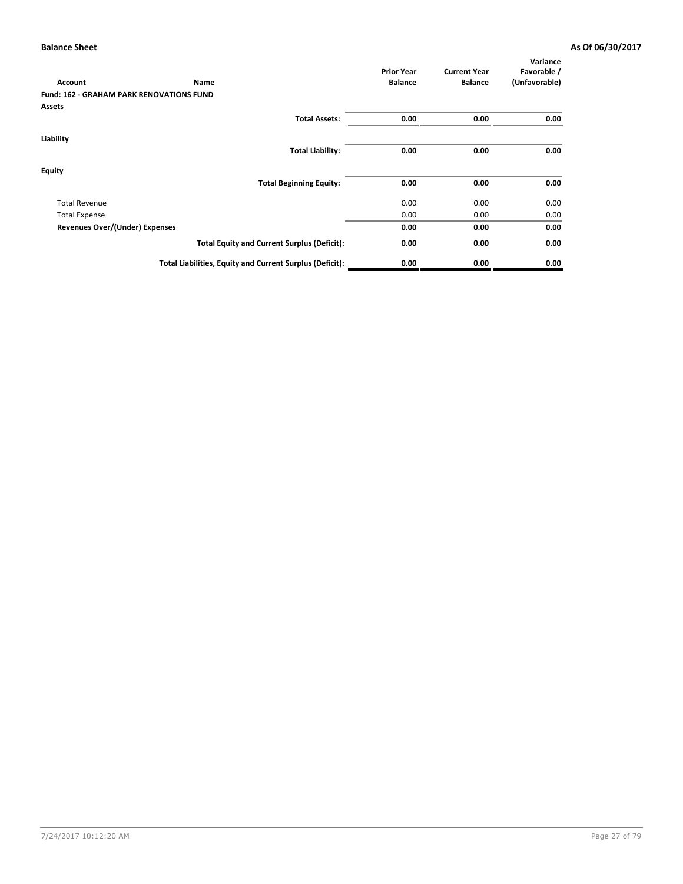**Balance Sheet** **As Of 06/30/2017**

| Account | Name | Prior Year Balance | Current Year Balance | Variance Favorable / (Unfavorable) |
|---|---|---|---|---|
| **Fund: 162 - GRAHAM PARK RENOVATIONS FUND** | | | | |
| **Assets** | | | | |
| | **Total Assets:** | **0.00** | **0.00** | **0.00** |
| **Liability** | | | | |
| | **Total Liability:** | **0.00** | **0.00** | **0.00** |
| **Equity** | | | | |
| | **Total Beginning Equity:** | **0.00** | **0.00** | **0.00** |
| Total Revenue | | 0.00 | 0.00 | 0.00 |
| Total Expense | | 0.00 | 0.00 | 0.00 |
| **Revenues Over/(Under) Expenses** | | **0.00** | **0.00** | **0.00** |
| | **Total Equity and Current Surplus (Deficit):** | **0.00** | **0.00** | **0.00** |
| | **Total Liabilities, Equity and Current Surplus (Deficit):** | **0.00** | **0.00** | **0.00** |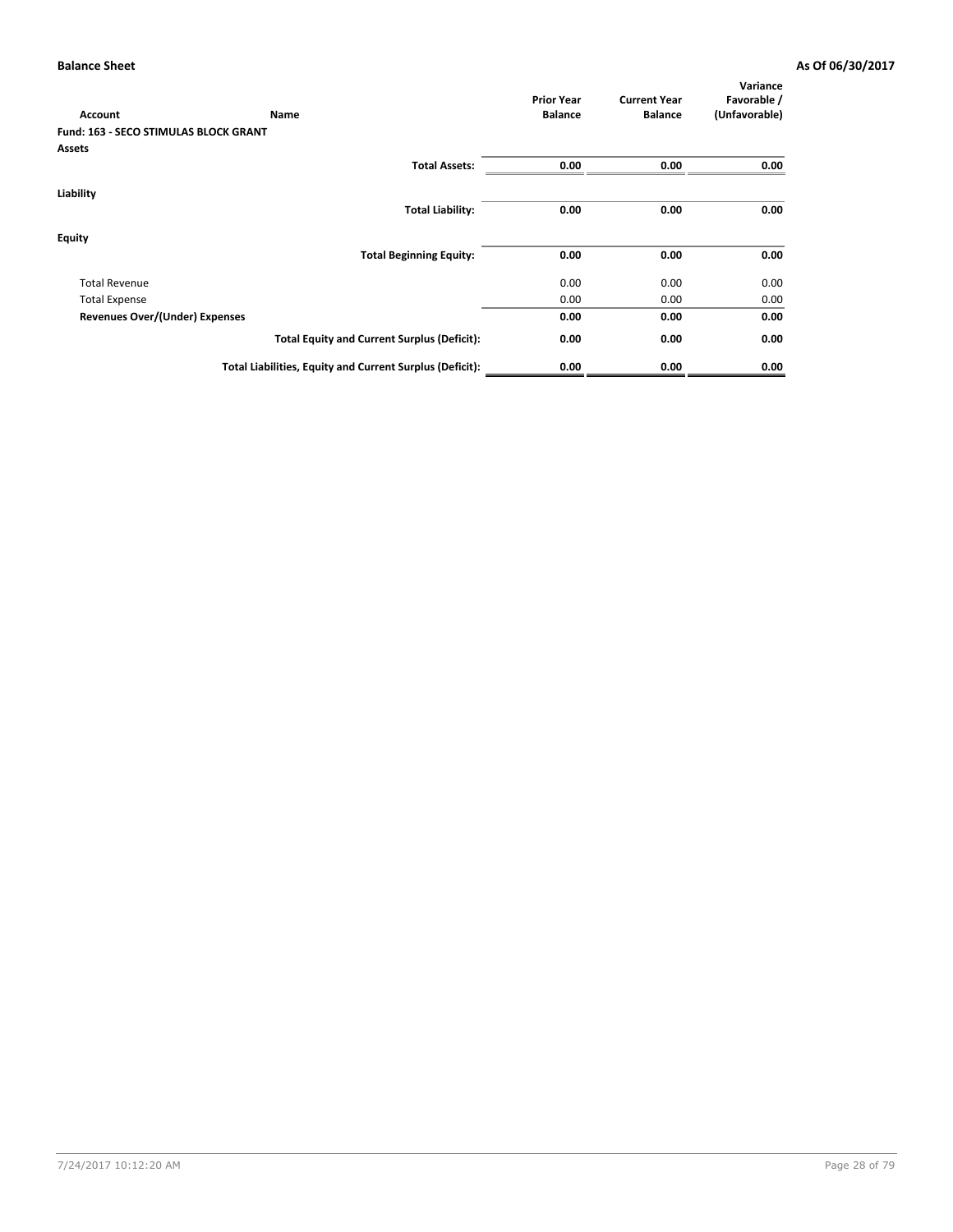**Balance Sheet** **As Of 06/30/2017**

| Account | Name | Prior Year Balance | Current Year Balance | Variance Favorable / (Unfavorable) |
|---|---|---|---|---|
| **Fund: 163 - SECO STIMULAS BLOCK GRANT** | | | | |
| **Assets** | | | | |
| | **Total Assets:** | **0.00** | **0.00** | **0.00** |
| **Liability** | | | | |
| | **Total Liability:** | **0.00** | **0.00** | **0.00** |
| **Equity** | | | | |
| | **Total Beginning Equity:** | **0.00** | **0.00** | **0.00** |
| Total Revenue | | 0.00 | 0.00 | 0.00 |
| Total Expense | | 0.00 | 0.00 | 0.00 |
| **Revenues Over/(Under) Expenses** | | **0.00** | **0.00** | **0.00** |
| | **Total Equity and Current Surplus (Deficit):** | **0.00** | **0.00** | **0.00** |
| | **Total Liabilities, Equity and Current Surplus (Deficit):** | **0.00** | **0.00** | **0.00** |

7/24/2017 10:12:20 AM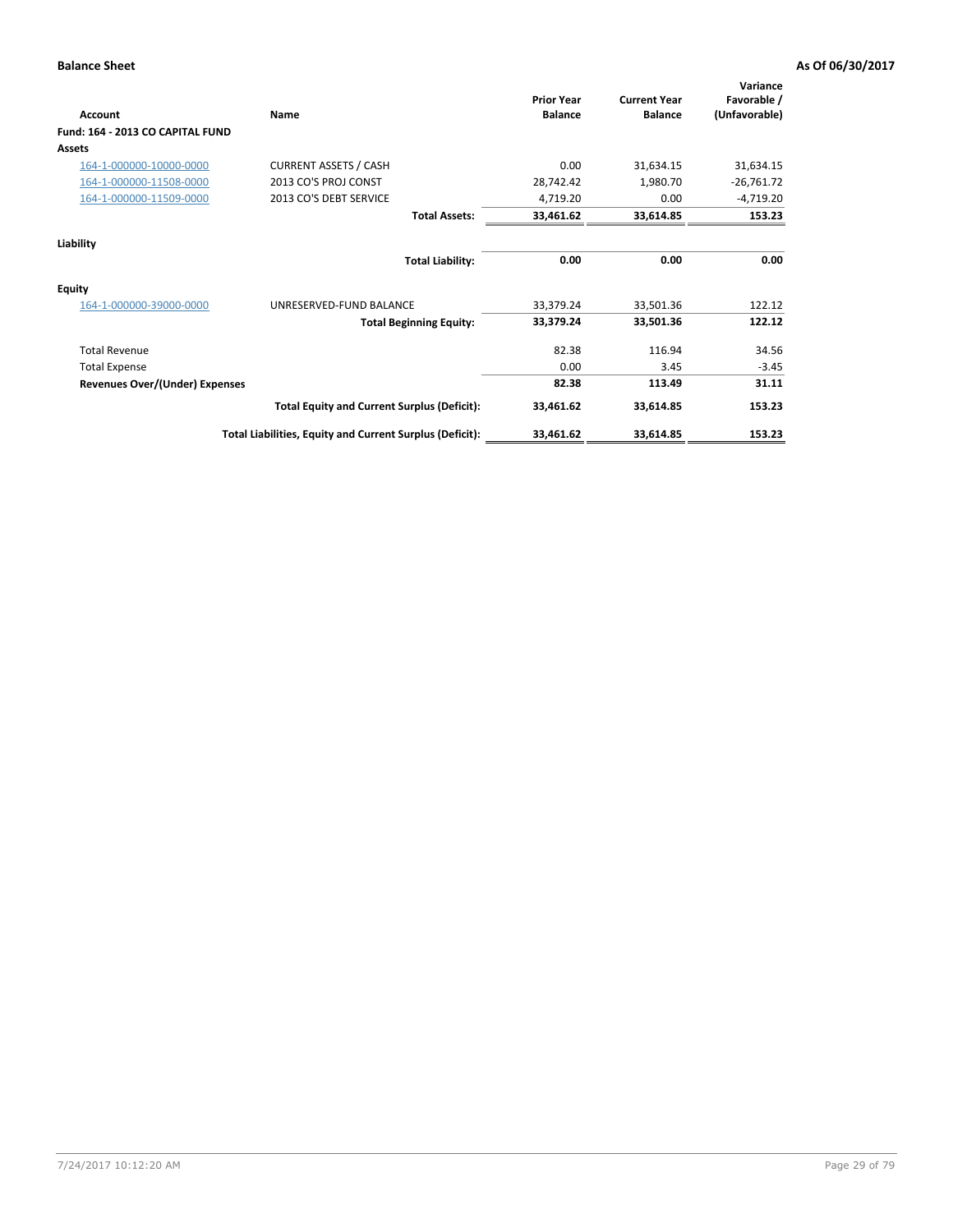**Balance Sheet** **As Of 06/30/2017**

| Account | Name | Prior Year Balance | Current Year Balance | Variance Favorable / (Unfavorable) |
|---|---|---|---|---|
| **Fund: 164 - 2013 CO CAPITAL FUND** | | | | |
| **Assets** | | | | |
| 164-1-000000-10000-0000 | CURRENT ASSETS / CASH | 0.00 | 31,634.15 | 31,634.15 |
| 164-1-000000-11508-0000 | 2013 CO'S PROJ CONST | 28,742.42 | 1,980.70 | -26,761.72 |
| 164-1-000000-11509-0000 | 2013 CO'S DEBT SERVICE | 4,719.20 | 0.00 | -4,719.20 |
| | **Total Assets:** | **33,461.62** | **33,614.85** | **153.23** |
| **Liability** | | | | |
| | **Total Liability:** | **0.00** | **0.00** | **0.00** |
| **Equity** | | | | |
| 164-1-000000-39000-0000 | UNRESERVED-FUND BALANCE | 33,379.24 | 33,501.36 | 122.12 |
| | **Total Beginning Equity:** | **33,379.24** | **33,501.36** | **122.12** |
| Total Revenue | | 82.38 | 116.94 | 34.56 |
| Total Expense | | 0.00 | 3.45 | -3.45 |
| **Revenues Over/(Under) Expenses** | | **82.38** | **113.49** | **31.11** |
| | **Total Equity and Current Surplus (Deficit):** | **33,461.62** | **33,614.85** | **153.23** |
| | **Total Liabilities, Equity and Current Surplus (Deficit):** | **33,461.62** | **33,614.85** | **153.23** |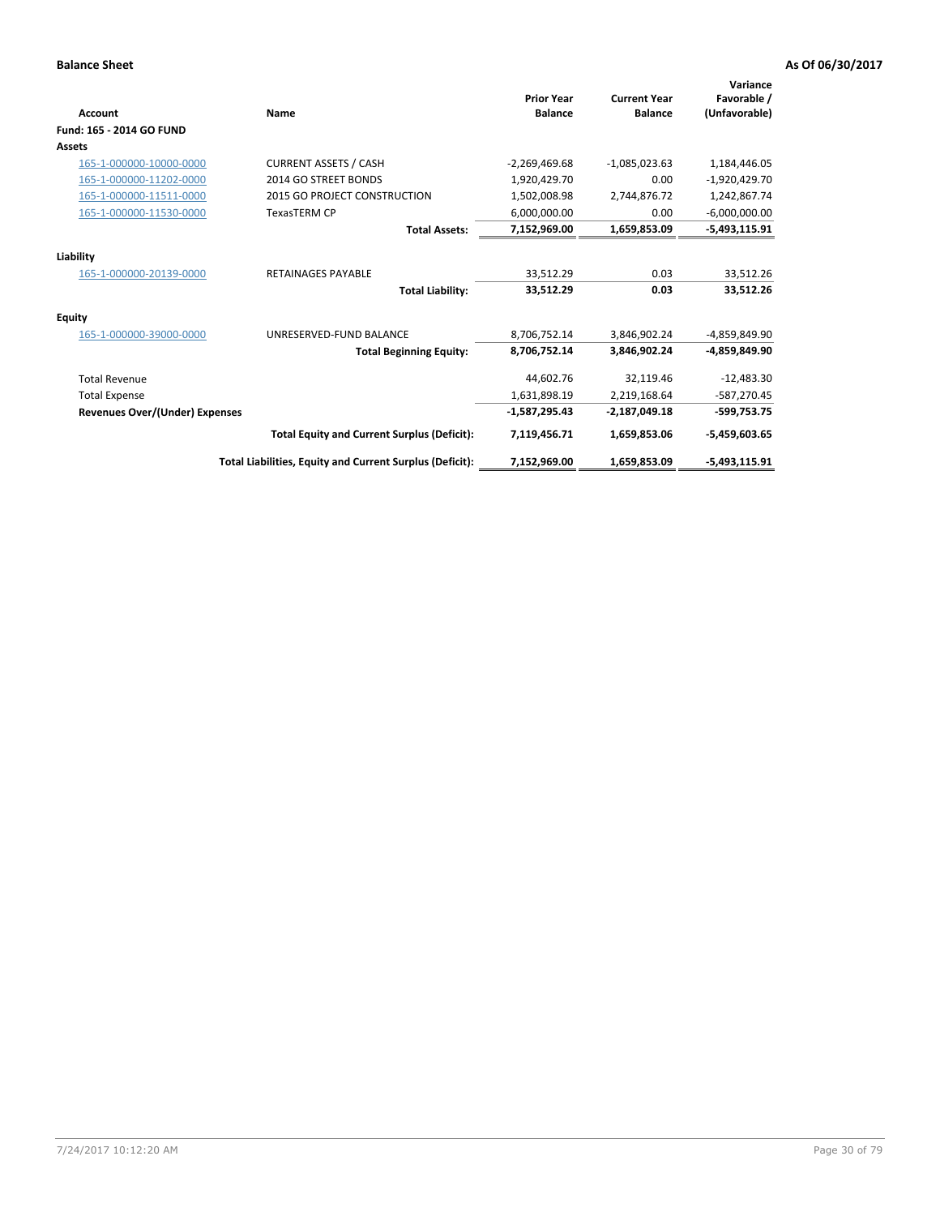**Balance Sheet** **As Of 06/30/2017**

| Account | Name | Prior Year Balance | Current Year Balance | Variance Favorable / (Unfavorable) |
|---|---|---|---|---|
| **Fund: 165 - 2014 GO FUND** | | | | |
| **Assets** | | | | |
| 165-1-000000-10000-0000 | CURRENT ASSETS / CASH | -2,269,469.68 | -1,085,023.63 | 1,184,446.05 |
| 165-1-000000-11202-0000 | 2014 GO STREET BONDS | 1,920,429.70 | 0.00 | -1,920,429.70 |
| 165-1-000000-11511-0000 | 2015 GO PROJECT CONSTRUCTION | 1,502,008.98 | 2,744,876.72 | 1,242,867.74 |
| 165-1-000000-11530-0000 | TexasTERM CP | 6,000,000.00 | 0.00 | -6,000,000.00 |
| | **Total Assets:** | **7,152,969.00** | **1,659,853.09** | **-5,493,115.91** |
| **Liability** | | | | |
| 165-1-000000-20139-0000 | RETAINAGES PAYABLE | 33,512.29 | 0.03 | 33,512.26 |
| | **Total Liability:** | **33,512.29** | **0.03** | **33,512.26** |
| **Equity** | | | | |
| 165-1-000000-39000-0000 | UNRESERVED-FUND BALANCE | 8,706,752.14 | 3,846,902.24 | -4,859,849.90 |
| | **Total Beginning Equity:** | **8,706,752.14** | **3,846,902.24** | **-4,859,849.90** |
| Total Revenue | | 44,602.76 | 32,119.46 | -12,483.30 |
| Total Expense | | 1,631,898.19 | 2,219,168.64 | -587,270.45 |
| **Revenues Over/(Under) Expenses** | | **-1,587,295.43** | **-2,187,049.18** | **-599,753.75** |
| | **Total Equity and Current Surplus (Deficit):** | **7,119,456.71** | **1,659,853.06** | **-5,459,603.65** |
| | **Total Liabilities, Equity and Current Surplus (Deficit):** | **7,152,969.00** | **1,659,853.09** | **-5,493,115.91** |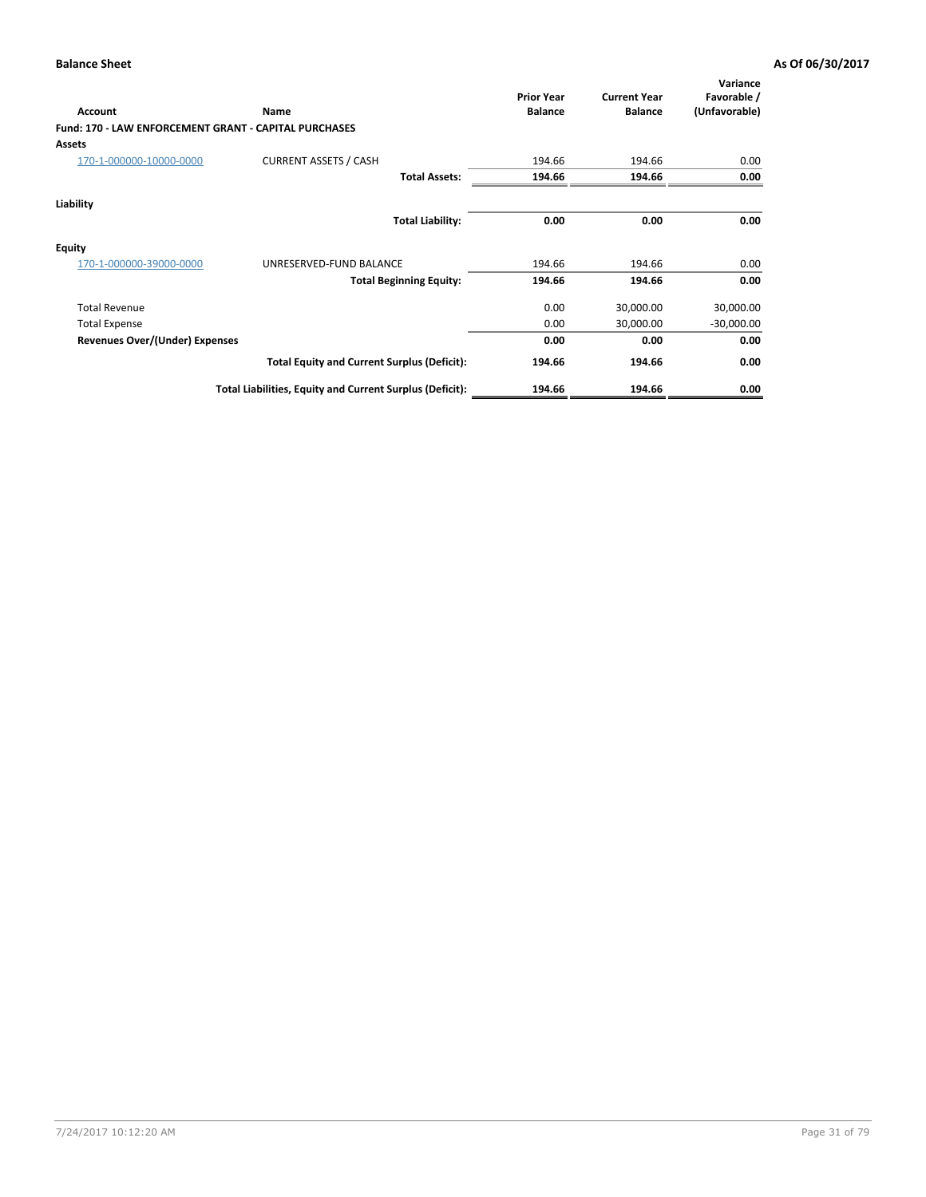**Balance Sheet** **As Of 06/30/2017**

| Account | Name | Prior Year Balance | Current Year Balance | Variance Favorable / (Unfavorable) |
|---|---|---|---|---|
| **Fund: 170 - LAW ENFORCEMENT GRANT - CAPITAL PURCHASES** | | | | |
| **Assets** | | | | |
| 170-1-000000-10000-0000 | CURRENT ASSETS / CASH | 194.66 | 194.66 | 0.00 |
| | **Total Assets:** | **194.66** | **194.66** | **0.00** |
| **Liability** | | | | |
| | **Total Liability:** | **0.00** | **0.00** | **0.00** |
| **Equity** | | | | |
| 170-1-000000-39000-0000 | UNRESERVED-FUND BALANCE | 194.66 | 194.66 | 0.00 |
| | **Total Beginning Equity:** | **194.66** | **194.66** | **0.00** |
| Total Revenue | | 0.00 | 30,000.00 | 30,000.00 |
| Total Expense | | 0.00 | 30,000.00 | -30,000.00 |
| **Revenues Over/(Under) Expenses** | | **0.00** | **0.00** | **0.00** |
| | **Total Equity and Current Surplus (Deficit):** | **194.66** | **194.66** | **0.00** |
| | **Total Liabilities, Equity and Current Surplus (Deficit):** | **194.66** | **194.66** | **0.00** |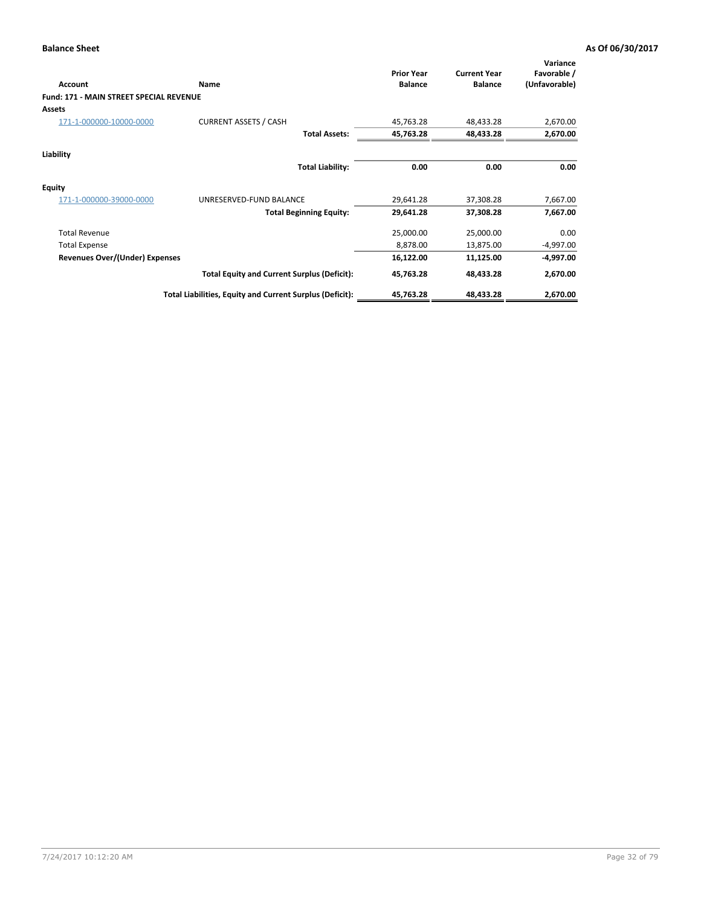**Balance Sheet** | **As Of 06/30/2017**

| Account | Name | Prior Year Balance | Current Year Balance | Variance Favorable / (Unfavorable) |
|---|---|---|---|---|
| **Fund: 171 - MAIN STREET SPECIAL REVENUE** | | | | |
| **Assets** | | | | |
| 171-1-000000-10000-0000 | CURRENT ASSETS / CASH | 45,763.28 | 48,433.28 | 2,670.00 |
| | **Total Assets:** | **45,763.28** | **48,433.28** | **2,670.00** |
| **Liability** | | | | |
| | **Total Liability:** | **0.00** | **0.00** | **0.00** |
| **Equity** | | | | |
| 171-1-000000-39000-0000 | UNRESERVED-FUND BALANCE | 29,641.28 | 37,308.28 | 7,667.00 |
| | **Total Beginning Equity:** | **29,641.28** | **37,308.28** | **7,667.00** |
| Total Revenue | | 25,000.00 | 25,000.00 | 0.00 |
| Total Expense | | 8,878.00 | 13,875.00 | -4,997.00 |
| **Revenues Over/(Under) Expenses** | | **16,122.00** | **11,125.00** | **-4,997.00** |
| | **Total Equity and Current Surplus (Deficit):** | **45,763.28** | **48,433.28** | **2,670.00** |
| | **Total Liabilities, Equity and Current Surplus (Deficit):** | **45,763.28** | **48,433.28** | **2,670.00** |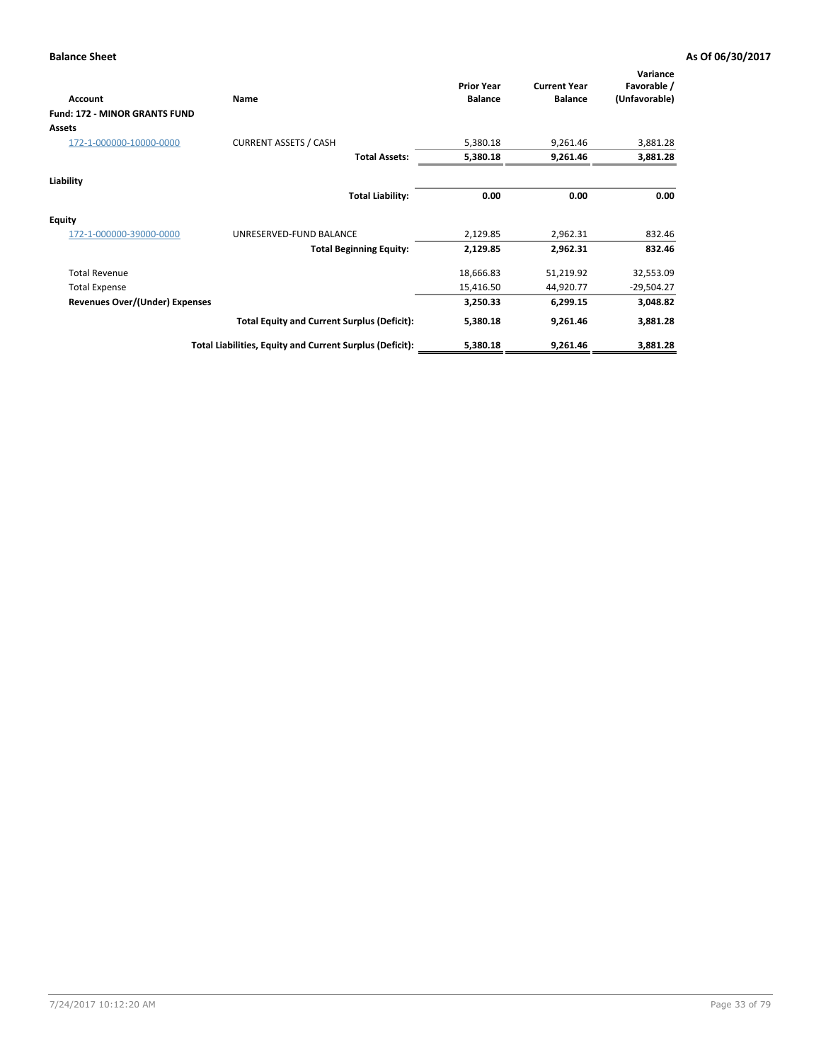**Balance Sheet** **As Of 06/30/2017**

| Account | Name | Prior Year Balance | Current Year Balance | Variance Favorable / (Unfavorable) |
|---|---|---|---|---|
| **Fund: 172 - MINOR GRANTS FUND** | | | | |
| **Assets** | | | | |
| 172-1-000000-10000-0000 | CURRENT ASSETS / CASH | 5,380.18 | 9,261.46 | 3,881.28 |
| | **Total Assets:** | **5,380.18** | **9,261.46** | **3,881.28** |
| **Liability** | | | | |
| | **Total Liability:** | **0.00** | **0.00** | **0.00** |
| **Equity** | | | | |
| 172-1-000000-39000-0000 | UNRESERVED-FUND BALANCE | 2,129.85 | 2,962.31 | 832.46 |
| | **Total Beginning Equity:** | **2,129.85** | **2,962.31** | **832.46** |
| Total Revenue | | 18,666.83 | 51,219.92 | 32,553.09 |
| Total Expense | | 15,416.50 | 44,920.77 | -29,504.27 |
| **Revenues Over/(Under) Expenses** | | **3,250.33** | **6,299.15** | **3,048.82** |
| | **Total Equity and Current Surplus (Deficit):** | **5,380.18** | **9,261.46** | **3,881.28** |
| | **Total Liabilities, Equity and Current Surplus (Deficit):** | **5,380.18** | **9,261.46** | **3,881.28** |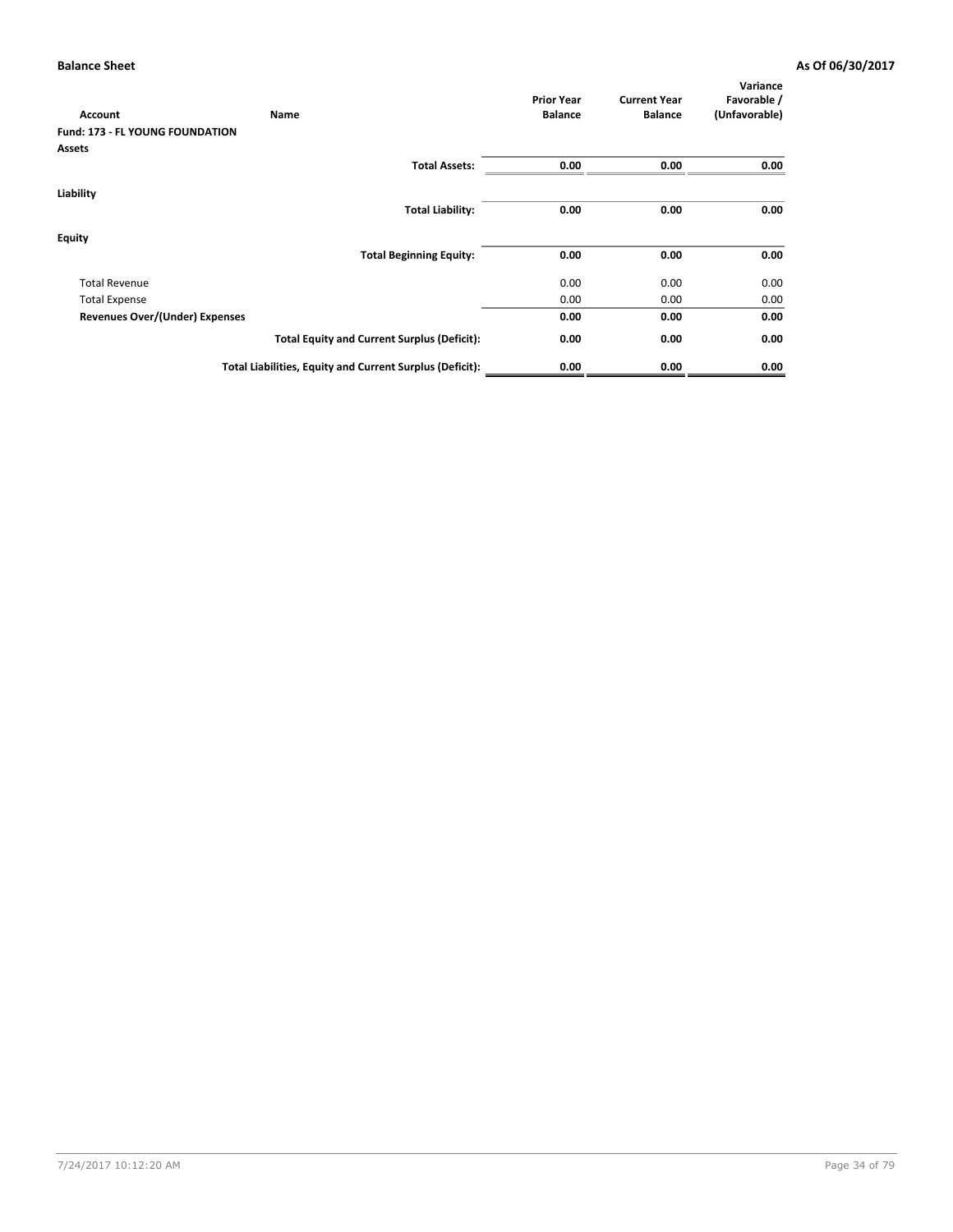**Balance Sheet** **As Of 06/30/2017**

| Account | Name | Prior Year Balance | Current Year Balance | Variance Favorable / (Unfavorable) |
|---|---|---|---|---|
| **Fund: 173 - FL YOUNG FOUNDATION** | | | | |
| **Assets** | | | | |
| | **Total Assets:** | **0.00** | **0.00** | **0.00** |
| **Liability** | | | | |
| | **Total Liability:** | **0.00** | **0.00** | **0.00** |
| **Equity** | | | | |
| | **Total Beginning Equity:** | **0.00** | **0.00** | **0.00** |
| Total Revenue | | 0.00 | 0.00 | 0.00 |
| Total Expense | | 0.00 | 0.00 | 0.00 |
| **Revenues Over/(Under) Expenses** | | **0.00** | **0.00** | **0.00** |
| | **Total Equity and Current Surplus (Deficit):** | **0.00** | **0.00** | **0.00** |
| | **Total Liabilities, Equity and Current Surplus (Deficit):** | **0.00** | **0.00** | **0.00** |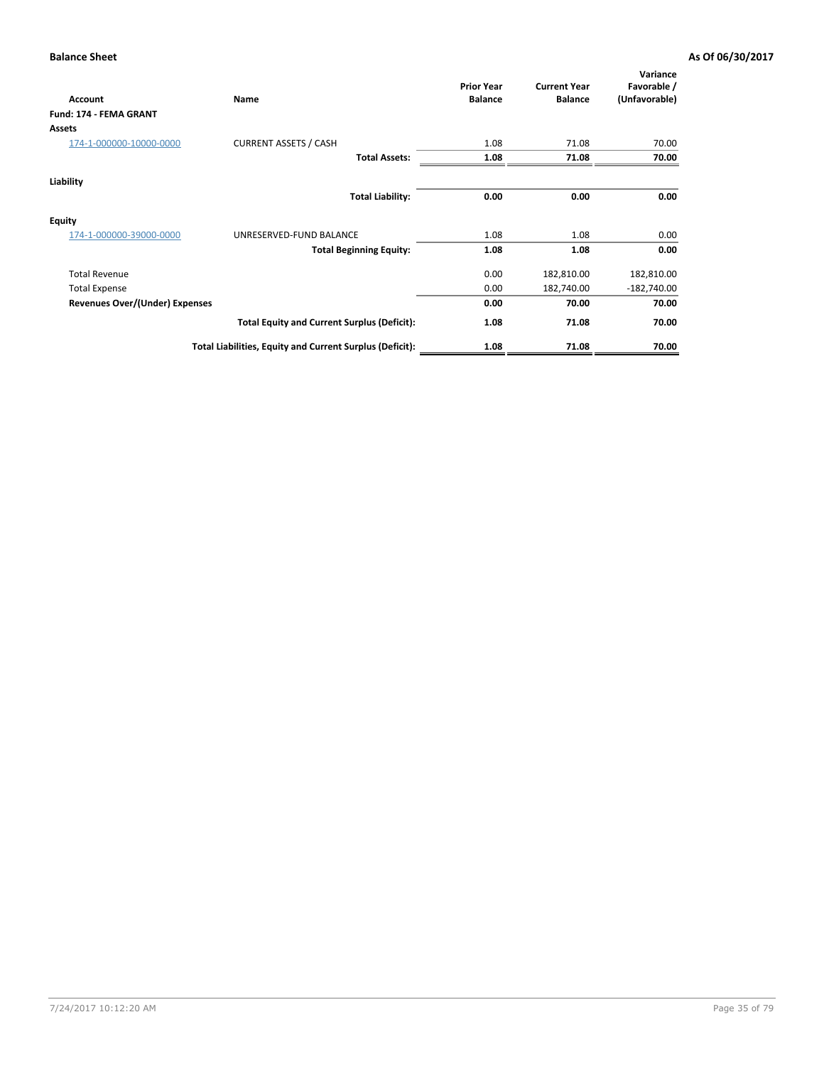**Balance Sheet** **As Of 06/30/2017**

| Account | Name | Prior Year Balance | Current Year Balance | Variance Favorable / (Unfavorable) |
|---|---|---|---|---|
| **Fund: 174 - FEMA GRANT** | | | | |
| **Assets** | | | | |
| 174-1-000000-10000-0000 | CURRENT ASSETS / CASH | 1.08 | 71.08 | 70.00 |
| | **Total Assets:** | **1.08** | **71.08** | **70.00** |
| **Liability** | | | | |
| | **Total Liability:** | **0.00** | **0.00** | **0.00** |
| **Equity** | | | | |
| 174-1-000000-39000-0000 | UNRESERVED-FUND BALANCE | 1.08 | 1.08 | 0.00 |
| | **Total Beginning Equity:** | **1.08** | **1.08** | **0.00** |
| Total Revenue | | 0.00 | 182,810.00 | 182,810.00 |
| Total Expense | | 0.00 | 182,740.00 | -182,740.00 |
| **Revenues Over/(Under) Expenses** | | **0.00** | **70.00** | **70.00** |
| | **Total Equity and Current Surplus (Deficit):** | **1.08** | **71.08** | **70.00** |
| | **Total Liabilities, Equity and Current Surplus (Deficit):** | **1.08** | **71.08** | **70.00** |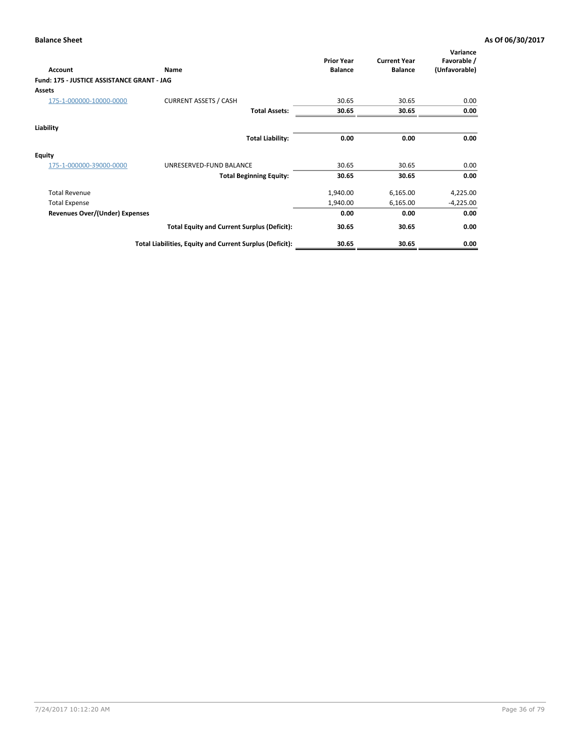**Balance Sheet** | **As Of 06/30/2017**

| Account | Name | Prior Year Balance | Current Year Balance | Variance Favorable / (Unfavorable) |
|---|---|---|---|---|
| **Fund: 175 - JUSTICE ASSISTANCE GRANT - JAG** | | | | |
| **Assets** | | | | |
| 175-1-000000-10000-0000 | CURRENT ASSETS / CASH | 30.65 | 30.65 | 0.00 |
| | **Total Assets:** | **30.65** | **30.65** | **0.00** |
| **Liability** | | | | |
| | **Total Liability:** | **0.00** | **0.00** | **0.00** |
| **Equity** | | | | |
| 175-1-000000-39000-0000 | UNRESERVED-FUND BALANCE | 30.65 | 30.65 | 0.00 |
| | **Total Beginning Equity:** | **30.65** | **30.65** | **0.00** |
| Total Revenue | | 1,940.00 | 6,165.00 | 4,225.00 |
| Total Expense | | 1,940.00 | 6,165.00 | -4,225.00 |
| **Revenues Over/(Under) Expenses** | | **0.00** | **0.00** | **0.00** |
| | **Total Equity and Current Surplus (Deficit):** | **30.65** | **30.65** | **0.00** |
| | **Total Liabilities, Equity and Current Surplus (Deficit):** | **30.65** | **30.65** | **0.00** |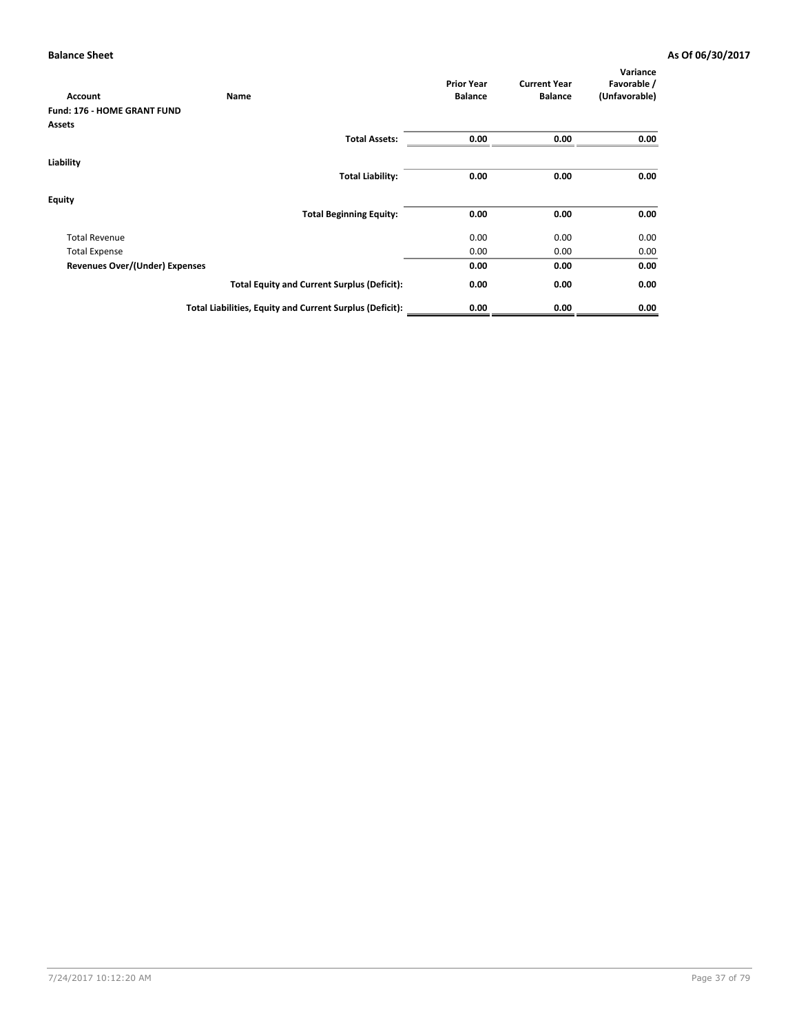**Balance Sheet** **As Of 06/30/2017**

| Account | Name | Prior Year Balance | Current Year Balance | Variance Favorable / (Unfavorable) |
|---|---|---|---|---|
| **Fund: 176 - HOME GRANT FUND** | | | | |
| **Assets** | | | | |
| | **Total Assets:** | **0.00** | **0.00** | **0.00** |
| **Liability** | | | | |
| | **Total Liability:** | **0.00** | **0.00** | **0.00** |
| **Equity** | | | | |
| | **Total Beginning Equity:** | **0.00** | **0.00** | **0.00** |
| Total Revenue | | 0.00 | 0.00 | 0.00 |
| Total Expense | | 0.00 | 0.00 | 0.00 |
| **Revenues Over/(Under) Expenses** | | **0.00** | **0.00** | **0.00** |
| | **Total Equity and Current Surplus (Deficit):** | **0.00** | **0.00** | **0.00** |
| | **Total Liabilities, Equity and Current Surplus (Deficit):** | **0.00** | **0.00** | **0.00** |

7/24/2017 10:12:20 AM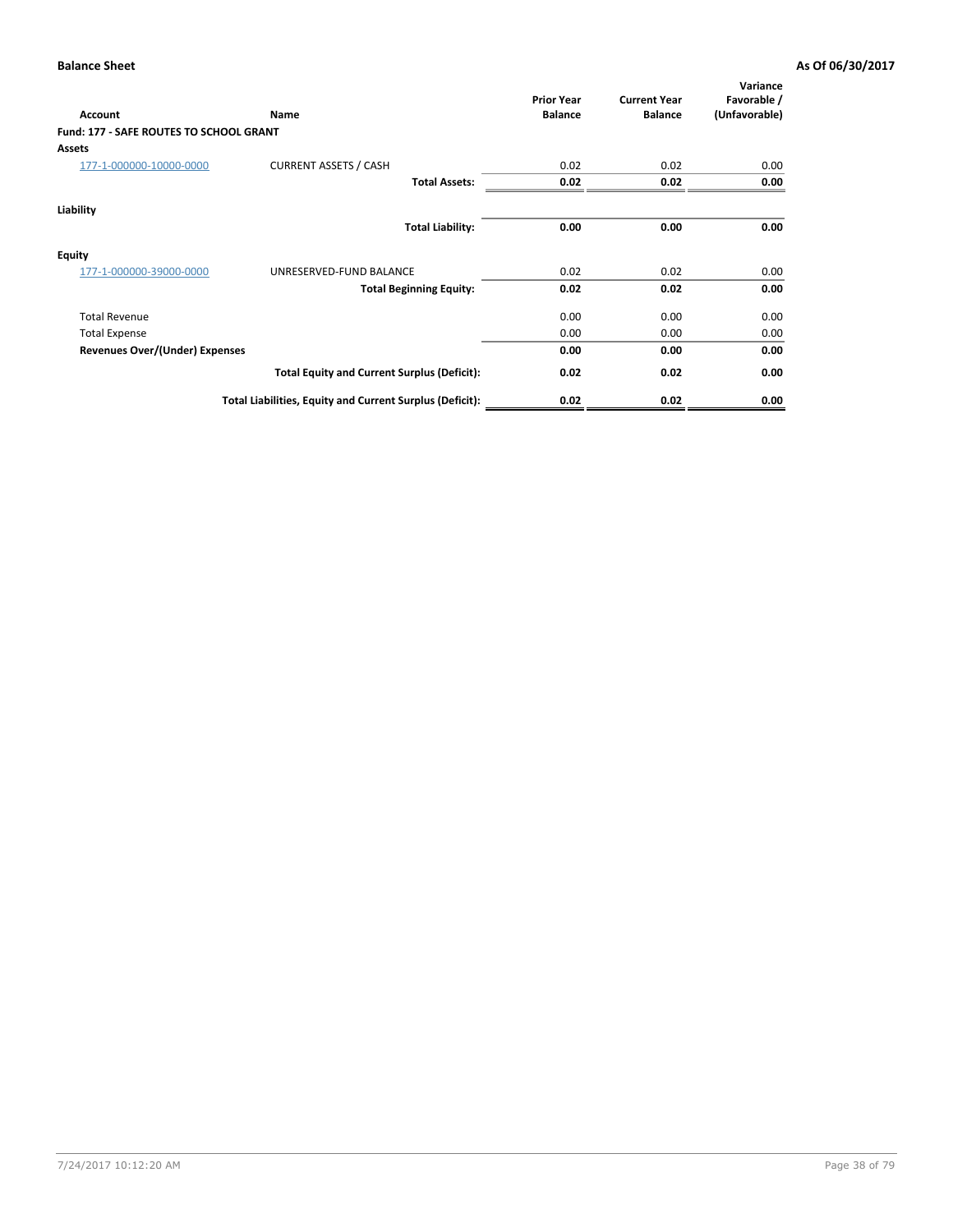**Balance Sheet** **As Of 06/30/2017**

| Account | Name | Prior Year Balance | Current Year Balance | Variance Favorable / (Unfavorable) |
|---|---|---|---|---|
| **Fund: 177 - SAFE ROUTES TO SCHOOL GRANT** | | | | |
| **Assets** | | | | |
| 177-1-000000-10000-0000 | CURRENT ASSETS / CASH | 0.02 | 0.02 | 0.00 |
| | **Total Assets:** | **0.02** | **0.02** | **0.00** |
| **Liability** | | | | |
| | **Total Liability:** | **0.00** | **0.00** | **0.00** |
| **Equity** | | | | |
| 177-1-000000-39000-0000 | UNRESERVED-FUND BALANCE | 0.02 | 0.02 | 0.00 |
| | **Total Beginning Equity:** | **0.02** | **0.02** | **0.00** |
| Total Revenue | | 0.00 | 0.00 | 0.00 |
| Total Expense | | 0.00 | 0.00 | 0.00 |
| **Revenues Over/(Under) Expenses** | | **0.00** | **0.00** | **0.00** |
| | **Total Equity and Current Surplus (Deficit):** | **0.02** | **0.02** | **0.00** |
| | **Total Liabilities, Equity and Current Surplus (Deficit):** | **0.02** | **0.02** | **0.00** |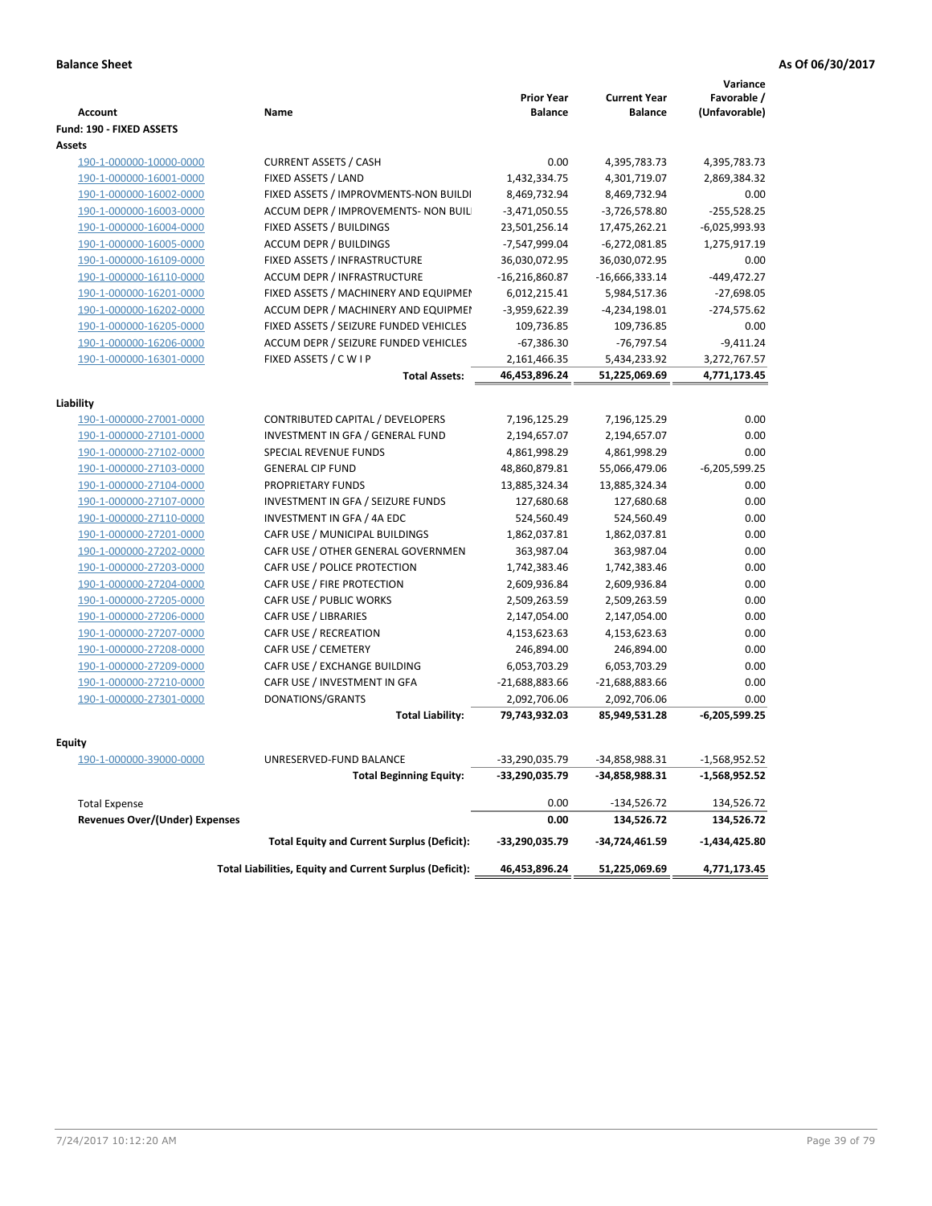**Balance Sheet** **As Of 06/30/2017**

| Account | Name | Prior Year Balance | Current Year Balance | Variance Favorable / (Unfavorable) |
|---|---|---|---|---|
| **Fund: 190 - FIXED ASSETS** | | | | |
| **Assets** | | | | |
| 190-1-000000-10000-0000 | CURRENT ASSETS / CASH | 0.00 | 4,395,783.73 | 4,395,783.73 |
| 190-1-000000-16001-0000 | FIXED ASSETS / LAND | 1,432,334.75 | 4,301,719.07 | 2,869,384.32 |
| 190-1-000000-16002-0000 | FIXED ASSETS / IMPROVMENTS-NON BUILDI | 8,469,732.94 | 8,469,732.94 | 0.00 |
| 190-1-000000-16003-0000 | ACCUM DEPR / IMPROVEMENTS- NON BUIL | -3,471,050.55 | -3,726,578.80 | -255,528.25 |
| 190-1-000000-16004-0000 | FIXED ASSETS / BUILDINGS | 23,501,256.14 | 17,475,262.21 | -6,025,993.93 |
| 190-1-000000-16005-0000 | ACCUM DEPR / BUILDINGS | -7,547,999.04 | -6,272,081.85 | 1,275,917.19 |
| 190-1-000000-16109-0000 | FIXED ASSETS / INFRASTRUCTURE | 36,030,072.95 | 36,030,072.95 | 0.00 |
| 190-1-000000-16110-0000 | ACCUM DEPR / INFRASTRUCTURE | -16,216,860.87 | -16,666,333.14 | -449,472.27 |
| 190-1-000000-16201-0000 | FIXED ASSETS / MACHINERY AND EQUIPMEN | 6,012,215.41 | 5,984,517.36 | -27,698.05 |
| 190-1-000000-16202-0000 | ACCUM DEPR / MACHINERY AND EQUIPMEI | -3,959,622.39 | -4,234,198.01 | -274,575.62 |
| 190-1-000000-16205-0000 | FIXED ASSETS / SEIZURE FUNDED VEHICLES | 109,736.85 | 109,736.85 | 0.00 |
| 190-1-000000-16206-0000 | ACCUM DEPR / SEIZURE FUNDED VEHICLES | -67,386.30 | -76,797.54 | -9,411.24 |
| 190-1-000000-16301-0000 | FIXED ASSETS / C W I P | 2,161,466.35 | 5,434,233.92 | 3,272,767.57 |
| | **Total Assets:** | **46,453,896.24** | **51,225,069.69** | **4,771,173.45** |
| **Liability** | | | | |
| 190-1-000000-27001-0000 | CONTRIBUTED CAPITAL / DEVELOPERS | 7,196,125.29 | 7,196,125.29 | 0.00 |
| 190-1-000000-27101-0000 | INVESTMENT IN GFA / GENERAL FUND | 2,194,657.07 | 2,194,657.07 | 0.00 |
| 190-1-000000-27102-0000 | SPECIAL REVENUE FUNDS | 4,861,998.29 | 4,861,998.29 | 0.00 |
| 190-1-000000-27103-0000 | GENERAL CIP FUND | 48,860,879.81 | 55,066,479.06 | -6,205,599.25 |
| 190-1-000000-27104-0000 | PROPRIETARY FUNDS | 13,885,324.34 | 13,885,324.34 | 0.00 |
| 190-1-000000-27107-0000 | INVESTMENT IN GFA / SEIZURE FUNDS | 127,680.68 | 127,680.68 | 0.00 |
| 190-1-000000-27110-0000 | INVESTMENT IN GFA / 4A EDC | 524,560.49 | 524,560.49 | 0.00 |
| 190-1-000000-27201-0000 | CAFR USE / MUNICIPAL BUILDINGS | 1,862,037.81 | 1,862,037.81 | 0.00 |
| 190-1-000000-27202-0000 | CAFR USE / OTHER GENERAL GOVERNMEN | 363,987.04 | 363,987.04 | 0.00 |
| 190-1-000000-27203-0000 | CAFR USE / POLICE PROTECTION | 1,742,383.46 | 1,742,383.46 | 0.00 |
| 190-1-000000-27204-0000 | CAFR USE / FIRE PROTECTION | 2,609,936.84 | 2,609,936.84 | 0.00 |
| 190-1-000000-27205-0000 | CAFR USE / PUBLIC WORKS | 2,509,263.59 | 2,509,263.59 | 0.00 |
| 190-1-000000-27206-0000 | CAFR USE / LIBRARIES | 2,147,054.00 | 2,147,054.00 | 0.00 |
| 190-1-000000-27207-0000 | CAFR USE / RECREATION | 4,153,623.63 | 4,153,623.63 | 0.00 |
| 190-1-000000-27208-0000 | CAFR USE / CEMETERY | 246,894.00 | 246,894.00 | 0.00 |
| 190-1-000000-27209-0000 | CAFR USE / EXCHANGE BUILDING | 6,053,703.29 | 6,053,703.29 | 0.00 |
| 190-1-000000-27210-0000 | CAFR USE / INVESTMENT IN GFA | -21,688,883.66 | -21,688,883.66 | 0.00 |
| 190-1-000000-27301-0000 | DONATIONS/GRANTS | 2,092,706.06 | 2,092,706.06 | 0.00 |
| | **Total Liability:** | **79,743,932.03** | **85,949,531.28** | **-6,205,599.25** |
| **Equity** | | | | |
| 190-1-000000-39000-0000 | UNRESERVED-FUND BALANCE | -33,290,035.79 | -34,858,988.31 | -1,568,952.52 |
| | **Total Beginning Equity:** | **-33,290,035.79** | **-34,858,988.31** | **-1,568,952.52** |
| Total Expense | | 0.00 | -134,526.72 | 134,526.72 |
| **Revenues Over/(Under) Expenses** | | **0.00** | **134,526.72** | **134,526.72** |
| | **Total Equity and Current Surplus (Deficit):** | **-33,290,035.79** | **-34,724,461.59** | **-1,434,425.80** |
| | **Total Liabilities, Equity and Current Surplus (Deficit):** | **46,453,896.24** | **51,225,069.69** | **4,771,173.45** |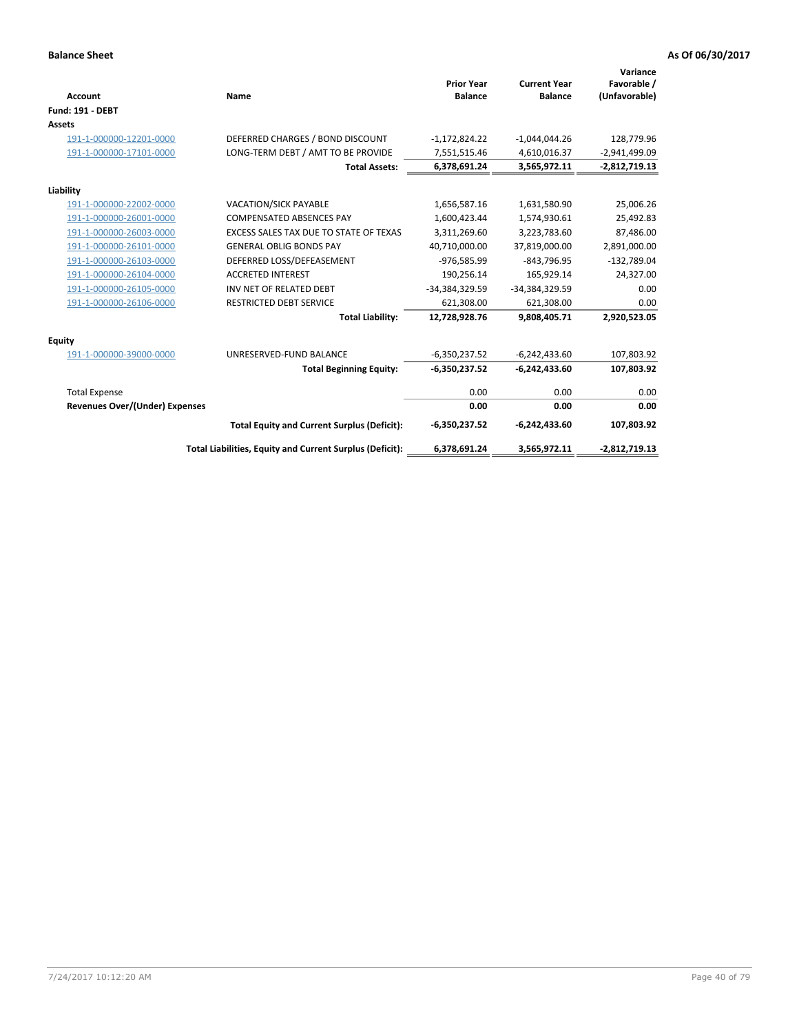**Balance Sheet** **As Of 06/30/2017**

| Account | Name | Prior Year Balance | Current Year Balance | Variance Favorable / (Unfavorable) |
|---|---|---|---|---|
| **Fund: 191 - DEBT** | | | | |
| **Assets** | | | | |
| 191-1-000000-12201-0000 | DEFERRED CHARGES / BOND DISCOUNT | -1,172,824.22 | -1,044,044.26 | 128,779.96 |
| 191-1-000000-17101-0000 | LONG-TERM DEBT / AMT TO BE PROVIDE | 7,551,515.46 | 4,610,016.37 | -2,941,499.09 |
| | **Total Assets:** | **6,378,691.24** | **3,565,972.11** | **-2,812,719.13** |
| **Liability** | | | | |
| 191-1-000000-22002-0000 | VACATION/SICK PAYABLE | 1,656,587.16 | 1,631,580.90 | 25,006.26 |
| 191-1-000000-26001-0000 | COMPENSATED ABSENCES PAY | 1,600,423.44 | 1,574,930.61 | 25,492.83 |
| 191-1-000000-26003-0000 | EXCESS SALES TAX DUE TO STATE OF TEXAS | 3,311,269.60 | 3,223,783.60 | 87,486.00 |
| 191-1-000000-26101-0000 | GENERAL OBLIG BONDS PAY | 40,710,000.00 | 37,819,000.00 | 2,891,000.00 |
| 191-1-000000-26103-0000 | DEFERRED LOSS/DEFEASEMENT | -976,585.99 | -843,796.95 | -132,789.04 |
| 191-1-000000-26104-0000 | ACCRETED INTEREST | 190,256.14 | 165,929.14 | 24,327.00 |
| 191-1-000000-26105-0000 | INV NET OF RELATED DEBT | -34,384,329.59 | -34,384,329.59 | 0.00 |
| 191-1-000000-26106-0000 | RESTRICTED DEBT SERVICE | 621,308.00 | 621,308.00 | 0.00 |
| | **Total Liability:** | **12,728,928.76** | **9,808,405.71** | **2,920,523.05** |
| **Equity** | | | | |
| 191-1-000000-39000-0000 | UNRESERVED-FUND BALANCE | -6,350,237.52 | -6,242,433.60 | 107,803.92 |
| | **Total Beginning Equity:** | **-6,350,237.52** | **-6,242,433.60** | **107,803.92** |
| Total Expense | | 0.00 | 0.00 | 0.00 |
| **Revenues Over/(Under) Expenses** | | **0.00** | **0.00** | **0.00** |
| | **Total Equity and Current Surplus (Deficit):** | **-6,350,237.52** | **-6,242,433.60** | **107,803.92** |
| | **Total Liabilities, Equity and Current Surplus (Deficit):** | **6,378,691.24** | **3,565,972.11** | **-2,812,719.13** |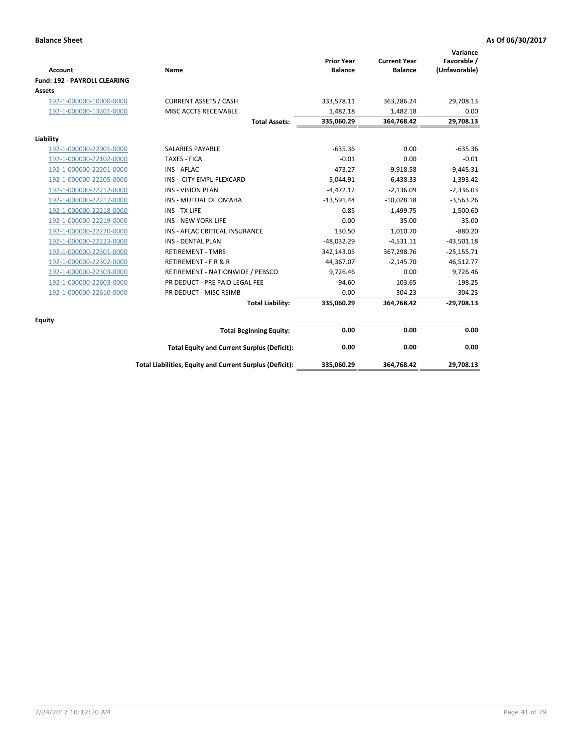**Balance Sheet** — As Of 06/30/2017

| Account | Name | Prior Year Balance | Current Year Balance | Variance Favorable / (Unfavorable) |
|---|---|---|---|---|
| **Fund: 192 - PAYROLL CLEARING** | | | | |
| **Assets** | | | | |
| 192-1-000000-10000-0000 | CURRENT ASSETS / CASH | 333,578.11 | 363,286.24 | 29,708.13 |
| 192-1-000000-13201-0000 | MISC ACCTS RECEIVABLE | 1,482.18 | 1,482.18 | 0.00 |
| | **Total Assets:** | **335,060.29** | **364,768.42** | **29,708.13** |
| **Liability** | | | | |
| 192-1-000000-22001-0000 | SALARIES PAYABLE | -635.36 | 0.00 | -635.36 |
| 192-1-000000-22102-0000 | TAXES - FICA | -0.01 | 0.00 | -0.01 |
| 192-1-000000-22201-0000 | INS - AFLAC | 473.27 | 9,918.58 | -9,445.31 |
| 192-1-000000-22205-0000 | INS - CITY EMPL-FLEXCARD | 5,044.91 | 6,438.33 | -1,393.42 |
| 192-1-000000-22212-0000 | INS - VISION PLAN | -4,472.12 | -2,136.09 | -2,336.03 |
| 192-1-000000-22217-0000 | INS - MUTUAL OF OMAHA | -13,591.44 | -10,028.18 | -3,563.26 |
| 192-1-000000-22218-0000 | INS - TX LIFE | 0.85 | -1,499.75 | 1,500.60 |
| 192-1-000000-22219-0000 | INS - NEW YORK LIFE | 0.00 | 35.00 | -35.00 |
| 192-1-000000-22220-0000 | INS - AFLAC CRITICAL INSURANCE | 130.50 | 1,010.70 | -880.20 |
| 192-1-000000-22223-0000 | INS - DENTAL PLAN | -48,032.29 | -4,531.11 | -43,501.18 |
| 192-1-000000-22301-0000 | RETIREMENT - TMRS | 342,143.05 | 367,298.76 | -25,155.71 |
| 192-1-000000-22302-0000 | RETIREMENT - F R & R | 44,367.07 | -2,145.70 | 46,512.77 |
| 192-1-000000-22303-0000 | RETIREMENT - NATIONWIDE / PEBSCO | 9,726.46 | 0.00 | 9,726.46 |
| 192-1-000000-22603-0000 | PR DEDUCT - PRE PAID LEGAL FEE | -94.60 | 103.65 | -198.25 |
| 192-1-000000-22610-0000 | PR DEDUCT - MISC REIMB | 0.00 | 304.23 | -304.23 |
| | **Total Liability:** | **335,060.29** | **364,768.42** | **-29,708.13** |
| **Equity** | | | | |
| | **Total Beginning Equity:** | **0.00** | **0.00** | **0.00** |
| | **Total Equity and Current Surplus (Deficit):** | **0.00** | **0.00** | **0.00** |
| | **Total Liabilities, Equity and Current Surplus (Deficit):** | **335,060.29** | **364,768.42** | **29,708.13** |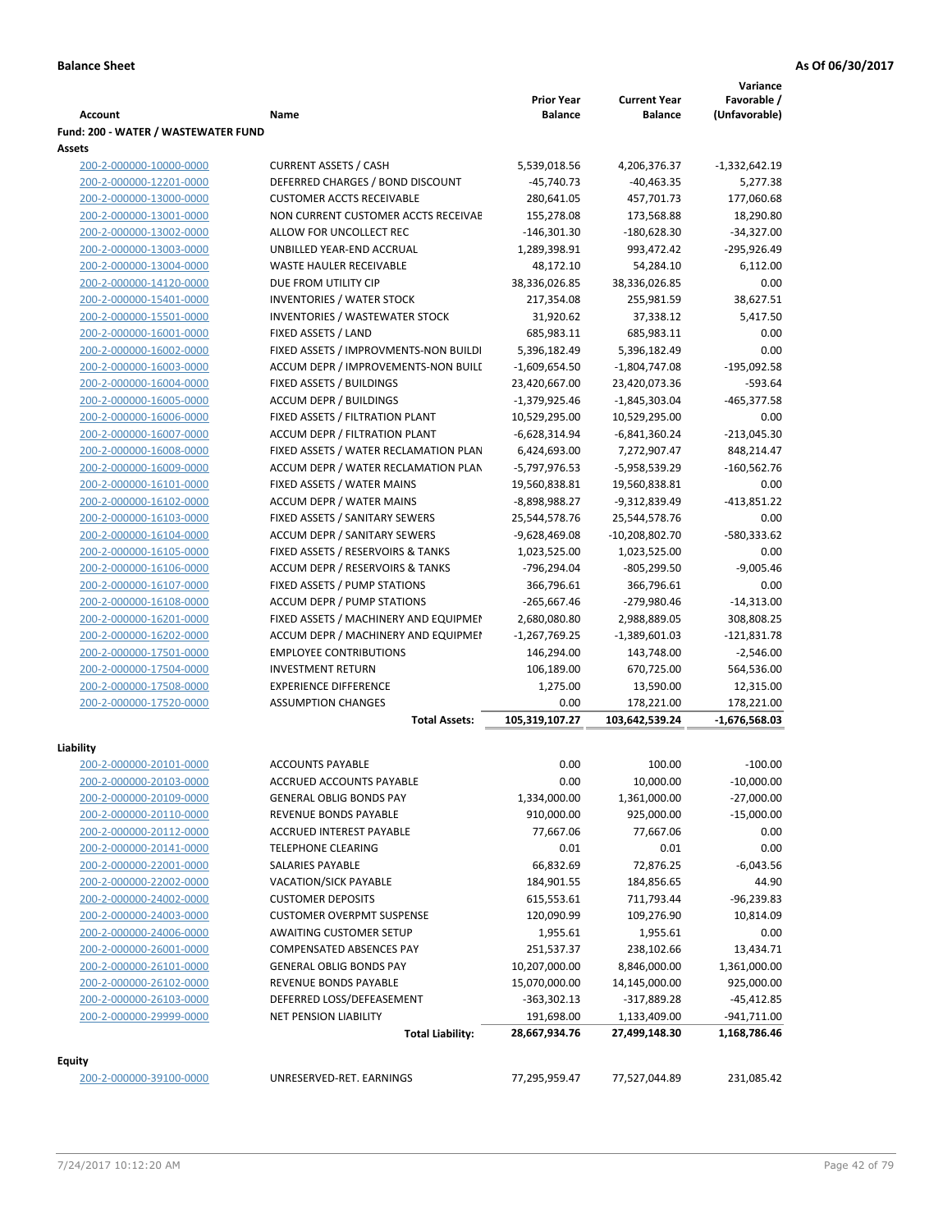**Balance Sheet** **As Of 06/30/2017**

| Account | Name | Prior Year Balance | Current Year Balance | Variance Favorable / (Unfavorable) |
|---|---|---|---|---|
| **Fund: 200 - WATER / WASTEWATER FUND** | | | | |
| **Assets** | | | | |
| 200-2-000000-10000-0000 | CURRENT ASSETS / CASH | 5,539,018.56 | 4,206,376.37 | -1,332,642.19 |
| 200-2-000000-12201-0000 | DEFERRED CHARGES / BOND DISCOUNT | -45,740.73 | -40,463.35 | 5,277.38 |
| 200-2-000000-13000-0000 | CUSTOMER ACCTS RECEIVABLE | 280,641.05 | 457,701.73 | 177,060.68 |
| 200-2-000000-13001-0000 | NON CURRENT CUSTOMER ACCTS RECEIVAE | 155,278.08 | 173,568.88 | 18,290.80 |
| 200-2-000000-13002-0000 | ALLOW FOR UNCOLLECT REC | -146,301.30 | -180,628.30 | -34,327.00 |
| 200-2-000000-13003-0000 | UNBILLED YEAR-END ACCRUAL | 1,289,398.91 | 993,472.42 | -295,926.49 |
| 200-2-000000-13004-0000 | WASTE HAULER RECEIVABLE | 48,172.10 | 54,284.10 | 6,112.00 |
| 200-2-000000-14120-0000 | DUE FROM UTILITY CIP | 38,336,026.85 | 38,336,026.85 | 0.00 |
| 200-2-000000-15401-0000 | INVENTORIES / WATER STOCK | 217,354.08 | 255,981.59 | 38,627.51 |
| 200-2-000000-15501-0000 | INVENTORIES / WASTEWATER STOCK | 31,920.62 | 37,338.12 | 5,417.50 |
| 200-2-000000-16001-0000 | FIXED ASSETS / LAND | 685,983.11 | 685,983.11 | 0.00 |
| 200-2-000000-16002-0000 | FIXED ASSETS / IMPROVMENTS-NON BUILDI | 5,396,182.49 | 5,396,182.49 | 0.00 |
| 200-2-000000-16003-0000 | ACCUM DEPR / IMPROVEMENTS-NON BUILI | -1,609,654.50 | -1,804,747.08 | -195,092.58 |
| 200-2-000000-16004-0000 | FIXED ASSETS / BUILDINGS | 23,420,667.00 | 23,420,073.36 | -593.64 |
| 200-2-000000-16005-0000 | ACCUM DEPR / BUILDINGS | -1,379,925.46 | -1,845,303.04 | -465,377.58 |
| 200-2-000000-16006-0000 | FIXED ASSETS / FILTRATION PLANT | 10,529,295.00 | 10,529,295.00 | 0.00 |
| 200-2-000000-16007-0000 | ACCUM DEPR / FILTRATION PLANT | -6,628,314.94 | -6,841,360.24 | -213,045.30 |
| 200-2-000000-16008-0000 | FIXED ASSETS / WATER RECLAMATION PLAN | 6,424,693.00 | 7,272,907.47 | 848,214.47 |
| 200-2-000000-16009-0000 | ACCUM DEPR / WATER RECLAMATION PLAN | -5,797,976.53 | -5,958,539.29 | -160,562.76 |
| 200-2-000000-16101-0000 | FIXED ASSETS / WATER MAINS | 19,560,838.81 | 19,560,838.81 | 0.00 |
| 200-2-000000-16102-0000 | ACCUM DEPR / WATER MAINS | -8,898,988.27 | -9,312,839.49 | -413,851.22 |
| 200-2-000000-16103-0000 | FIXED ASSETS / SANITARY SEWERS | 25,544,578.76 | 25,544,578.76 | 0.00 |
| 200-2-000000-16104-0000 | ACCUM DEPR / SANITARY SEWERS | -9,628,469.08 | -10,208,802.70 | -580,333.62 |
| 200-2-000000-16105-0000 | FIXED ASSETS / RESERVOIRS & TANKS | 1,023,525.00 | 1,023,525.00 | 0.00 |
| 200-2-000000-16106-0000 | ACCUM DEPR / RESERVOIRS & TANKS | -796,294.04 | -805,299.50 | -9,005.46 |
| 200-2-000000-16107-0000 | FIXED ASSETS / PUMP STATIONS | 366,796.61 | 366,796.61 | 0.00 |
| 200-2-000000-16108-0000 | ACCUM DEPR / PUMP STATIONS | -265,667.46 | -279,980.46 | -14,313.00 |
| 200-2-000000-16201-0000 | FIXED ASSETS / MACHINERY AND EQUIPMEI | 2,680,080.80 | 2,988,889.05 | 308,808.25 |
| 200-2-000000-16202-0000 | ACCUM DEPR / MACHINERY AND EQUIPMEI | -1,267,769.25 | -1,389,601.03 | -121,831.78 |
| 200-2-000000-17501-0000 | EMPLOYEE CONTRIBUTIONS | 146,294.00 | 143,748.00 | -2,546.00 |
| 200-2-000000-17504-0000 | INVESTMENT RETURN | 106,189.00 | 670,725.00 | 564,536.00 |
| 200-2-000000-17508-0000 | EXPERIENCE DIFFERENCE | 1,275.00 | 13,590.00 | 12,315.00 |
| 200-2-000000-17520-0000 | ASSUMPTION CHANGES | 0.00 | 178,221.00 | 178,221.00 |
| | **Total Assets:** | **105,319,107.27** | **103,642,539.24** | **-1,676,568.03** |
| **Liability** | | | | |
| 200-2-000000-20101-0000 | ACCOUNTS PAYABLE | 0.00 | 100.00 | -100.00 |
| 200-2-000000-20103-0000 | ACCRUED ACCOUNTS PAYABLE | 0.00 | 10,000.00 | -10,000.00 |
| 200-2-000000-20109-0000 | GENERAL OBLIG BONDS PAY | 1,334,000.00 | 1,361,000.00 | -27,000.00 |
| 200-2-000000-20110-0000 | REVENUE BONDS PAYABLE | 910,000.00 | 925,000.00 | -15,000.00 |
| 200-2-000000-20112-0000 | ACCRUED INTEREST PAYABLE | 77,667.06 | 77,667.06 | 0.00 |
| 200-2-000000-20141-0000 | TELEPHONE CLEARING | 0.01 | 0.01 | 0.00 |
| 200-2-000000-22001-0000 | SALARIES PAYABLE | 66,832.69 | 72,876.25 | -6,043.56 |
| 200-2-000000-22002-0000 | VACATION/SICK PAYABLE | 184,901.55 | 184,856.65 | 44.90 |
| 200-2-000000-24002-0000 | CUSTOMER DEPOSITS | 615,553.61 | 711,793.44 | -96,239.83 |
| 200-2-000000-24003-0000 | CUSTOMER OVERPMT SUSPENSE | 120,090.99 | 109,276.90 | 10,814.09 |
| 200-2-000000-24006-0000 | AWAITING CUSTOMER SETUP | 1,955.61 | 1,955.61 | 0.00 |
| 200-2-000000-26001-0000 | COMPENSATED ABSENCES PAY | 251,537.37 | 238,102.66 | 13,434.71 |
| 200-2-000000-26101-0000 | GENERAL OBLIG BONDS PAY | 10,207,000.00 | 8,846,000.00 | 1,361,000.00 |
| 200-2-000000-26102-0000 | REVENUE BONDS PAYABLE | 15,070,000.00 | 14,145,000.00 | 925,000.00 |
| 200-2-000000-26103-0000 | DEFERRED LOSS/DEFEASEMENT | -363,302.13 | -317,889.28 | -45,412.85 |
| 200-2-000000-29999-0000 | NET PENSION LIABILITY | 191,698.00 | 1,133,409.00 | -941,711.00 |
| | **Total Liability:** | **28,667,934.76** | **27,499,148.30** | **1,168,786.46** |
| **Equity** | | | | |
| 200-2-000000-39100-0000 | UNRESERVED-RET. EARNINGS | 77,295,959.47 | 77,527,044.89 | 231,085.42 |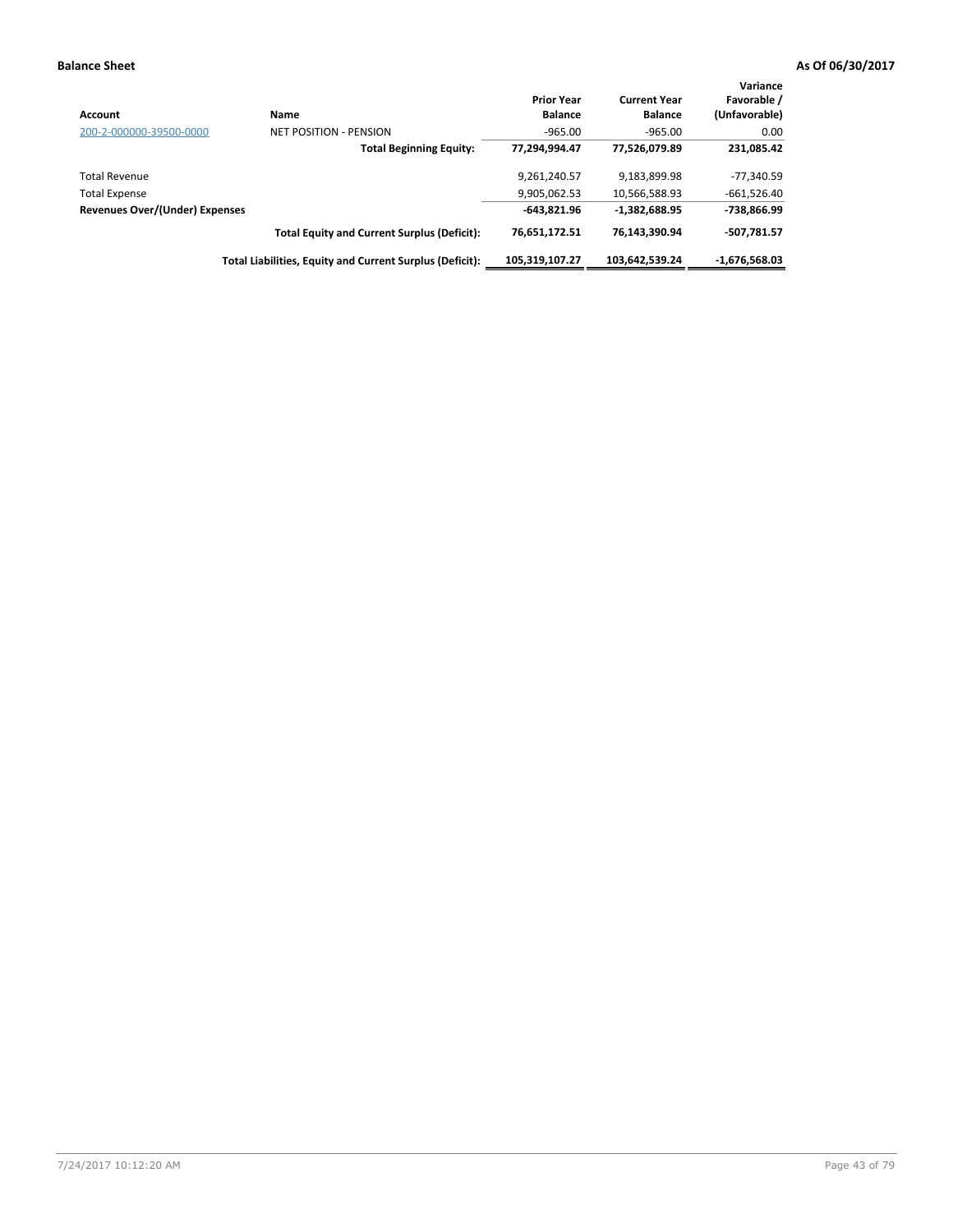**Balance Sheet** **As Of 06/30/2017**

| Account | Name | Prior Year Balance | Current Year Balance | Variance Favorable / (Unfavorable) |
|---|---|---|---|---|
| 200-2-000000-39500-0000 | NET POSITION - PENSION | -965.00 | -965.00 | 0.00 |
| | **Total Beginning Equity:** | **77,294,994.47** | **77,526,079.89** | **231,085.42** |
| Total Revenue | | 9,261,240.57 | 9,183,899.98 | -77,340.59 |
| Total Expense | | 9,905,062.53 | 10,566,588.93 | -661,526.40 |
| **Revenues Over/(Under) Expenses** | | **-643,821.96** | **-1,382,688.95** | **-738,866.99** |
| | **Total Equity and Current Surplus (Deficit):** | **76,651,172.51** | **76,143,390.94** | **-507,781.57** |
| | **Total Liabilities, Equity and Current Surplus (Deficit):** | **105,319,107.27** | **103,642,539.24** | **-1,676,568.03** |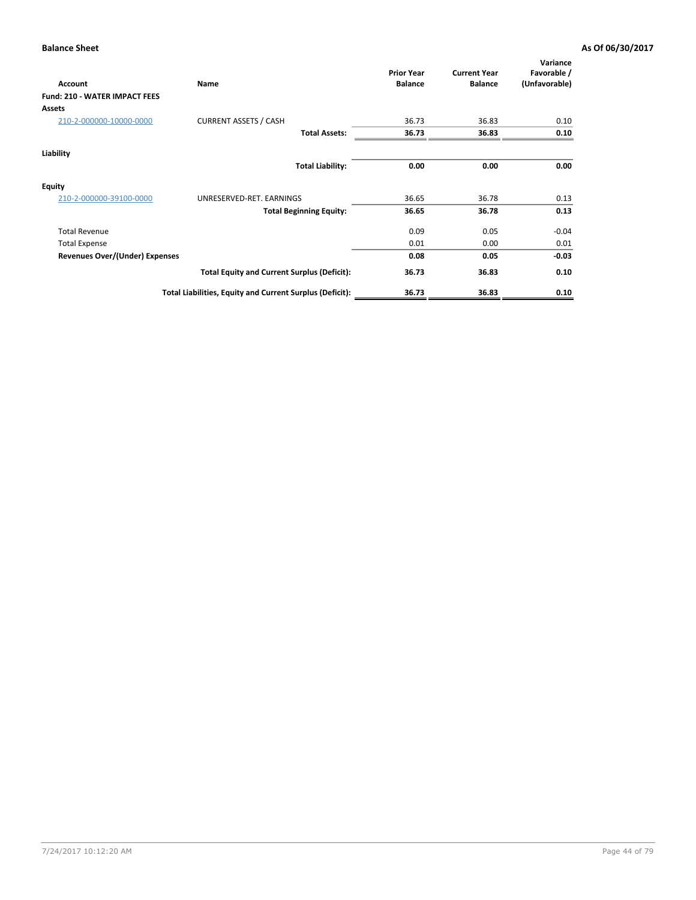**Balance Sheet** **As Of 06/30/2017**

| Account | Name | Prior Year Balance | Current Year Balance | Variance Favorable / (Unfavorable) |
|---|---|---|---|---|
| **Fund: 210 - WATER IMPACT FEES** | | | | |
| **Assets** | | | | |
| 210-2-000000-10000-0000 | CURRENT ASSETS / CASH | 36.73 | 36.83 | 0.10 |
| | **Total Assets:** | **36.73** | **36.83** | **0.10** |
| **Liability** | | | | |
| | **Total Liability:** | **0.00** | **0.00** | **0.00** |
| **Equity** | | | | |
| 210-2-000000-39100-0000 | UNRESERVED-RET. EARNINGS | 36.65 | 36.78 | 0.13 |
| | **Total Beginning Equity:** | **36.65** | **36.78** | **0.13** |
| Total Revenue | | 0.09 | 0.05 | -0.04 |
| Total Expense | | 0.01 | 0.00 | 0.01 |
| **Revenues Over/(Under) Expenses** | | **0.08** | **0.05** | **-0.03** |
| | **Total Equity and Current Surplus (Deficit):** | **36.73** | **36.83** | **0.10** |
| | **Total Liabilities, Equity and Current Surplus (Deficit):** | **36.73** | **36.83** | **0.10** |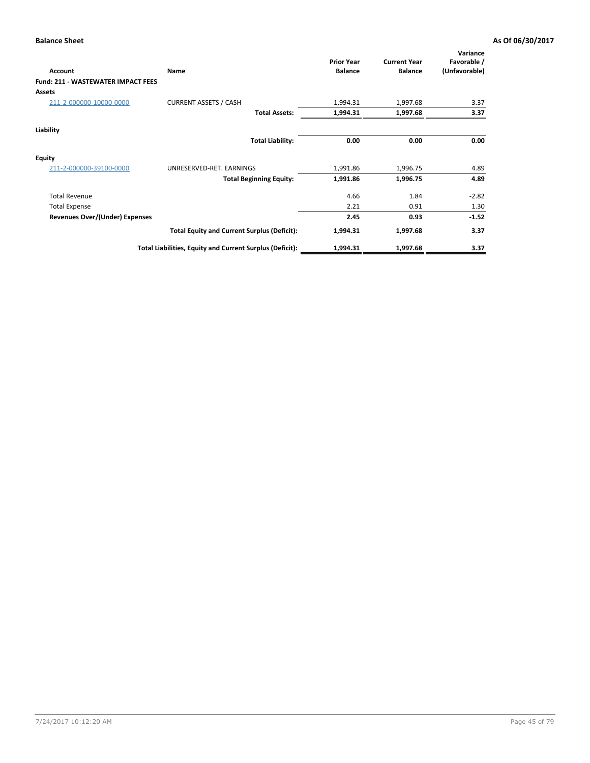**Balance Sheet** **As Of 06/30/2017**

| Account | Name | Prior Year Balance | Current Year Balance | Variance Favorable / (Unfavorable) |
|---|---|---|---|---|
| **Fund: 211 - WASTEWATER IMPACT FEES** | | | | |
| **Assets** | | | | |
| 211-2-000000-10000-0000 | CURRENT ASSETS / CASH | 1,994.31 | 1,997.68 | 3.37 |
| | **Total Assets:** | **1,994.31** | **1,997.68** | **3.37** |
| **Liability** | | | | |
| | **Total Liability:** | **0.00** | **0.00** | **0.00** |
| **Equity** | | | | |
| 211-2-000000-39100-0000 | UNRESERVED-RET. EARNINGS | 1,991.86 | 1,996.75 | 4.89 |
| | **Total Beginning Equity:** | **1,991.86** | **1,996.75** | **4.89** |
| Total Revenue | | 4.66 | 1.84 | -2.82 |
| Total Expense | | 2.21 | 0.91 | 1.30 |
| **Revenues Over/(Under) Expenses** | | **2.45** | **0.93** | **-1.52** |
| | **Total Equity and Current Surplus (Deficit):** | **1,994.31** | **1,997.68** | **3.37** |
| | **Total Liabilities, Equity and Current Surplus (Deficit):** | **1,994.31** | **1,997.68** | **3.37** |

7/24/2017 10:12:20 AM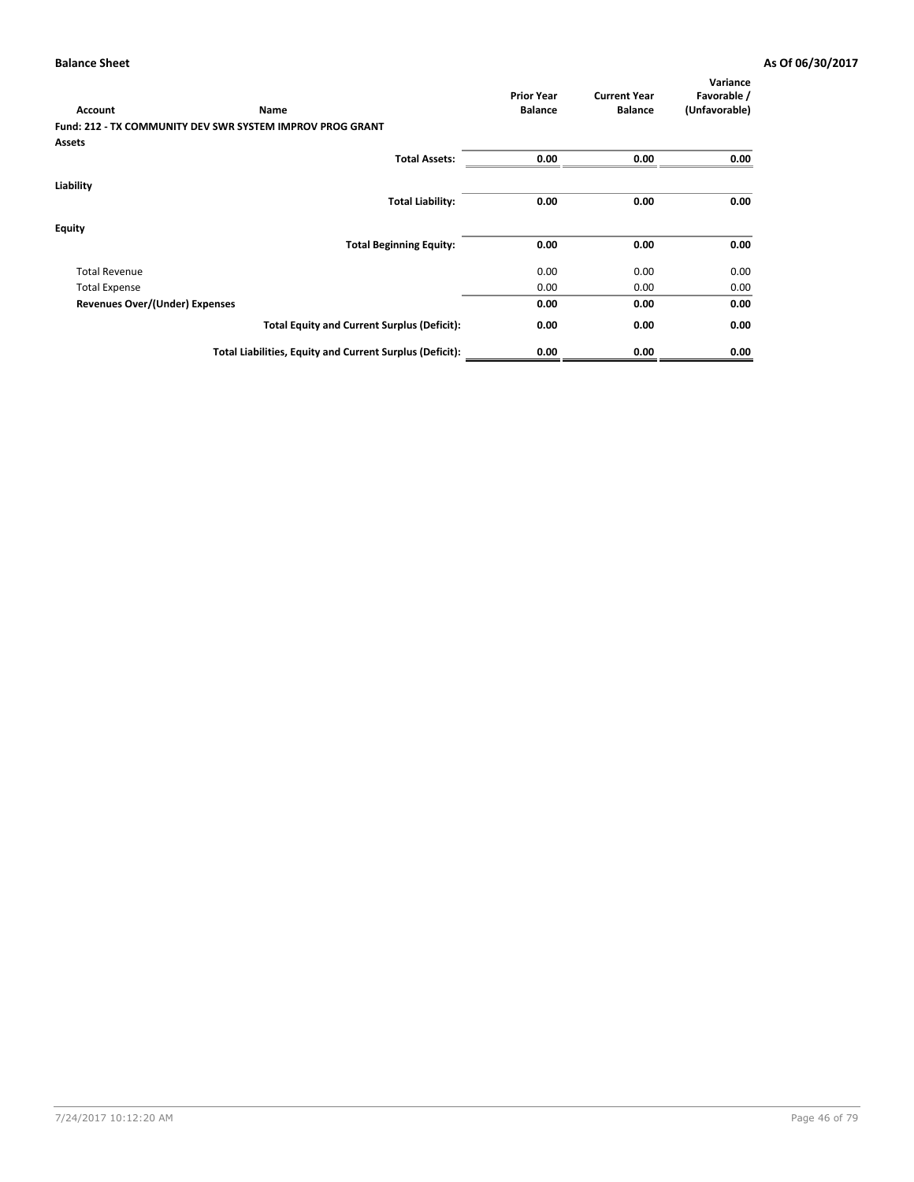**Balance Sheet** **As Of 06/30/2017**

| Account | Name | Prior Year Balance | Current Year Balance | Variance Favorable / (Unfavorable) |
|---|---|---|---|---|
| **Fund: 212 - TX COMMUNITY DEV SWR SYSTEM IMPROV PROG GRANT** | | | | |
| **Assets** | | | | |
| | **Total Assets:** | **0.00** | **0.00** | **0.00** |
| **Liability** | | | | |
| | **Total Liability:** | **0.00** | **0.00** | **0.00** |
| **Equity** | | | | |
| | **Total Beginning Equity:** | **0.00** | **0.00** | **0.00** |
| Total Revenue | | 0.00 | 0.00 | 0.00 |
| Total Expense | | 0.00 | 0.00 | 0.00 |
| **Revenues Over/(Under) Expenses** | | **0.00** | **0.00** | **0.00** |
| | **Total Equity and Current Surplus (Deficit):** | **0.00** | **0.00** | **0.00** |
| | **Total Liabilities, Equity and Current Surplus (Deficit):** | **0.00** | **0.00** | **0.00** |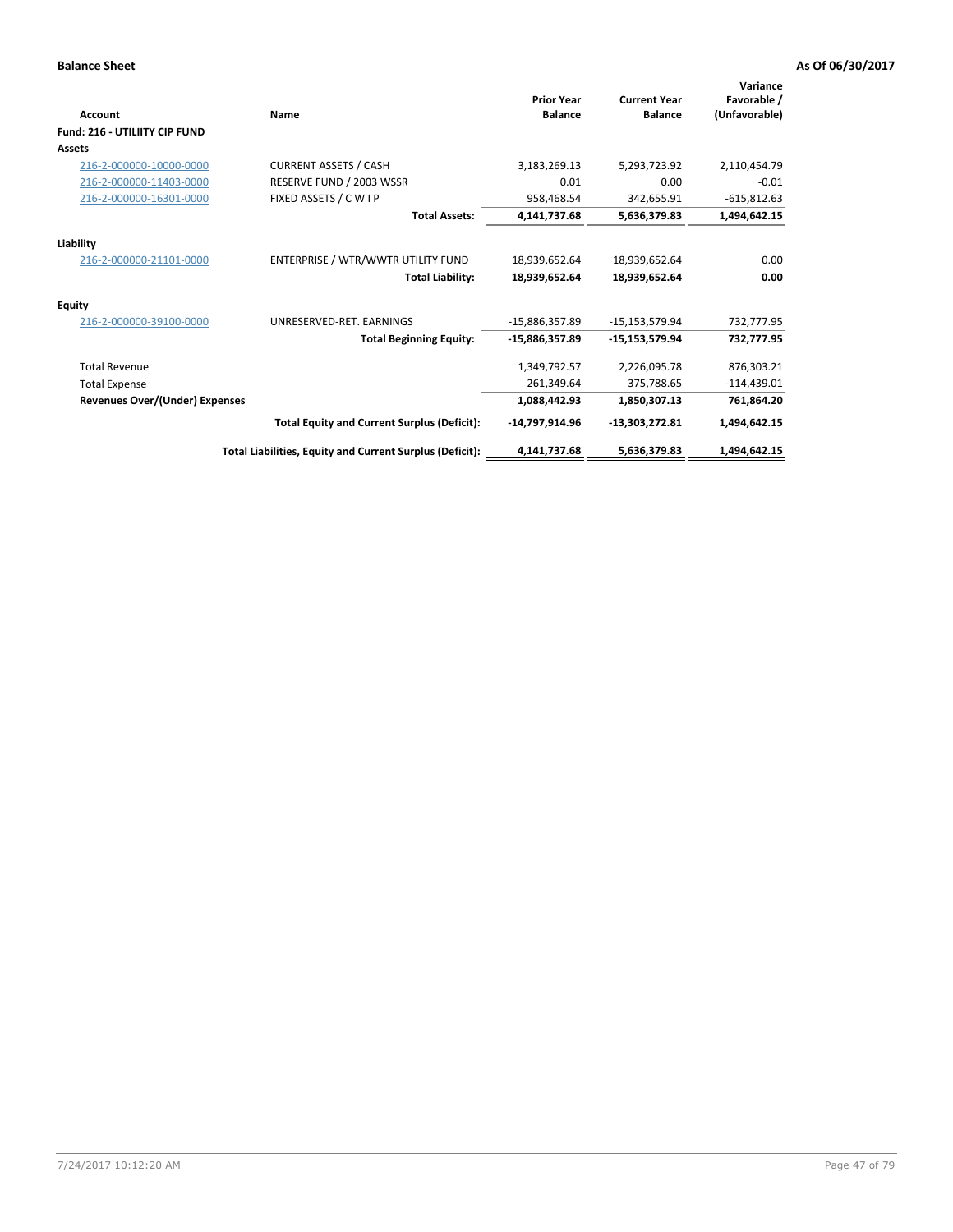**Balance Sheet** **As Of 06/30/2017**

| Account | Name | Prior Year Balance | Current Year Balance | Variance Favorable / (Unfavorable) |
|---|---|---|---|---|
| **Fund: 216 - UTILIITY CIP FUND** | | | | |
| **Assets** | | | | |
| 216-2-000000-10000-0000 | CURRENT ASSETS / CASH | 3,183,269.13 | 5,293,723.92 | 2,110,454.79 |
| 216-2-000000-11403-0000 | RESERVE FUND / 2003 WSSR | 0.01 | 0.00 | -0.01 |
| 216-2-000000-16301-0000 | FIXED ASSETS / C W I P | 958,468.54 | 342,655.91 | -615,812.63 |
| | **Total Assets:** | **4,141,737.68** | **5,636,379.83** | **1,494,642.15** |
| **Liability** | | | | |
| 216-2-000000-21101-0000 | ENTERPRISE / WTR/WWTR UTILITY FUND | 18,939,652.64 | 18,939,652.64 | 0.00 |
| | **Total Liability:** | **18,939,652.64** | **18,939,652.64** | **0.00** |
| **Equity** | | | | |
| 216-2-000000-39100-0000 | UNRESERVED-RET. EARNINGS | -15,886,357.89 | -15,153,579.94 | 732,777.95 |
| | **Total Beginning Equity:** | **-15,886,357.89** | **-15,153,579.94** | **732,777.95** |
| Total Revenue | | 1,349,792.57 | 2,226,095.78 | 876,303.21 |
| Total Expense | | 261,349.64 | 375,788.65 | -114,439.01 |
| **Revenues Over/(Under) Expenses** | | **1,088,442.93** | **1,850,307.13** | **761,864.20** |
| | **Total Equity and Current Surplus (Deficit):** | **-14,797,914.96** | **-13,303,272.81** | **1,494,642.15** |
| | **Total Liabilities, Equity and Current Surplus (Deficit):** | **4,141,737.68** | **5,636,379.83** | **1,494,642.15** |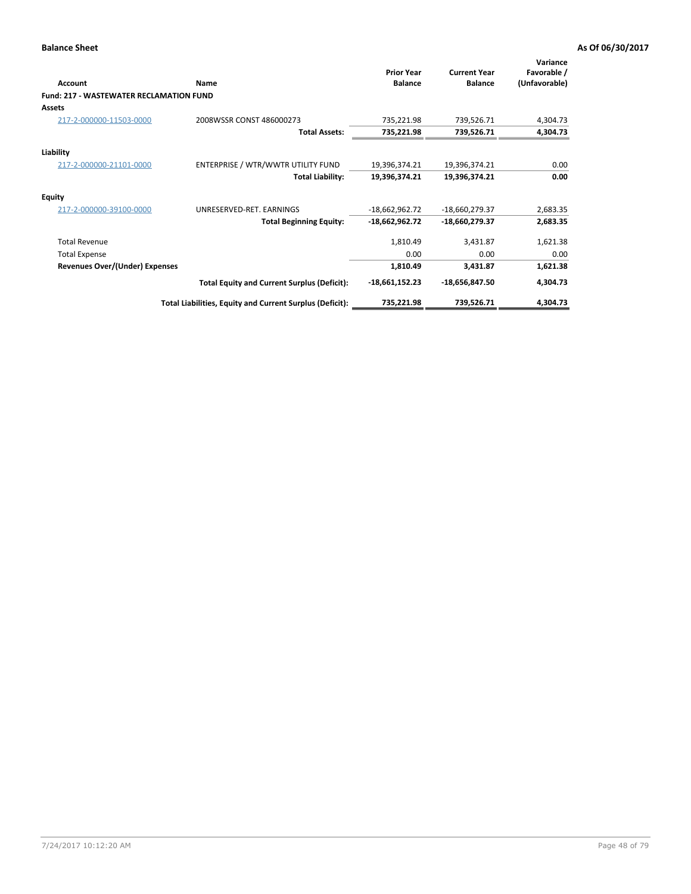**Balance Sheet** — As Of 06/30/2017

| Account | Name | Prior Year Balance | Current Year Balance | Variance Favorable / (Unfavorable) |
|---|---|---|---|---|
| **Fund: 217 - WASTEWATER RECLAMATION FUND** | | | | |
| **Assets** | | | | |
| 217-2-000000-11503-0000 | 2008WSSR CONST 486000273 | 735,221.98 | 739,526.71 | 4,304.73 |
| | **Total Assets:** | **735,221.98** | **739,526.71** | **4,304.73** |
| **Liability** | | | | |
| 217-2-000000-21101-0000 | ENTERPRISE / WTR/WWTR UTILITY FUND | 19,396,374.21 | 19,396,374.21 | 0.00 |
| | **Total Liability:** | **19,396,374.21** | **19,396,374.21** | **0.00** |
| **Equity** | | | | |
| 217-2-000000-39100-0000 | UNRESERVED-RET. EARNINGS | -18,662,962.72 | -18,660,279.37 | 2,683.35 |
| | **Total Beginning Equity:** | **-18,662,962.72** | **-18,660,279.37** | **2,683.35** |
| Total Revenue | | 1,810.49 | 3,431.87 | 1,621.38 |
| Total Expense | | 0.00 | 0.00 | 0.00 |
| **Revenues Over/(Under) Expenses** | | **1,810.49** | **3,431.87** | **1,621.38** |
| | **Total Equity and Current Surplus (Deficit):** | **-18,661,152.23** | **-18,656,847.50** | **4,304.73** |
| | **Total Liabilities, Equity and Current Surplus (Deficit):** | **735,221.98** | **739,526.71** | **4,304.73** |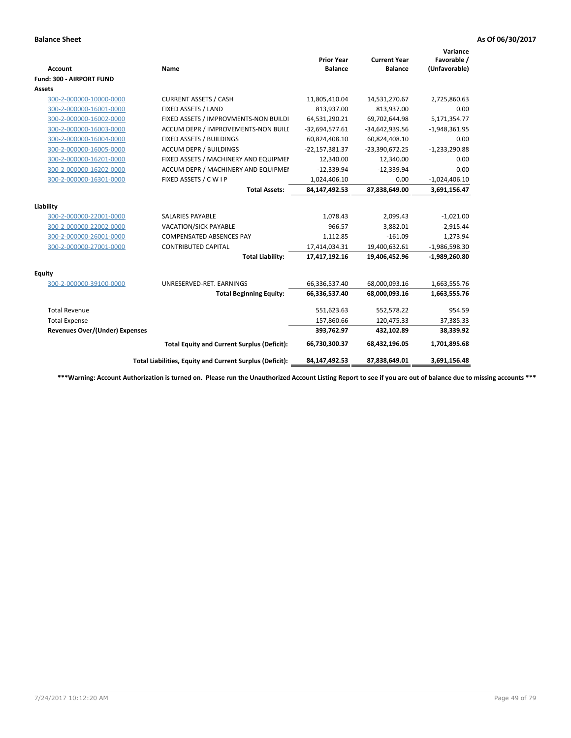**Balance Sheet** — As Of 06/30/2017

| Account | Name | Prior Year Balance | Current Year Balance | Variance Favorable / (Unfavorable) |
|---|---|---|---|---|
| **Fund: 300 - AIRPORT FUND** | | | | |
| **Assets** | | | | |
| 300-2-000000-10000-0000 | CURRENT ASSETS / CASH | 11,805,410.04 | 14,531,270.67 | 2,725,860.63 |
| 300-2-000000-16001-0000 | FIXED ASSETS / LAND | 813,937.00 | 813,937.00 | 0.00 |
| 300-2-000000-16002-0000 | FIXED ASSETS / IMPROVMENTS-NON BUILDI | 64,531,290.21 | 69,702,644.98 | 5,171,354.77 |
| 300-2-000000-16003-0000 | ACCUM DEPR / IMPROVEMENTS-NON BUILI | -32,694,577.61 | -34,642,939.56 | -1,948,361.95 |
| 300-2-000000-16004-0000 | FIXED ASSETS / BUILDINGS | 60,824,408.10 | 60,824,408.10 | 0.00 |
| 300-2-000000-16005-0000 | ACCUM DEPR / BUILDINGS | -22,157,381.37 | -23,390,672.25 | -1,233,290.88 |
| 300-2-000000-16201-0000 | FIXED ASSETS / MACHINERY AND EQUIPMEI | 12,340.00 | 12,340.00 | 0.00 |
| 300-2-000000-16202-0000 | ACCUM DEPR / MACHINERY AND EQUIPMEI | -12,339.94 | -12,339.94 | 0.00 |
| 300-2-000000-16301-0000 | FIXED ASSETS / C W I P | 1,024,406.10 | 0.00 | -1,024,406.10 |
| | **Total Assets:** | **84,147,492.53** | **87,838,649.00** | **3,691,156.47** |
| **Liability** | | | | |
| 300-2-000000-22001-0000 | SALARIES PAYABLE | 1,078.43 | 2,099.43 | -1,021.00 |
| 300-2-000000-22002-0000 | VACATION/SICK PAYABLE | 966.57 | 3,882.01 | -2,915.44 |
| 300-2-000000-26001-0000 | COMPENSATED ABSENCES PAY | 1,112.85 | -161.09 | 1,273.94 |
| 300-2-000000-27001-0000 | CONTRIBUTED CAPITAL | 17,414,034.31 | 19,400,632.61 | -1,986,598.30 |
| | **Total Liability:** | **17,417,192.16** | **19,406,452.96** | **-1,989,260.80** |
| **Equity** | | | | |
| 300-2-000000-39100-0000 | UNRESERVED-RET. EARNINGS | 66,336,537.40 | 68,000,093.16 | 1,663,555.76 |
| | **Total Beginning Equity:** | **66,336,537.40** | **68,000,093.16** | **1,663,555.76** |
| Total Revenue | | 551,623.63 | 552,578.22 | 954.59 |
| Total Expense | | 157,860.66 | 120,475.33 | 37,385.33 |
| **Revenues Over/(Under) Expenses** | | **393,762.97** | **432,102.89** | **38,339.92** |
| | **Total Equity and Current Surplus (Deficit):** | **66,730,300.37** | **68,432,196.05** | **1,701,895.68** |
| | **Total Liabilities, Equity and Current Surplus (Deficit):** | **84,147,492.53** | **87,838,649.01** | **3,691,156.48** |

**\*\*\*Warning: Account Authorization is turned on. Please run the Unauthorized Account Listing Report to see if you are out of balance due to missing accounts \*\*\***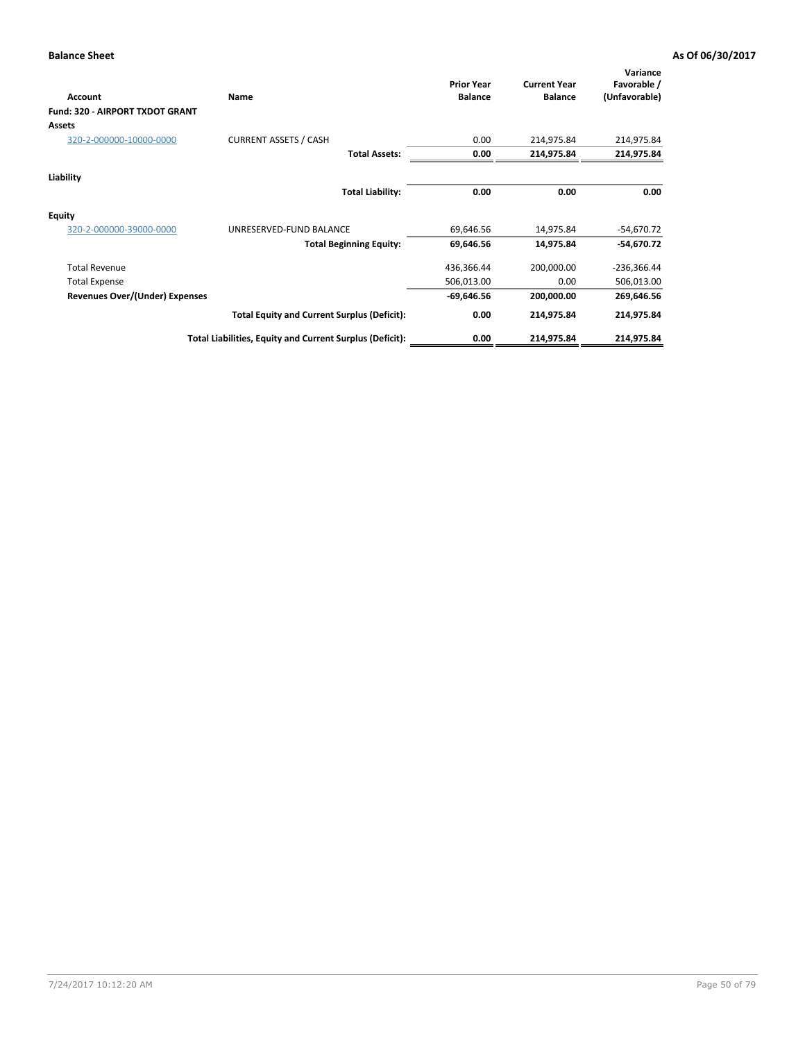**Balance Sheet** **As Of 06/30/2017**

| Account | Name | Prior Year Balance | Current Year Balance | Variance Favorable / (Unfavorable) |
|---|---|---|---|---|
| **Fund: 320 - AIRPORT TXDOT GRANT** | | | | |
| **Assets** | | | | |
| 320-2-000000-10000-0000 | CURRENT ASSETS / CASH | 0.00 | 214,975.84 | 214,975.84 |
| | **Total Assets:** | **0.00** | **214,975.84** | **214,975.84** |
| **Liability** | | | | |
| | **Total Liability:** | **0.00** | **0.00** | **0.00** |
| **Equity** | | | | |
| 320-2-000000-39000-0000 | UNRESERVED-FUND BALANCE | 69,646.56 | 14,975.84 | -54,670.72 |
| | **Total Beginning Equity:** | **69,646.56** | **14,975.84** | **-54,670.72** |
| Total Revenue | | 436,366.44 | 200,000.00 | -236,366.44 |
| Total Expense | | 506,013.00 | 0.00 | 506,013.00 |
| **Revenues Over/(Under) Expenses** | | **-69,646.56** | **200,000.00** | **269,646.56** |
| | **Total Equity and Current Surplus (Deficit):** | **0.00** | **214,975.84** | **214,975.84** |
| | **Total Liabilities, Equity and Current Surplus (Deficit):** | **0.00** | **214,975.84** | **214,975.84** |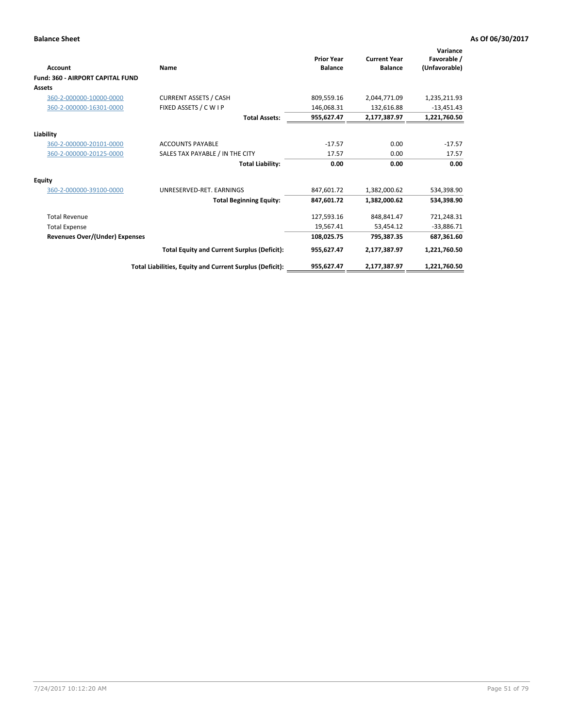**Balance Sheet** **As Of 06/30/2017**

| Account | Name | Prior Year Balance | Current Year Balance | Variance Favorable / (Unfavorable) |
|---|---|---|---|---|
| **Fund: 360 - AIRPORT CAPITAL FUND** | | | | |
| **Assets** | | | | |
| 360-2-000000-10000-0000 | CURRENT ASSETS / CASH | 809,559.16 | 2,044,771.09 | 1,235,211.93 |
| 360-2-000000-16301-0000 | FIXED ASSETS / C W I P | 146,068.31 | 132,616.88 | -13,451.43 |
| | **Total Assets:** | **955,627.47** | **2,177,387.97** | **1,221,760.50** |
| **Liability** | | | | |
| 360-2-000000-20101-0000 | ACCOUNTS PAYABLE | -17.57 | 0.00 | -17.57 |
| 360-2-000000-20125-0000 | SALES TAX PAYABLE / IN THE CITY | 17.57 | 0.00 | 17.57 |
| | **Total Liability:** | **0.00** | **0.00** | **0.00** |
| **Equity** | | | | |
| 360-2-000000-39100-0000 | UNRESERVED-RET. EARNINGS | 847,601.72 | 1,382,000.62 | 534,398.90 |
| | **Total Beginning Equity:** | **847,601.72** | **1,382,000.62** | **534,398.90** |
| Total Revenue | | 127,593.16 | 848,841.47 | 721,248.31 |
| Total Expense | | 19,567.41 | 53,454.12 | -33,886.71 |
| **Revenues Over/(Under) Expenses** | | **108,025.75** | **795,387.35** | **687,361.60** |
| | **Total Equity and Current Surplus (Deficit):** | **955,627.47** | **2,177,387.97** | **1,221,760.50** |
| | **Total Liabilities, Equity and Current Surplus (Deficit):** | **955,627.47** | **2,177,387.97** | **1,221,760.50** |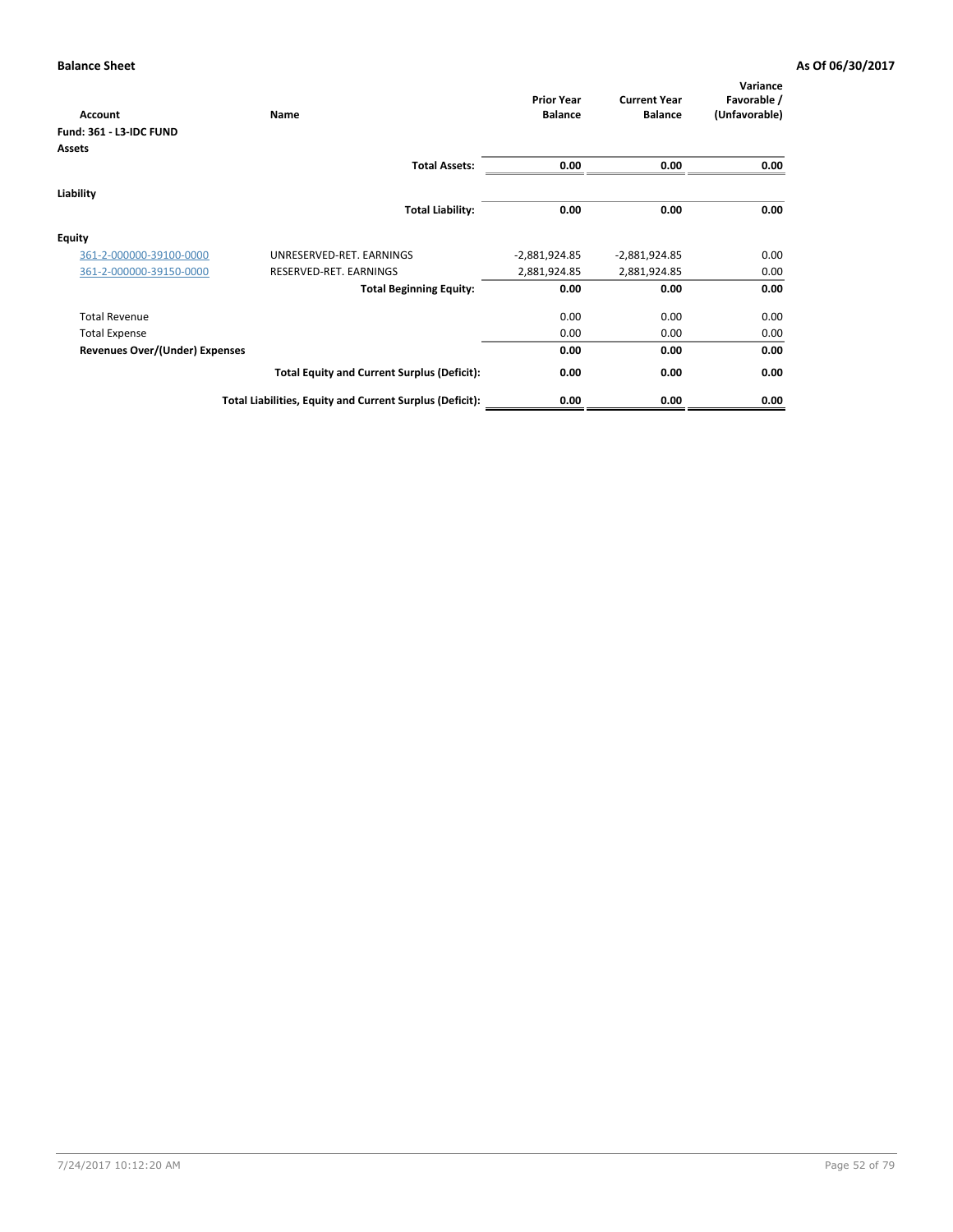**Balance Sheet** **As Of 06/30/2017**

| Account | Name | Prior Year Balance | Current Year Balance | Variance Favorable / (Unfavorable) |
|---|---|---|---|---|
| **Fund: 361 - L3-IDC FUND** | | | | |
| **Assets** | | | | |
| | **Total Assets:** | **0.00** | **0.00** | **0.00** |
| **Liability** | | | | |
| | **Total Liability:** | **0.00** | **0.00** | **0.00** |
| **Equity** | | | | |
| 361-2-000000-39100-0000 | UNRESERVED-RET. EARNINGS | -2,881,924.85 | -2,881,924.85 | 0.00 |
| 361-2-000000-39150-0000 | RESERVED-RET. EARNINGS | 2,881,924.85 | 2,881,924.85 | 0.00 |
| | **Total Beginning Equity:** | **0.00** | **0.00** | **0.00** |
| Total Revenue | | 0.00 | 0.00 | 0.00 |
| Total Expense | | 0.00 | 0.00 | 0.00 |
| **Revenues Over/(Under) Expenses** | | **0.00** | **0.00** | **0.00** |
| | **Total Equity and Current Surplus (Deficit):** | **0.00** | **0.00** | **0.00** |
| | **Total Liabilities, Equity and Current Surplus (Deficit):** | **0.00** | **0.00** | **0.00** |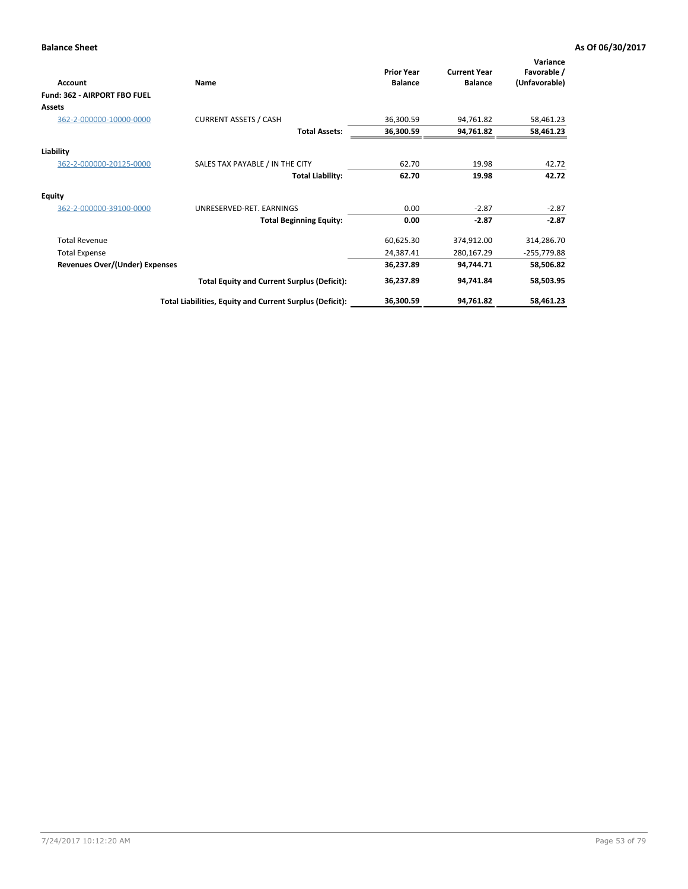**Balance Sheet** **As Of 06/30/2017**

| Account | Name | Prior Year Balance | Current Year Balance | Variance Favorable / (Unfavorable) |
|---|---|---|---|---|
| **Fund: 362 - AIRPORT FBO FUEL** | | | | |
| **Assets** | | | | |
| 362-2-000000-10000-0000 | CURRENT ASSETS / CASH | 36,300.59 | 94,761.82 | 58,461.23 |
| | **Total Assets:** | **36,300.59** | **94,761.82** | **58,461.23** |
| **Liability** | | | | |
| 362-2-000000-20125-0000 | SALES TAX PAYABLE / IN THE CITY | 62.70 | 19.98 | 42.72 |
| | **Total Liability:** | **62.70** | **19.98** | **42.72** |
| **Equity** | | | | |
| 362-2-000000-39100-0000 | UNRESERVED-RET. EARNINGS | 0.00 | -2.87 | -2.87 |
| | **Total Beginning Equity:** | **0.00** | **-2.87** | **-2.87** |
| Total Revenue | | 60,625.30 | 374,912.00 | 314,286.70 |
| Total Expense | | 24,387.41 | 280,167.29 | -255,779.88 |
| **Revenues Over/(Under) Expenses** | | **36,237.89** | **94,744.71** | **58,506.82** |
| | **Total Equity and Current Surplus (Deficit):** | **36,237.89** | **94,741.84** | **58,503.95** |
| | **Total Liabilities, Equity and Current Surplus (Deficit):** | **36,300.59** | **94,761.82** | **58,461.23** |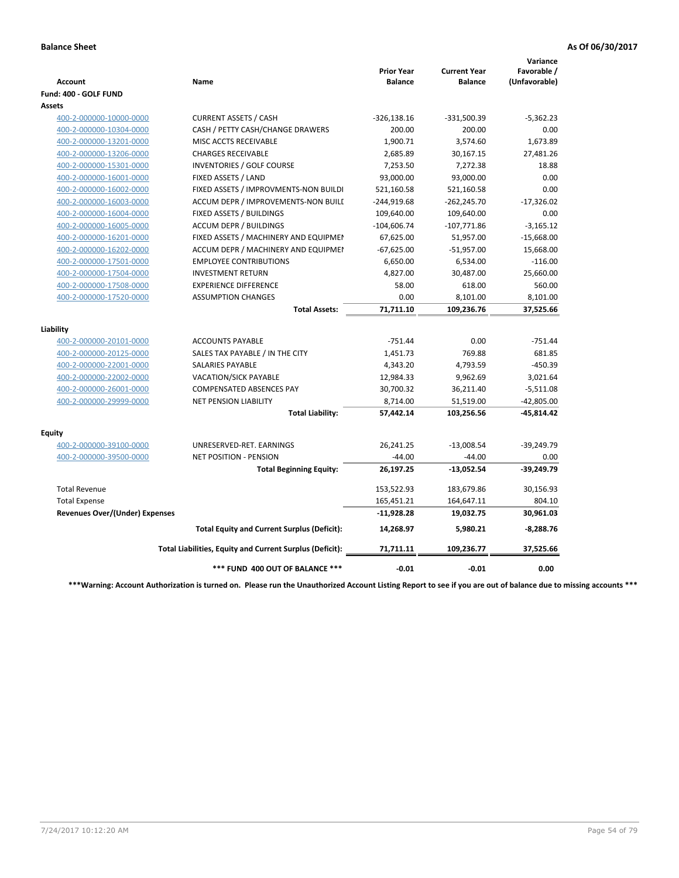**Balance Sheet** **As Of 06/30/2017**

| Account | Name | Prior Year Balance | Current Year Balance | Variance Favorable / (Unfavorable) |
|---|---|---|---|---|
| **Fund: 400 - GOLF FUND** | | | | |
| **Assets** | | | | |
| 400-2-000000-10000-0000 | CURRENT ASSETS / CASH | -326,138.16 | -331,500.39 | -5,362.23 |
| 400-2-000000-10304-0000 | CASH / PETTY CASH/CHANGE DRAWERS | 200.00 | 200.00 | 0.00 |
| 400-2-000000-13201-0000 | MISC ACCTS RECEIVABLE | 1,900.71 | 3,574.60 | 1,673.89 |
| 400-2-000000-13206-0000 | CHARGES RECEIVABLE | 2,685.89 | 30,167.15 | 27,481.26 |
| 400-2-000000-15301-0000 | INVENTORIES / GOLF COURSE | 7,253.50 | 7,272.38 | 18.88 |
| 400-2-000000-16001-0000 | FIXED ASSETS / LAND | 93,000.00 | 93,000.00 | 0.00 |
| 400-2-000000-16002-0000 | FIXED ASSETS / IMPROVMENTS-NON BUILDI | 521,160.58 | 521,160.58 | 0.00 |
| 400-2-000000-16003-0000 | ACCUM DEPR / IMPROVEMENTS-NON BUILD | -244,919.68 | -262,245.70 | -17,326.02 |
| 400-2-000000-16004-0000 | FIXED ASSETS / BUILDINGS | 109,640.00 | 109,640.00 | 0.00 |
| 400-2-000000-16005-0000 | ACCUM DEPR / BUILDINGS | -104,606.74 | -107,771.86 | -3,165.12 |
| 400-2-000000-16201-0000 | FIXED ASSETS / MACHINERY AND EQUIPMEN | 67,625.00 | 51,957.00 | -15,668.00 |
| 400-2-000000-16202-0000 | ACCUM DEPR / MACHINERY AND EQUIPMEN | -67,625.00 | -51,957.00 | 15,668.00 |
| 400-2-000000-17501-0000 | EMPLOYEE CONTRIBUTIONS | 6,650.00 | 6,534.00 | -116.00 |
| 400-2-000000-17504-0000 | INVESTMENT RETURN | 4,827.00 | 30,487.00 | 25,660.00 |
| 400-2-000000-17508-0000 | EXPERIENCE DIFFERENCE | 58.00 | 618.00 | 560.00 |
| 400-2-000000-17520-0000 | ASSUMPTION CHANGES | 0.00 | 8,101.00 | 8,101.00 |
| | **Total Assets:** | **71,711.10** | **109,236.76** | **37,525.66** |
| **Liability** | | | | |
| 400-2-000000-20101-0000 | ACCOUNTS PAYABLE | -751.44 | 0.00 | -751.44 |
| 400-2-000000-20125-0000 | SALES TAX PAYABLE / IN THE CITY | 1,451.73 | 769.88 | 681.85 |
| 400-2-000000-22001-0000 | SALARIES PAYABLE | 4,343.20 | 4,793.59 | -450.39 |
| 400-2-000000-22002-0000 | VACATION/SICK PAYABLE | 12,984.33 | 9,962.69 | 3,021.64 |
| 400-2-000000-26001-0000 | COMPENSATED ABSENCES PAY | 30,700.32 | 36,211.40 | -5,511.08 |
| 400-2-000000-29999-0000 | NET PENSION LIABILITY | 8,714.00 | 51,519.00 | -42,805.00 |
| | **Total Liability:** | **57,442.14** | **103,256.56** | **-45,814.42** |
| **Equity** | | | | |
| 400-2-000000-39100-0000 | UNRESERVED-RET. EARNINGS | 26,241.25 | -13,008.54 | -39,249.79 |
| 400-2-000000-39500-0000 | NET POSITION - PENSION | -44.00 | -44.00 | 0.00 |
| | **Total Beginning Equity:** | **26,197.25** | **-13,052.54** | **-39,249.79** |
| Total Revenue | | 153,522.93 | 183,679.86 | 30,156.93 |
| Total Expense | | 165,451.21 | 164,647.11 | 804.10 |
| **Revenues Over/(Under) Expenses** | | **-11,928.28** | **19,032.75** | **30,961.03** |
| | **Total Equity and Current Surplus (Deficit):** | **14,268.97** | **5,980.21** | **-8,288.76** |
| | **Total Liabilities, Equity and Current Surplus (Deficit):** | **71,711.11** | **109,236.77** | **37,525.66** |
| | **\*\*\* FUND 400 OUT OF BALANCE \*\*\*** | **-0.01** | **-0.01** | **0.00** |

**\*\*\*Warning: Account Authorization is turned on. Please run the Unauthorized Account Listing Report to see if you are out of balance due to missing accounts \*\*\***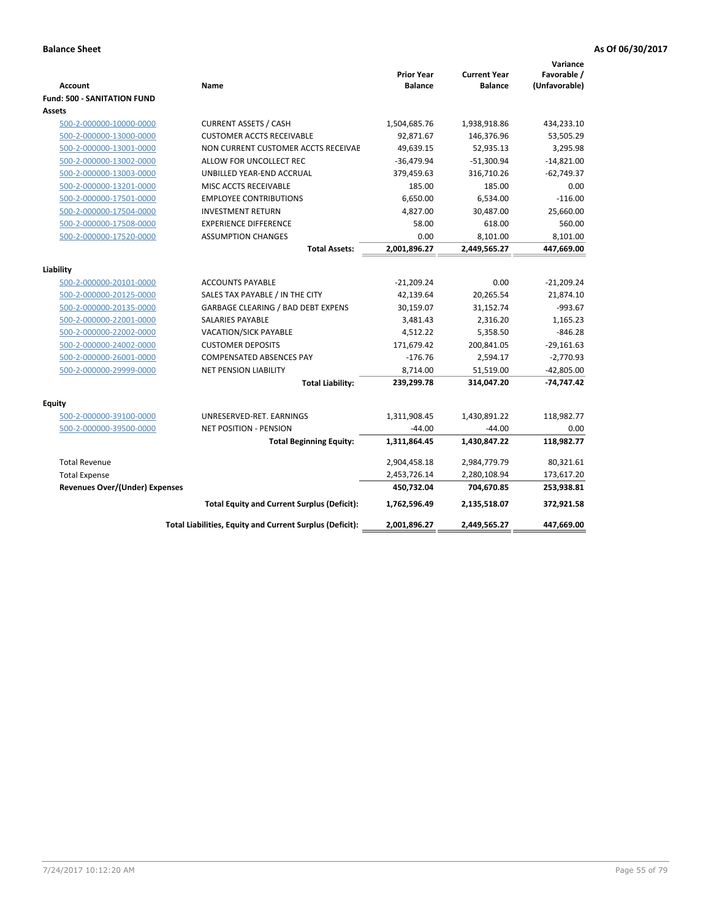**Balance Sheet** | **As Of 06/30/2017**

| Account | Name | Prior Year Balance | Current Year Balance | Variance Favorable / (Unfavorable) |
|---|---|---|---|---|
| **Fund: 500 - SANITATION FUND** | | | | |
| **Assets** | | | | |
| 500-2-000000-10000-0000 | CURRENT ASSETS / CASH | 1,504,685.76 | 1,938,918.86 | 434,233.10 |
| 500-2-000000-13000-0000 | CUSTOMER ACCTS RECEIVABLE | 92,871.67 | 146,376.96 | 53,505.29 |
| 500-2-000000-13001-0000 | NON CURRENT CUSTOMER ACCTS RECEIVAE | 49,639.15 | 52,935.13 | 3,295.98 |
| 500-2-000000-13002-0000 | ALLOW FOR UNCOLLECT REC | -36,479.94 | -51,300.94 | -14,821.00 |
| 500-2-000000-13003-0000 | UNBILLED YEAR-END ACCRUAL | 379,459.63 | 316,710.26 | -62,749.37 |
| 500-2-000000-13201-0000 | MISC ACCTS RECEIVABLE | 185.00 | 185.00 | 0.00 |
| 500-2-000000-17501-0000 | EMPLOYEE CONTRIBUTIONS | 6,650.00 | 6,534.00 | -116.00 |
| 500-2-000000-17504-0000 | INVESTMENT RETURN | 4,827.00 | 30,487.00 | 25,660.00 |
| 500-2-000000-17508-0000 | EXPERIENCE DIFFERENCE | 58.00 | 618.00 | 560.00 |
| 500-2-000000-17520-0000 | ASSUMPTION CHANGES | 0.00 | 8,101.00 | 8,101.00 |
| | **Total Assets:** | **2,001,896.27** | **2,449,565.27** | **447,669.00** |
| **Liability** | | | | |
| 500-2-000000-20101-0000 | ACCOUNTS PAYABLE | -21,209.24 | 0.00 | -21,209.24 |
| 500-2-000000-20125-0000 | SALES TAX PAYABLE / IN THE CITY | 42,139.64 | 20,265.54 | 21,874.10 |
| 500-2-000000-20135-0000 | GARBAGE CLEARING / BAD DEBT EXPENS | 30,159.07 | 31,152.74 | -993.67 |
| 500-2-000000-22001-0000 | SALARIES PAYABLE | 3,481.43 | 2,316.20 | 1,165.23 |
| 500-2-000000-22002-0000 | VACATION/SICK PAYABLE | 4,512.22 | 5,358.50 | -846.28 |
| 500-2-000000-24002-0000 | CUSTOMER DEPOSITS | 171,679.42 | 200,841.05 | -29,161.63 |
| 500-2-000000-26001-0000 | COMPENSATED ABSENCES PAY | -176.76 | 2,594.17 | -2,770.93 |
| 500-2-000000-29999-0000 | NET PENSION LIABILITY | 8,714.00 | 51,519.00 | -42,805.00 |
| | **Total Liability:** | **239,299.78** | **314,047.20** | **-74,747.42** |
| **Equity** | | | | |
| 500-2-000000-39100-0000 | UNRESERVED-RET. EARNINGS | 1,311,908.45 | 1,430,891.22 | 118,982.77 |
| 500-2-000000-39500-0000 | NET POSITION - PENSION | -44.00 | -44.00 | 0.00 |
| | **Total Beginning Equity:** | **1,311,864.45** | **1,430,847.22** | **118,982.77** |
| Total Revenue | | 2,904,458.18 | 2,984,779.79 | 80,321.61 |
| Total Expense | | 2,453,726.14 | 2,280,108.94 | 173,617.20 |
| **Revenues Over/(Under) Expenses** | | **450,732.04** | **704,670.85** | **253,938.81** |
| | **Total Equity and Current Surplus (Deficit):** | **1,762,596.49** | **2,135,518.07** | **372,921.58** |
| | **Total Liabilities, Equity and Current Surplus (Deficit):** | **2,001,896.27** | **2,449,565.27** | **447,669.00** |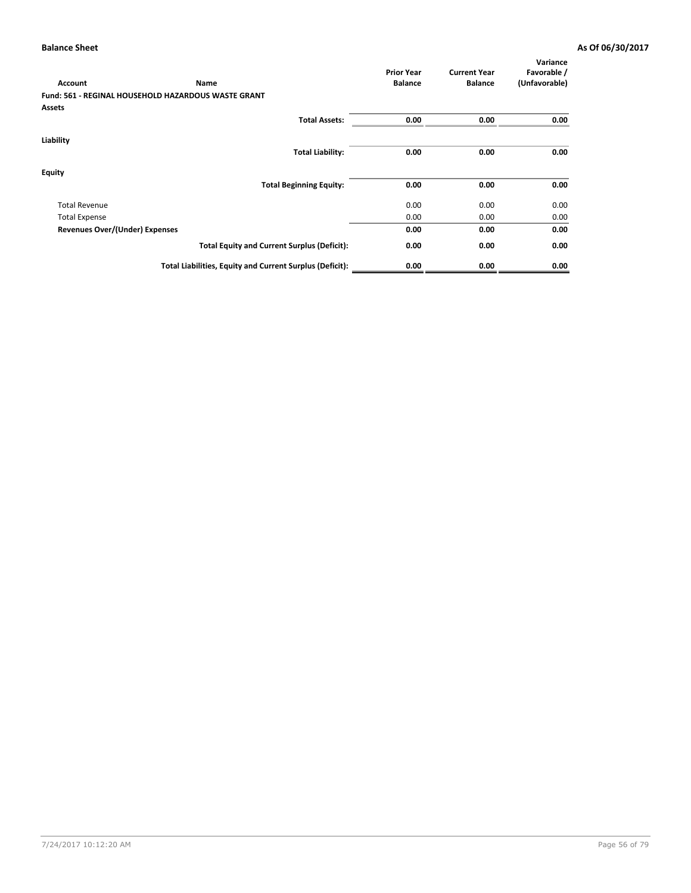**Balance Sheet** **As Of 06/30/2017**

| Account | Name | Prior Year Balance | Current Year Balance | Variance Favorable / (Unfavorable) |
|---|---|---|---|---|
| **Fund: 561 - REGINAL HOUSEHOLD HAZARDOUS WASTE GRANT** | | | | |
| **Assets** | | | | |
| | **Total Assets:** | **0.00** | **0.00** | **0.00** |
| **Liability** | | | | |
| | **Total Liability:** | **0.00** | **0.00** | **0.00** |
| **Equity** | | | | |
| | **Total Beginning Equity:** | **0.00** | **0.00** | **0.00** |
| Total Revenue | | 0.00 | 0.00 | 0.00 |
| Total Expense | | 0.00 | 0.00 | 0.00 |
| **Revenues Over/(Under) Expenses** | | **0.00** | **0.00** | **0.00** |
| | **Total Equity and Current Surplus (Deficit):** | **0.00** | **0.00** | **0.00** |
| | **Total Liabilities, Equity and Current Surplus (Deficit):** | **0.00** | **0.00** | **0.00** |

7/24/2017 10:12:20 AM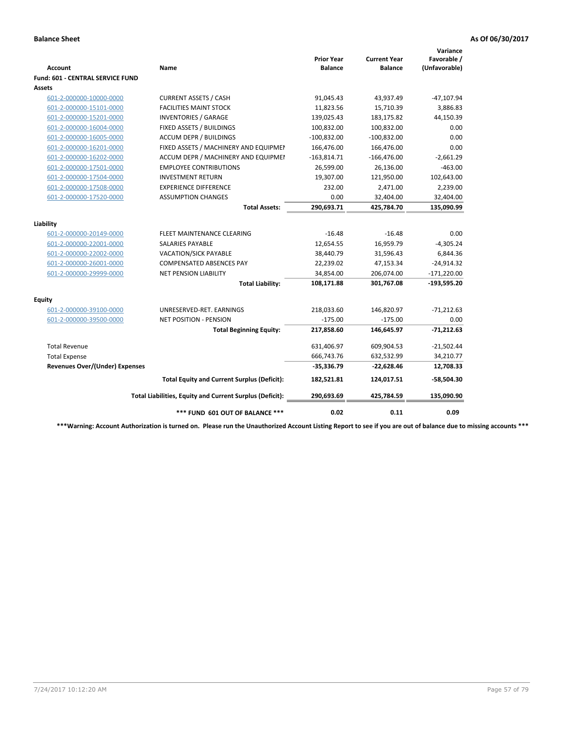**Balance Sheet** **As Of 06/30/2017**

| Account | Name | Prior Year Balance | Current Year Balance | Variance Favorable / (Unfavorable) |
|---|---|---|---|---|
| **Fund: 601 - CENTRAL SERVICE FUND** | | | | |
| **Assets** | | | | |
| 601-2-000000-10000-0000 | CURRENT ASSETS / CASH | 91,045.43 | 43,937.49 | -47,107.94 |
| 601-2-000000-15101-0000 | FACILITIES MAINT STOCK | 11,823.56 | 15,710.39 | 3,886.83 |
| 601-2-000000-15201-0000 | INVENTORIES / GARAGE | 139,025.43 | 183,175.82 | 44,150.39 |
| 601-2-000000-16004-0000 | FIXED ASSETS / BUILDINGS | 100,832.00 | 100,832.00 | 0.00 |
| 601-2-000000-16005-0000 | ACCUM DEPR / BUILDINGS | -100,832.00 | -100,832.00 | 0.00 |
| 601-2-000000-16201-0000 | FIXED ASSETS / MACHINERY AND EQUIPMEI | 166,476.00 | 166,476.00 | 0.00 |
| 601-2-000000-16202-0000 | ACCUM DEPR / MACHINERY AND EQUIPMEI | -163,814.71 | -166,476.00 | -2,661.29 |
| 601-2-000000-17501-0000 | EMPLOYEE CONTRIBUTIONS | 26,599.00 | 26,136.00 | -463.00 |
| 601-2-000000-17504-0000 | INVESTMENT RETURN | 19,307.00 | 121,950.00 | 102,643.00 |
| 601-2-000000-17508-0000 | EXPERIENCE DIFFERENCE | 232.00 | 2,471.00 | 2,239.00 |
| 601-2-000000-17520-0000 | ASSUMPTION CHANGES | 0.00 | 32,404.00 | 32,404.00 |
| | **Total Assets:** | **290,693.71** | **425,784.70** | **135,090.99** |
| **Liability** | | | | |
| 601-2-000000-20149-0000 | FLEET MAINTENANCE CLEARING | -16.48 | -16.48 | 0.00 |
| 601-2-000000-22001-0000 | SALARIES PAYABLE | 12,654.55 | 16,959.79 | -4,305.24 |
| 601-2-000000-22002-0000 | VACATION/SICK PAYABLE | 38,440.79 | 31,596.43 | 6,844.36 |
| 601-2-000000-26001-0000 | COMPENSATED ABSENCES PAY | 22,239.02 | 47,153.34 | -24,914.32 |
| 601-2-000000-29999-0000 | NET PENSION LIABILITY | 34,854.00 | 206,074.00 | -171,220.00 |
| | **Total Liability:** | **108,171.88** | **301,767.08** | **-193,595.20** |
| **Equity** | | | | |
| 601-2-000000-39100-0000 | UNRESERVED-RET. EARNINGS | 218,033.60 | 146,820.97 | -71,212.63 |
| 601-2-000000-39500-0000 | NET POSITION - PENSION | -175.00 | -175.00 | 0.00 |
| | **Total Beginning Equity:** | **217,858.60** | **146,645.97** | **-71,212.63** |
| Total Revenue | | 631,406.97 | 609,904.53 | -21,502.44 |
| Total Expense | | 666,743.76 | 632,532.99 | 34,210.77 |
| **Revenues Over/(Under) Expenses** | | **-35,336.79** | **-22,628.46** | **12,708.33** |
| | **Total Equity and Current Surplus (Deficit):** | **182,521.81** | **124,017.51** | **-58,504.30** |
| | **Total Liabilities, Equity and Current Surplus (Deficit):** | **290,693.69** | **425,784.59** | **135,090.90** |
| | ***\*\*\* FUND 601 OUT OF BALANCE \*\*\**** | **0.02** | **0.11** | **0.09** |

**\*\*\*Warning: Account Authorization is turned on. Please run the Unauthorized Account Listing Report to see if you are out of balance due to missing accounts \*\*\***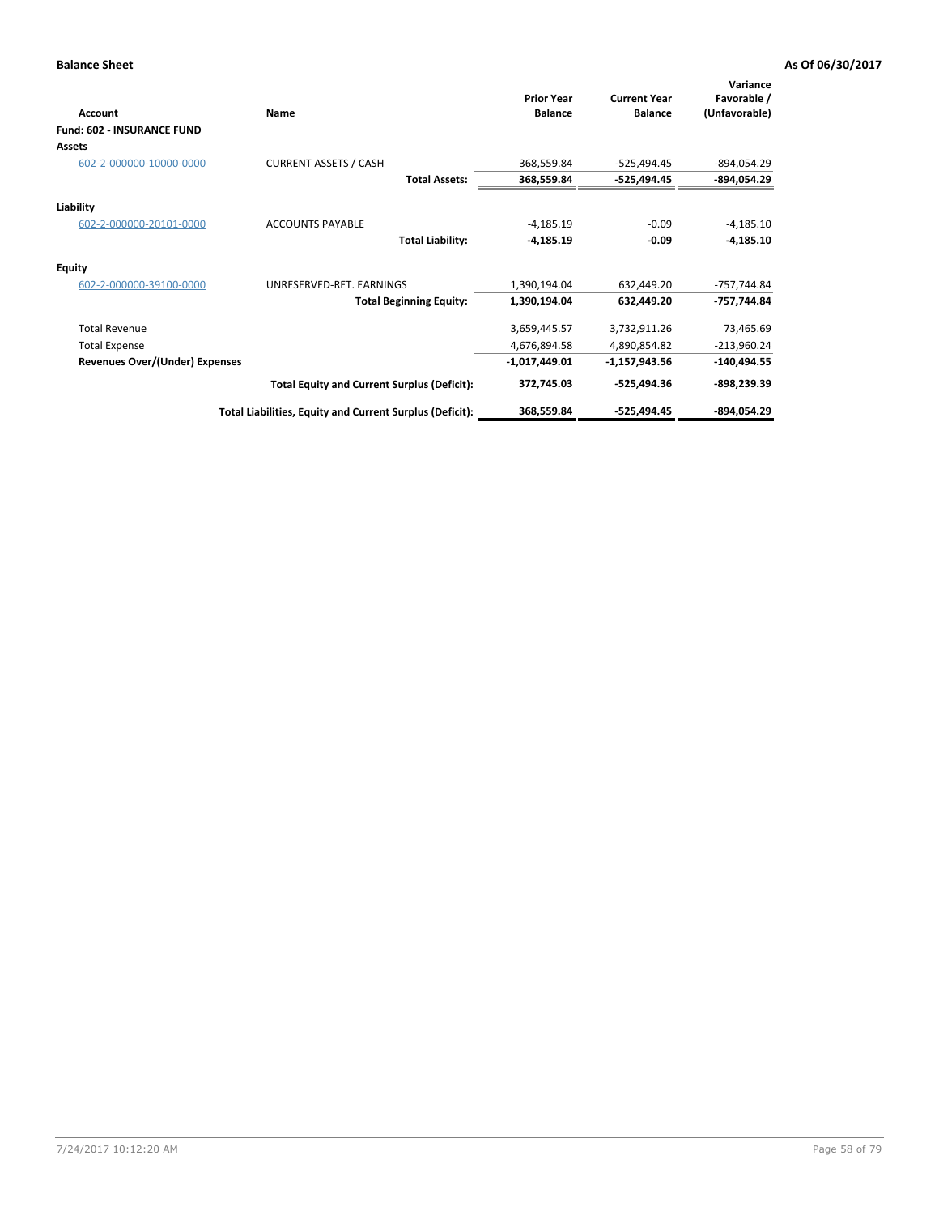**Balance Sheet** **As Of 06/30/2017**

| Account | Name | Prior Year Balance | Current Year Balance | Variance Favorable / (Unfavorable) |
|---|---|---|---|---|
| **Fund: 602 - INSURANCE FUND** | | | | |
| **Assets** | | | | |
| 602-2-000000-10000-0000 | CURRENT ASSETS / CASH | 368,559.84 | -525,494.45 | -894,054.29 |
| | **Total Assets:** | **368,559.84** | **-525,494.45** | **-894,054.29** |
| **Liability** | | | | |
| 602-2-000000-20101-0000 | ACCOUNTS PAYABLE | -4,185.19 | -0.09 | -4,185.10 |
| | **Total Liability:** | **-4,185.19** | **-0.09** | **-4,185.10** |
| **Equity** | | | | |
| 602-2-000000-39100-0000 | UNRESERVED-RET. EARNINGS | 1,390,194.04 | 632,449.20 | -757,744.84 |
| | **Total Beginning Equity:** | **1,390,194.04** | **632,449.20** | **-757,744.84** |
| Total Revenue | | 3,659,445.57 | 3,732,911.26 | 73,465.69 |
| Total Expense | | 4,676,894.58 | 4,890,854.82 | -213,960.24 |
| **Revenues Over/(Under) Expenses** | | **-1,017,449.01** | **-1,157,943.56** | **-140,494.55** |
| | **Total Equity and Current Surplus (Deficit):** | **372,745.03** | **-525,494.36** | **-898,239.39** |
| | **Total Liabilities, Equity and Current Surplus (Deficit):** | **368,559.84** | **-525,494.45** | **-894,054.29** |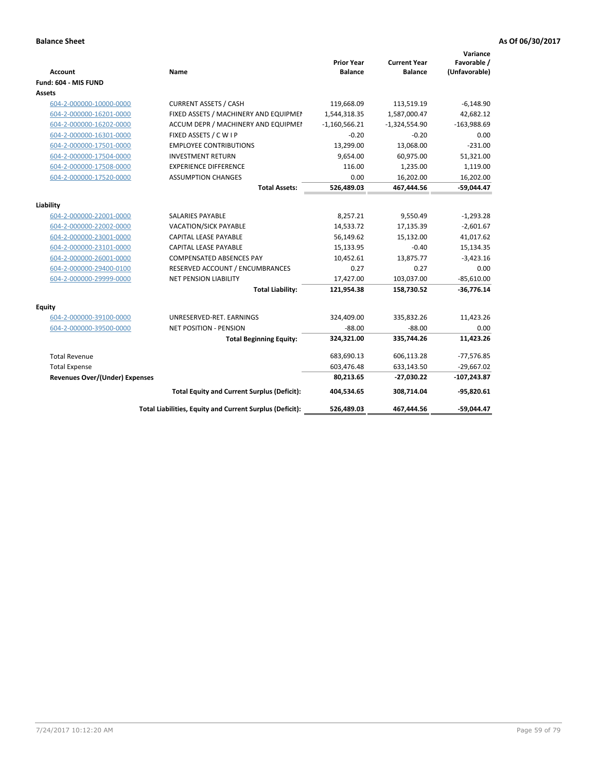**Balance Sheet** **As Of 06/30/2017**

| Account | Name | Prior Year Balance | Current Year Balance | Variance Favorable / (Unfavorable) |
|---|---|---|---|---|
| **Fund: 604 - MIS FUND** | | | | |
| **Assets** | | | | |
| 604-2-000000-10000-0000 | CURRENT ASSETS / CASH | 119,668.09 | 113,519.19 | -6,148.90 |
| 604-2-000000-16201-0000 | FIXED ASSETS / MACHINERY AND EQUIPMEI | 1,544,318.35 | 1,587,000.47 | 42,682.12 |
| 604-2-000000-16202-0000 | ACCUM DEPR / MACHINERY AND EQUIPMEI | -1,160,566.21 | -1,324,554.90 | -163,988.69 |
| 604-2-000000-16301-0000 | FIXED ASSETS / C W I P | -0.20 | -0.20 | 0.00 |
| 604-2-000000-17501-0000 | EMPLOYEE CONTRIBUTIONS | 13,299.00 | 13,068.00 | -231.00 |
| 604-2-000000-17504-0000 | INVESTMENT RETURN | 9,654.00 | 60,975.00 | 51,321.00 |
| 604-2-000000-17508-0000 | EXPERIENCE DIFFERENCE | 116.00 | 1,235.00 | 1,119.00 |
| 604-2-000000-17520-0000 | ASSUMPTION CHANGES | 0.00 | 16,202.00 | 16,202.00 |
| | **Total Assets:** | **526,489.03** | **467,444.56** | **-59,044.47** |
| **Liability** | | | | |
| 604-2-000000-22001-0000 | SALARIES PAYABLE | 8,257.21 | 9,550.49 | -1,293.28 |
| 604-2-000000-22002-0000 | VACATION/SICK PAYABLE | 14,533.72 | 17,135.39 | -2,601.67 |
| 604-2-000000-23001-0000 | CAPITAL LEASE PAYABLE | 56,149.62 | 15,132.00 | 41,017.62 |
| 604-2-000000-23101-0000 | CAPITAL LEASE PAYABLE | 15,133.95 | -0.40 | 15,134.35 |
| 604-2-000000-26001-0000 | COMPENSATED ABSENCES PAY | 10,452.61 | 13,875.77 | -3,423.16 |
| 604-2-000000-29400-0100 | RESERVED ACCOUNT / ENCUMBRANCES | 0.27 | 0.27 | 0.00 |
| 604-2-000000-29999-0000 | NET PENSION LIABILITY | 17,427.00 | 103,037.00 | -85,610.00 |
| | **Total Liability:** | **121,954.38** | **158,730.52** | **-36,776.14** |
| **Equity** | | | | |
| 604-2-000000-39100-0000 | UNRESERVED-RET. EARNINGS | 324,409.00 | 335,832.26 | 11,423.26 |
| 604-2-000000-39500-0000 | NET POSITION - PENSION | -88.00 | -88.00 | 0.00 |
| | **Total Beginning Equity:** | **324,321.00** | **335,744.26** | **11,423.26** |
| Total Revenue | | 683,690.13 | 606,113.28 | -77,576.85 |
| Total Expense | | 603,476.48 | 633,143.50 | -29,667.02 |
| **Revenues Over/(Under) Expenses** | | **80,213.65** | **-27,030.22** | **-107,243.87** |
| | **Total Equity and Current Surplus (Deficit):** | **404,534.65** | **308,714.04** | **-95,820.61** |
| | **Total Liabilities, Equity and Current Surplus (Deficit):** | **526,489.03** | **467,444.56** | **-59,044.47** |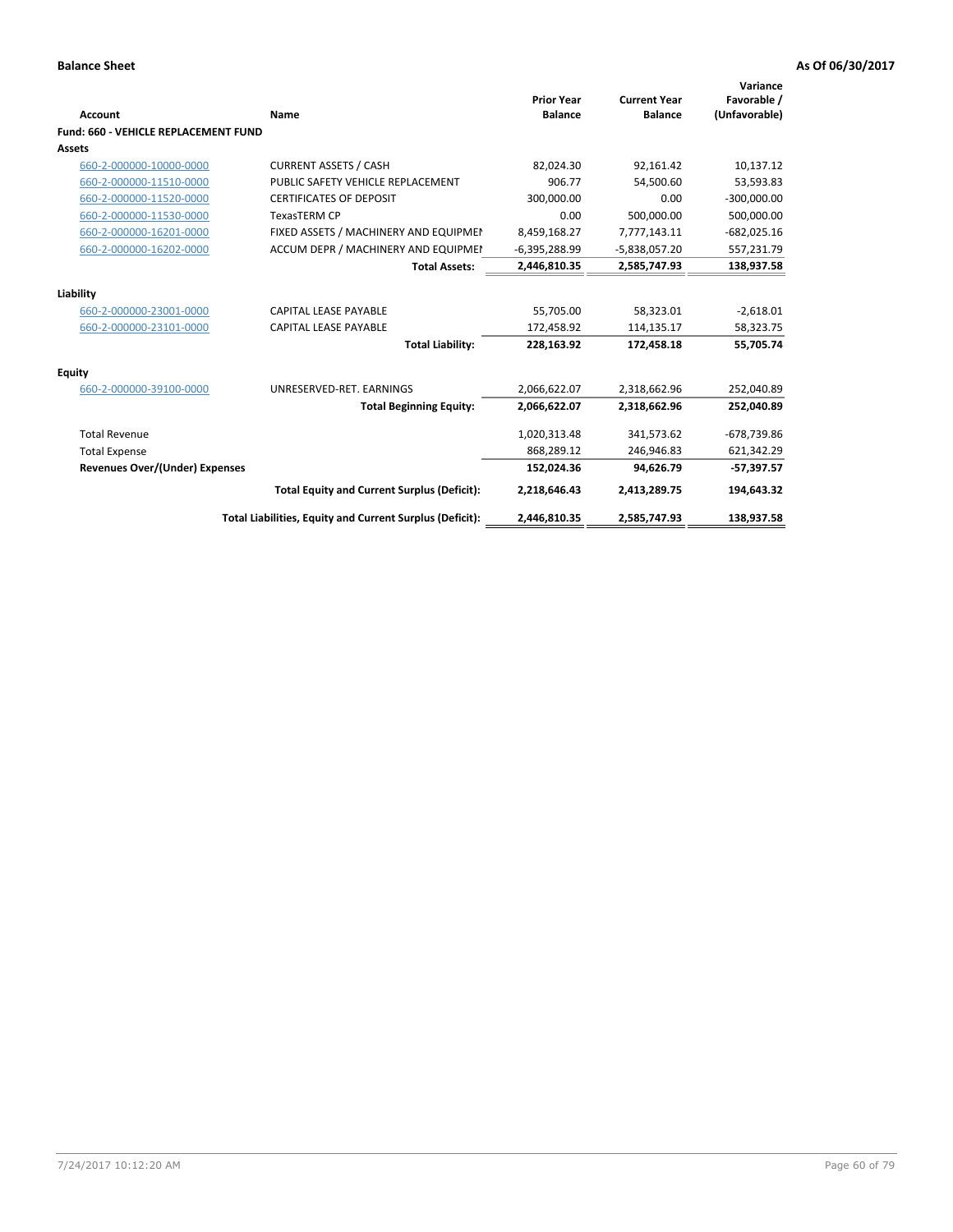**Balance Sheet** **As Of 06/30/2017**

| Account | Name | Prior Year Balance | Current Year Balance | Variance Favorable / (Unfavorable) |
|---|---|---|---|---|
| **Fund: 660 - VEHICLE REPLACEMENT FUND** | | | | |
| **Assets** | | | | |
| 660-2-000000-10000-0000 | CURRENT ASSETS / CASH | 82,024.30 | 92,161.42 | 10,137.12 |
| 660-2-000000-11510-0000 | PUBLIC SAFETY VEHICLE REPLACEMENT | 906.77 | 54,500.60 | 53,593.83 |
| 660-2-000000-11520-0000 | CERTIFICATES OF DEPOSIT | 300,000.00 | 0.00 | -300,000.00 |
| 660-2-000000-11530-0000 | TexasTERM CP | 0.00 | 500,000.00 | 500,000.00 |
| 660-2-000000-16201-0000 | FIXED ASSETS / MACHINERY AND EQUIPMEI | 8,459,168.27 | 7,777,143.11 | -682,025.16 |
| 660-2-000000-16202-0000 | ACCUM DEPR / MACHINERY AND EQUIPMEI | -6,395,288.99 | -5,838,057.20 | 557,231.79 |
| | **Total Assets:** | **2,446,810.35** | **2,585,747.93** | **138,937.58** |
| **Liability** | | | | |
| 660-2-000000-23001-0000 | CAPITAL LEASE PAYABLE | 55,705.00 | 58,323.01 | -2,618.01 |
| 660-2-000000-23101-0000 | CAPITAL LEASE PAYABLE | 172,458.92 | 114,135.17 | 58,323.75 |
| | **Total Liability:** | **228,163.92** | **172,458.18** | **55,705.74** |
| **Equity** | | | | |
| 660-2-000000-39100-0000 | UNRESERVED-RET. EARNINGS | 2,066,622.07 | 2,318,662.96 | 252,040.89 |
| | **Total Beginning Equity:** | **2,066,622.07** | **2,318,662.96** | **252,040.89** |
| Total Revenue | | 1,020,313.48 | 341,573.62 | -678,739.86 |
| Total Expense | | 868,289.12 | 246,946.83 | 621,342.29 |
| **Revenues Over/(Under) Expenses** | | **152,024.36** | **94,626.79** | **-57,397.57** |
| | **Total Equity and Current Surplus (Deficit):** | **2,218,646.43** | **2,413,289.75** | **194,643.32** |
| | **Total Liabilities, Equity and Current Surplus (Deficit):** | **2,446,810.35** | **2,585,747.93** | **138,937.58** |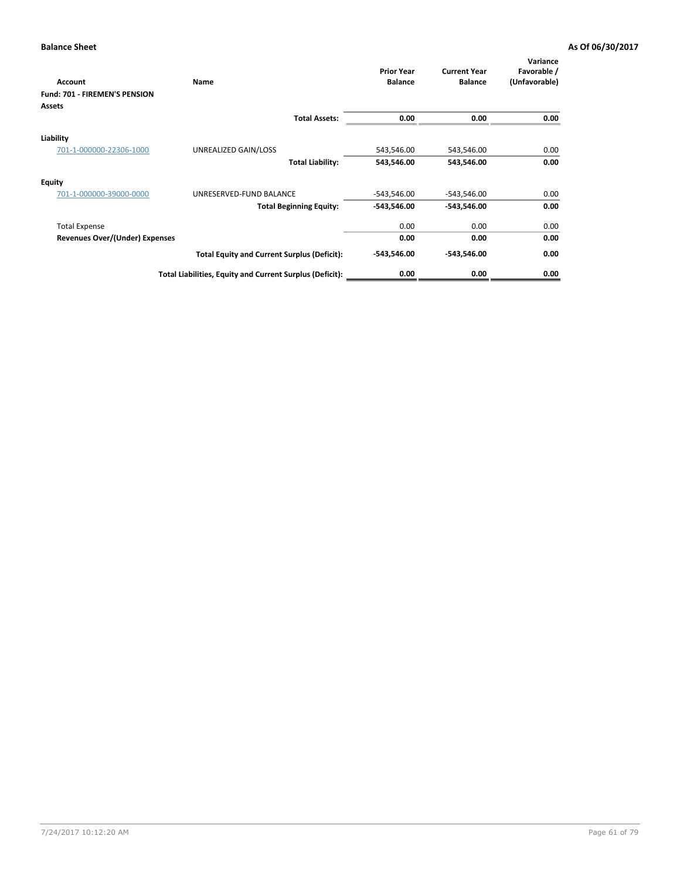**Balance Sheet** **As Of 06/30/2017**

| Account | Name | Prior Year Balance | Current Year Balance | Variance Favorable / (Unfavorable) |
|---|---|---|---|---|
| **Fund: 701 - FIREMEN'S PENSION** | | | | |
| **Assets** | | | | |
| | **Total Assets:** | **0.00** | **0.00** | **0.00** |
| **Liability** | | | | |
| 701-1-000000-22306-1000 | UNREALIZED GAIN/LOSS | 543,546.00 | 543,546.00 | 0.00 |
| | **Total Liability:** | **543,546.00** | **543,546.00** | **0.00** |
| **Equity** | | | | |
| 701-1-000000-39000-0000 | UNRESERVED-FUND BALANCE | -543,546.00 | -543,546.00 | 0.00 |
| | **Total Beginning Equity:** | **-543,546.00** | **-543,546.00** | **0.00** |
| Total Expense | | 0.00 | 0.00 | 0.00 |
| **Revenues Over/(Under) Expenses** | | **0.00** | **0.00** | **0.00** |
| | **Total Equity and Current Surplus (Deficit):** | **-543,546.00** | **-543,546.00** | **0.00** |
| | **Total Liabilities, Equity and Current Surplus (Deficit):** | **0.00** | **0.00** | **0.00** |

7/24/2017 10:12:20 AM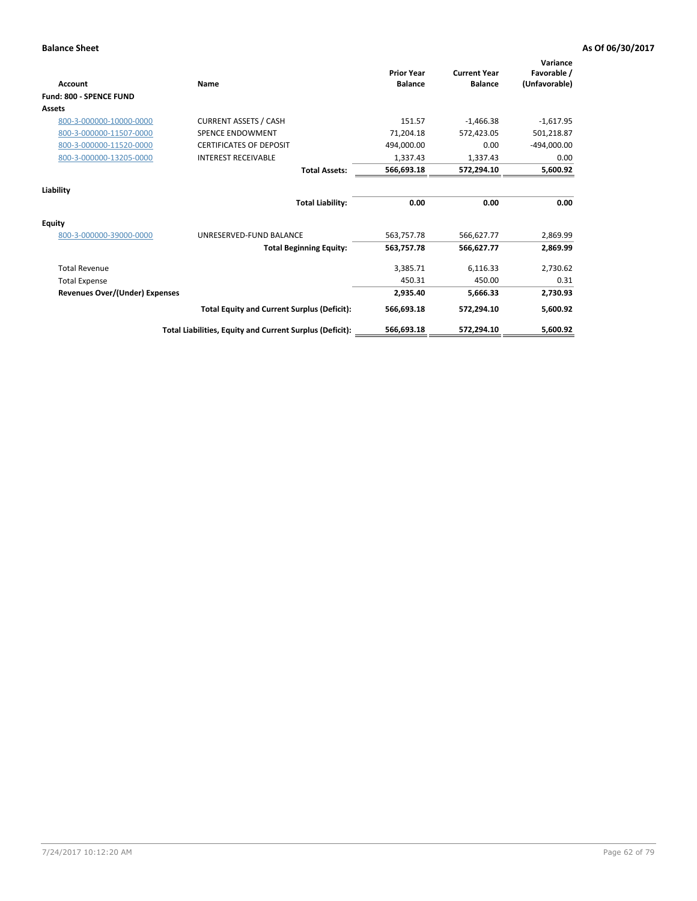**Balance Sheet** **As Of 06/30/2017**

| Account | Name | Prior Year Balance | Current Year Balance | Variance Favorable / (Unfavorable) |
|---|---|---|---|---|
| **Fund: 800 - SPENCE FUND** | | | | |
| **Assets** | | | | |
| 800-3-000000-10000-0000 | CURRENT ASSETS / CASH | 151.57 | -1,466.38 | -1,617.95 |
| 800-3-000000-11507-0000 | SPENCE ENDOWMENT | 71,204.18 | 572,423.05 | 501,218.87 |
| 800-3-000000-11520-0000 | CERTIFICATES OF DEPOSIT | 494,000.00 | 0.00 | -494,000.00 |
| 800-3-000000-13205-0000 | INTEREST RECEIVABLE | 1,337.43 | 1,337.43 | 0.00 |
| | **Total Assets:** | **566,693.18** | **572,294.10** | **5,600.92** |
| **Liability** | | | | |
| | **Total Liability:** | **0.00** | **0.00** | **0.00** |
| **Equity** | | | | |
| 800-3-000000-39000-0000 | UNRESERVED-FUND BALANCE | 563,757.78 | 566,627.77 | 2,869.99 |
| | **Total Beginning Equity:** | **563,757.78** | **566,627.77** | **2,869.99** |
| Total Revenue | | 3,385.71 | 6,116.33 | 2,730.62 |
| Total Expense | | 450.31 | 450.00 | 0.31 |
| **Revenues Over/(Under) Expenses** | | **2,935.40** | **5,666.33** | **2,730.93** |
| | **Total Equity and Current Surplus (Deficit):** | **566,693.18** | **572,294.10** | **5,600.92** |
| | **Total Liabilities, Equity and Current Surplus (Deficit):** | **566,693.18** | **572,294.10** | **5,600.92** |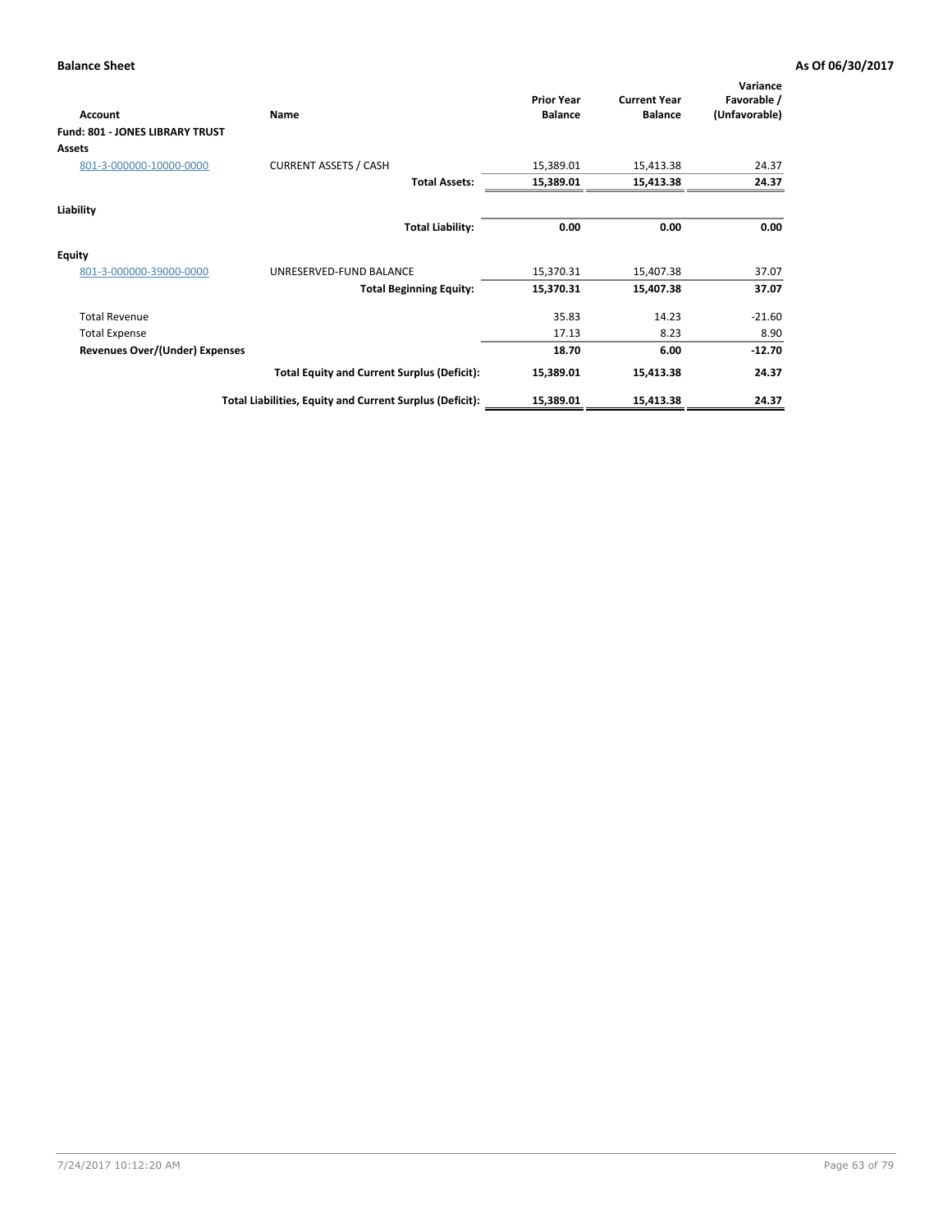**Balance Sheet** **As Of 06/30/2017**

| Account | Name | Prior Year Balance | Current Year Balance | Variance Favorable / (Unfavorable) |
|---|---|---|---|---|
| **Fund: 801 - JONES LIBRARY TRUST** | | | | |
| **Assets** | | | | |
| 801-3-000000-10000-0000 | CURRENT ASSETS / CASH | 15,389.01 | 15,413.38 | 24.37 |
| | **Total Assets:** | **15,389.01** | **15,413.38** | **24.37** |
| **Liability** | | | | |
| | **Total Liability:** | **0.00** | **0.00** | **0.00** |
| **Equity** | | | | |
| 801-3-000000-39000-0000 | UNRESERVED-FUND BALANCE | 15,370.31 | 15,407.38 | 37.07 |
| | **Total Beginning Equity:** | **15,370.31** | **15,407.38** | **37.07** |
| Total Revenue | | 35.83 | 14.23 | -21.60 |
| Total Expense | | 17.13 | 8.23 | 8.90 |
| **Revenues Over/(Under) Expenses** | | **18.70** | **6.00** | **-12.70** |
| | **Total Equity and Current Surplus (Deficit):** | **15,389.01** | **15,413.38** | **24.37** |
| | **Total Liabilities, Equity and Current Surplus (Deficit):** | **15,389.01** | **15,413.38** | **24.37** |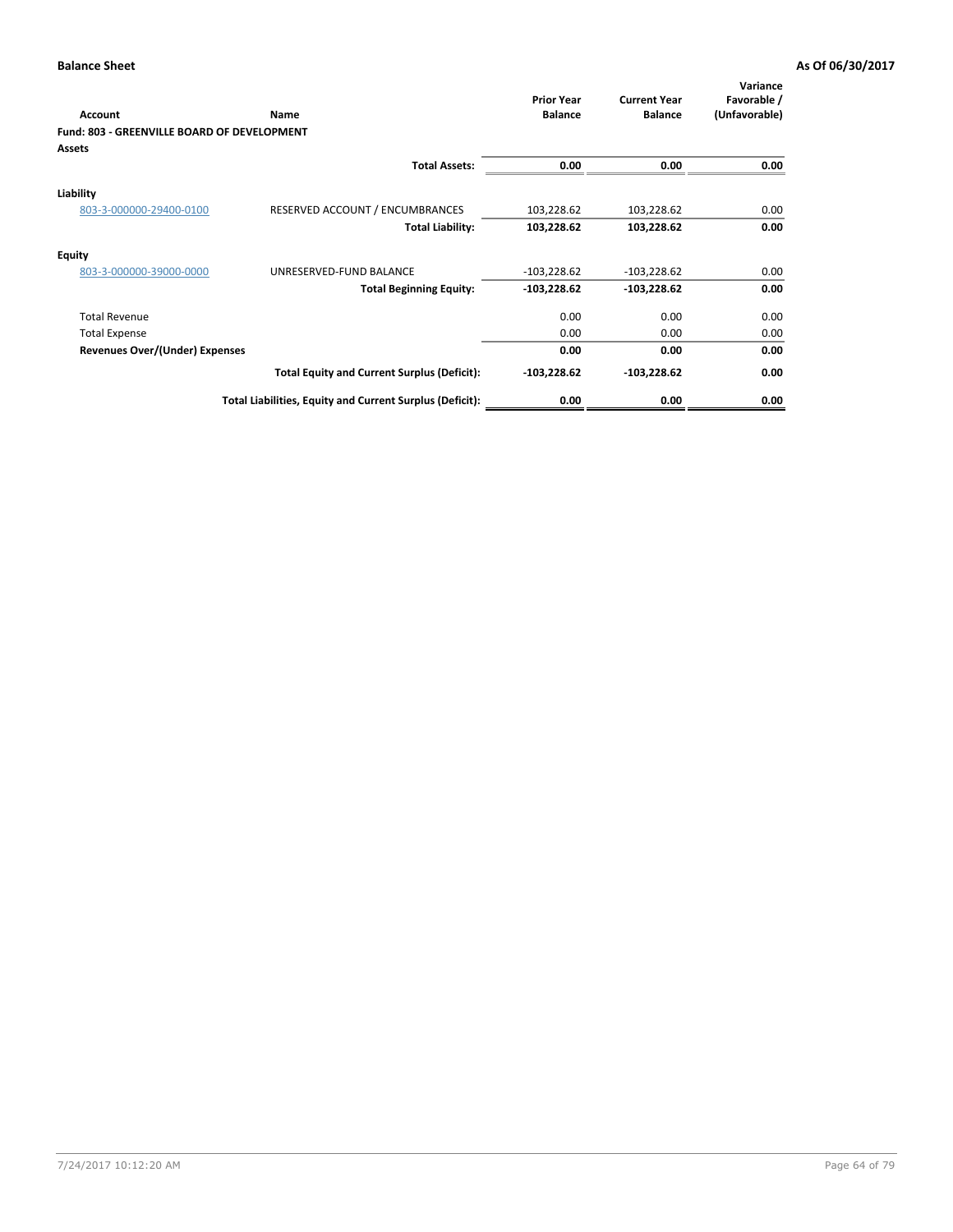**Balance Sheet** — **As Of 06/30/2017**

| Account | Name | Prior Year Balance | Current Year Balance | Variance Favorable / (Unfavorable) |
|---|---|---|---|---|
| **Fund: 803 - GREENVILLE BOARD OF DEVELOPMENT** | | | | |
| **Assets** | | | | |
| | **Total Assets:** | **0.00** | **0.00** | **0.00** |
| **Liability** | | | | |
| 803-3-000000-29400-0100 | RESERVED ACCOUNT / ENCUMBRANCES | 103,228.62 | 103,228.62 | 0.00 |
| | **Total Liability:** | **103,228.62** | **103,228.62** | **0.00** |
| **Equity** | | | | |
| 803-3-000000-39000-0000 | UNRESERVED-FUND BALANCE | -103,228.62 | -103,228.62 | 0.00 |
| | **Total Beginning Equity:** | **-103,228.62** | **-103,228.62** | **0.00** |
| Total Revenue | | 0.00 | 0.00 | 0.00 |
| Total Expense | | 0.00 | 0.00 | 0.00 |
| **Revenues Over/(Under) Expenses** | | **0.00** | **0.00** | **0.00** |
| | **Total Equity and Current Surplus (Deficit):** | **-103,228.62** | **-103,228.62** | **0.00** |
| | **Total Liabilities, Equity and Current Surplus (Deficit):** | **0.00** | **0.00** | **0.00** |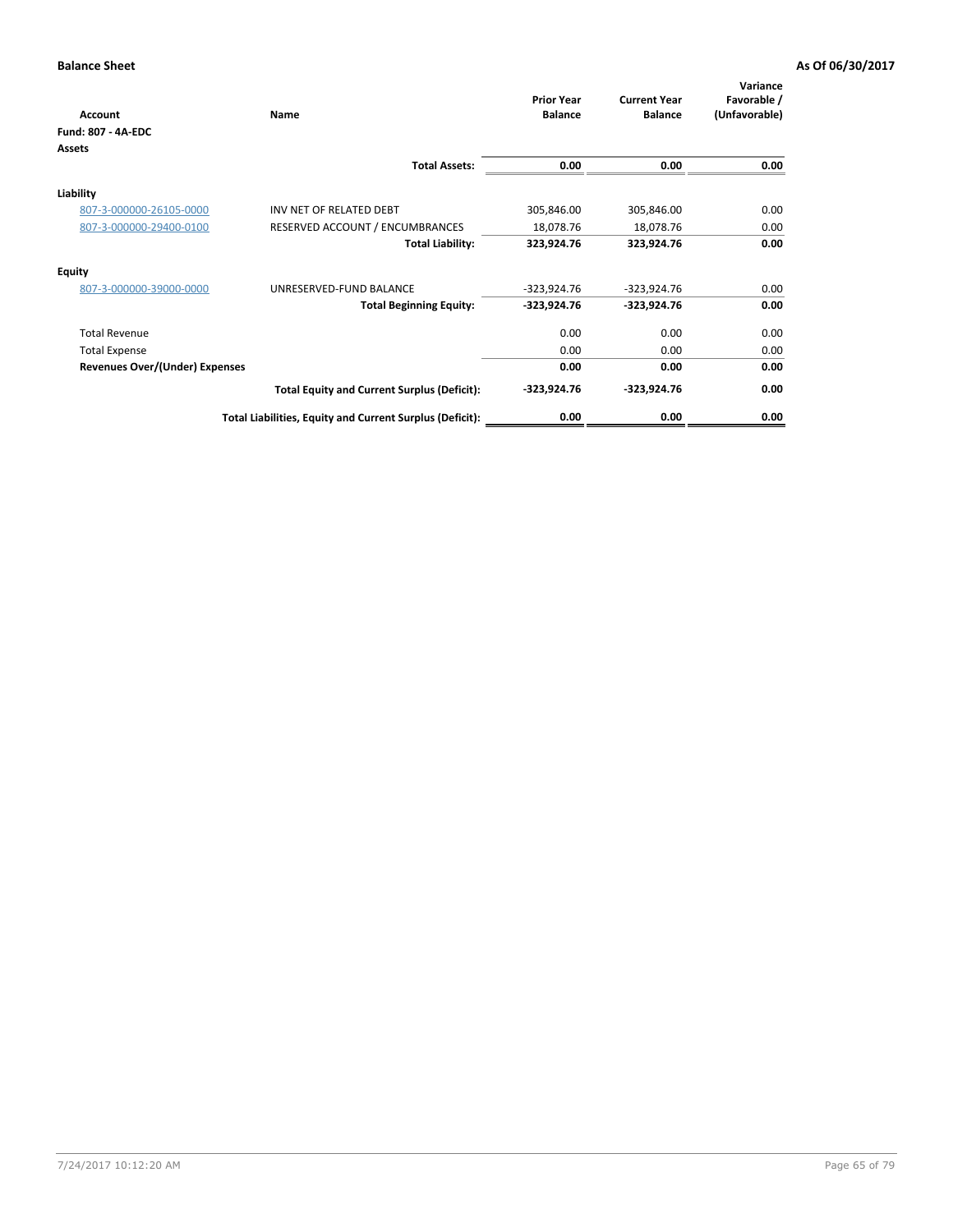**Balance Sheet** — **As Of 06/30/2017**

| Account | Name | Prior Year Balance | Current Year Balance | Variance Favorable / (Unfavorable) |
|---|---|---|---|---|
| **Fund: 807 - 4A-EDC** | | | | |
| **Assets** | | | | |
| | **Total Assets:** | **0.00** | **0.00** | **0.00** |
| **Liability** | | | | |
| 807-3-000000-26105-0000 | INV NET OF RELATED DEBT | 305,846.00 | 305,846.00 | 0.00 |
| 807-3-000000-29400-0100 | RESERVED ACCOUNT / ENCUMBRANCES | 18,078.76 | 18,078.76 | 0.00 |
| | **Total Liability:** | **323,924.76** | **323,924.76** | **0.00** |
| **Equity** | | | | |
| 807-3-000000-39000-0000 | UNRESERVED-FUND BALANCE | -323,924.76 | -323,924.76 | 0.00 |
| | **Total Beginning Equity:** | **-323,924.76** | **-323,924.76** | **0.00** |
| Total Revenue | | 0.00 | 0.00 | 0.00 |
| Total Expense | | 0.00 | 0.00 | 0.00 |
| **Revenues Over/(Under) Expenses** | | **0.00** | **0.00** | **0.00** |
| | **Total Equity and Current Surplus (Deficit):** | **-323,924.76** | **-323,924.76** | **0.00** |
| | **Total Liabilities, Equity and Current Surplus (Deficit):** | **0.00** | **0.00** | **0.00** |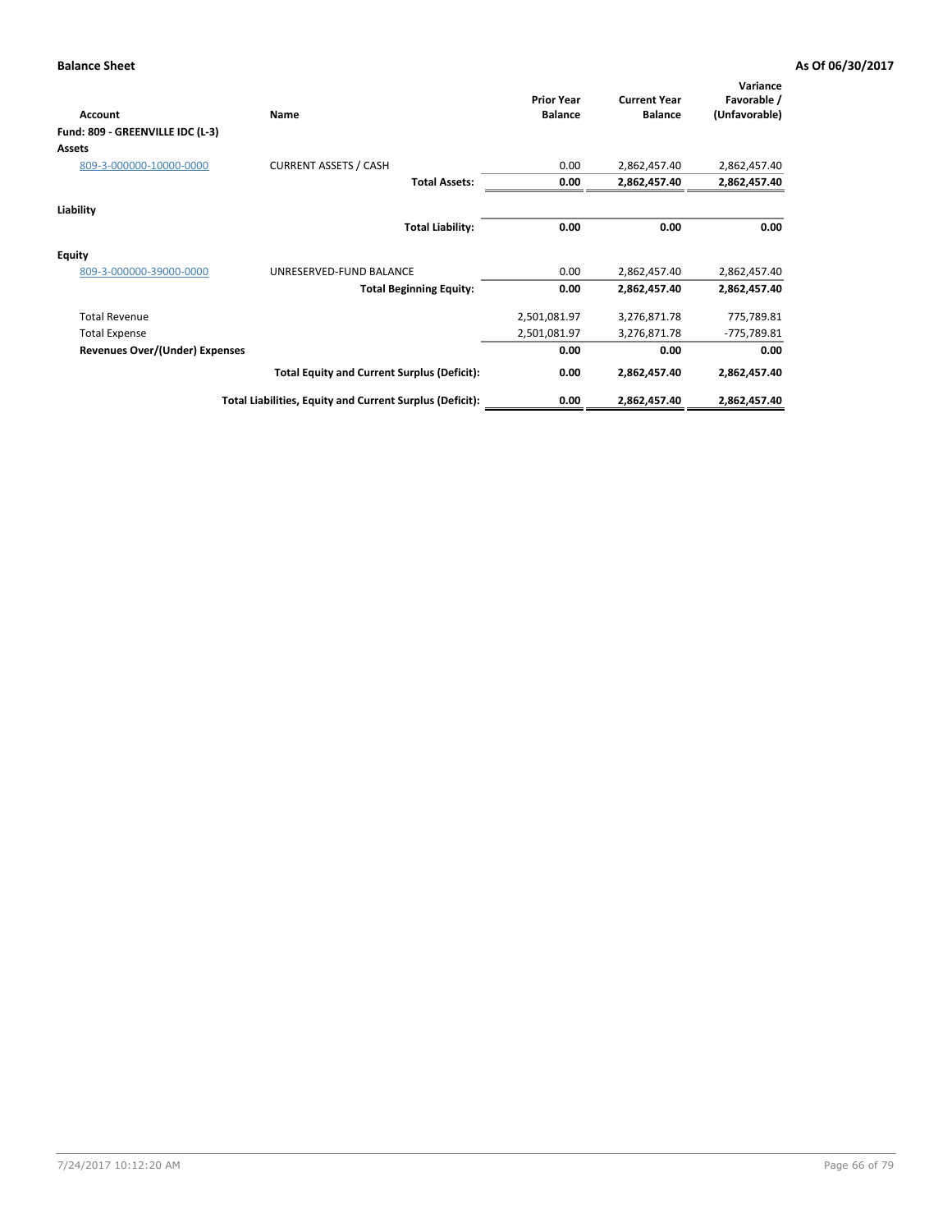**Balance Sheet** **As Of 06/30/2017**

| Account | Name | Prior Year Balance | Current Year Balance | Variance Favorable / (Unfavorable) |
|---|---|---|---|---|
| **Fund: 809 - GREENVILLE IDC (L-3)** | | | | |
| **Assets** | | | | |
| 809-3-000000-10000-0000 | CURRENT ASSETS / CASH | 0.00 | 2,862,457.40 | 2,862,457.40 |
| | **Total Assets:** | **0.00** | **2,862,457.40** | **2,862,457.40** |
| **Liability** | | | | |
| | **Total Liability:** | **0.00** | **0.00** | **0.00** |
| **Equity** | | | | |
| 809-3-000000-39000-0000 | UNRESERVED-FUND BALANCE | 0.00 | 2,862,457.40 | 2,862,457.40 |
| | **Total Beginning Equity:** | **0.00** | **2,862,457.40** | **2,862,457.40** |
| Total Revenue | | 2,501,081.97 | 3,276,871.78 | 775,789.81 |
| Total Expense | | 2,501,081.97 | 3,276,871.78 | -775,789.81 |
| **Revenues Over/(Under) Expenses** | | **0.00** | **0.00** | **0.00** |
| | **Total Equity and Current Surplus (Deficit):** | **0.00** | **2,862,457.40** | **2,862,457.40** |
| | **Total Liabilities, Equity and Current Surplus (Deficit):** | **0.00** | **2,862,457.40** | **2,862,457.40** |

7/24/2017 10:12:20 AM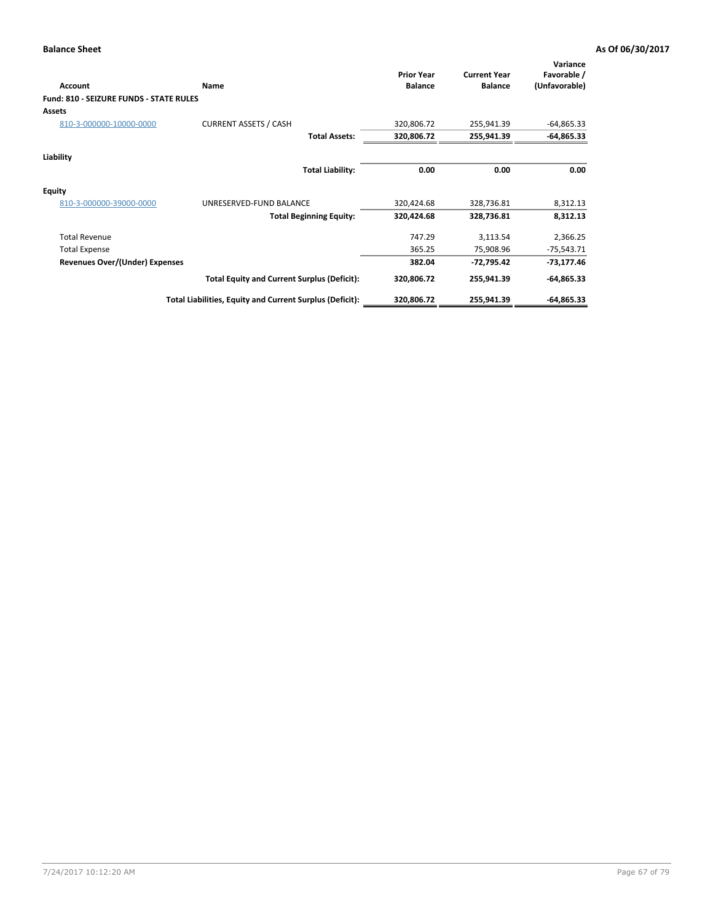**Balance Sheet** **As Of 06/30/2017**

| Account | Name | Prior Year Balance | Current Year Balance | Variance Favorable / (Unfavorable) |
|---|---|---|---|---|
| **Fund: 810 - SEIZURE FUNDS - STATE RULES** | | | | |
| **Assets** | | | | |
| 810-3-000000-10000-0000 | CURRENT ASSETS / CASH | 320,806.72 | 255,941.39 | -64,865.33 |
| | **Total Assets:** | **320,806.72** | **255,941.39** | **-64,865.33** |
| **Liability** | | | | |
| | **Total Liability:** | **0.00** | **0.00** | **0.00** |
| **Equity** | | | | |
| 810-3-000000-39000-0000 | UNRESERVED-FUND BALANCE | 320,424.68 | 328,736.81 | 8,312.13 |
| | **Total Beginning Equity:** | **320,424.68** | **328,736.81** | **8,312.13** |
| Total Revenue | | 747.29 | 3,113.54 | 2,366.25 |
| Total Expense | | 365.25 | 75,908.96 | -75,543.71 |
| **Revenues Over/(Under) Expenses** | | **382.04** | **-72,795.42** | **-73,177.46** |
| | **Total Equity and Current Surplus (Deficit):** | **320,806.72** | **255,941.39** | **-64,865.33** |
| | **Total Liabilities, Equity and Current Surplus (Deficit):** | **320,806.72** | **255,941.39** | **-64,865.33** |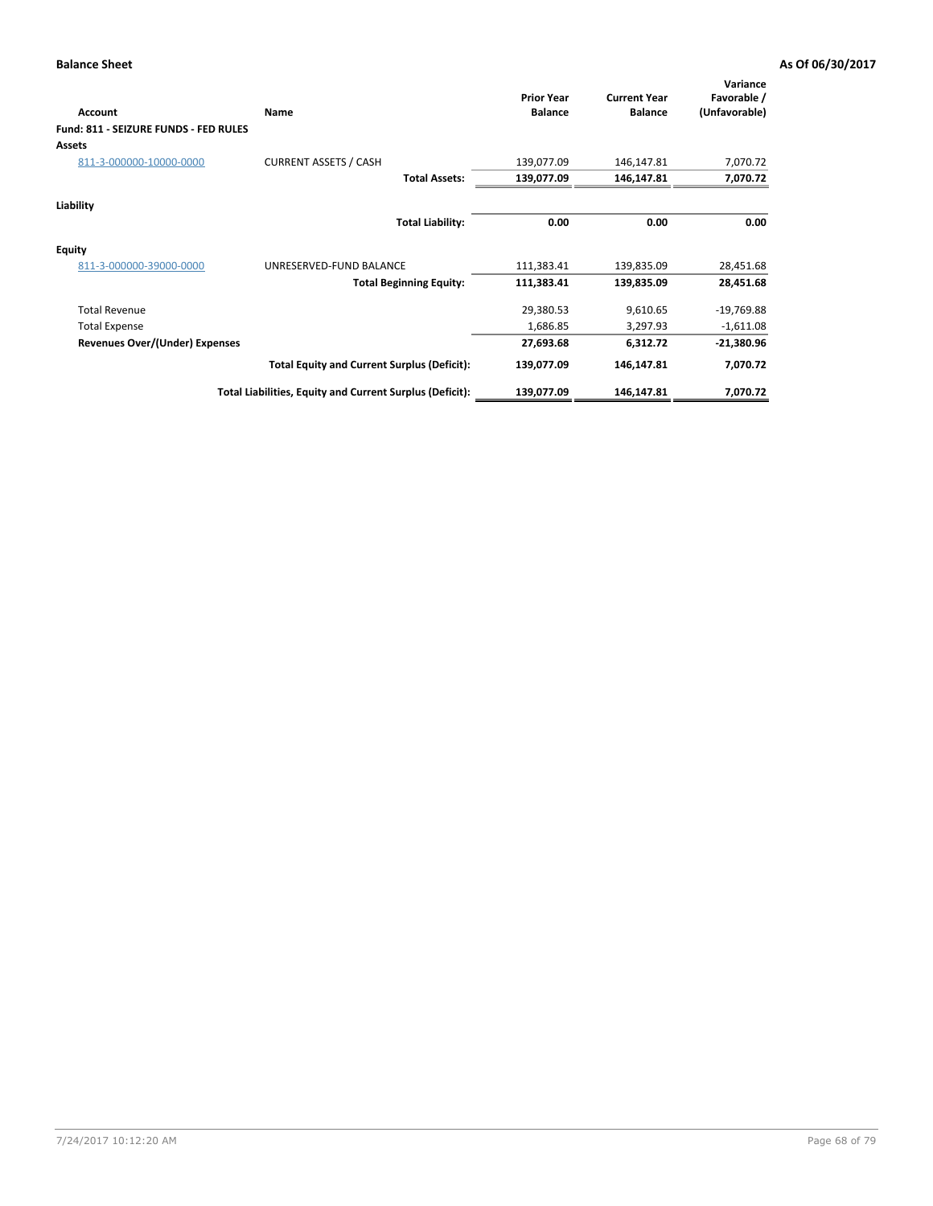**Balance Sheet** **As Of 06/30/2017**

| Account | Name | Prior Year Balance | Current Year Balance | Variance Favorable / (Unfavorable) |
|---|---|---|---|---|
| **Fund: 811 - SEIZURE FUNDS - FED RULES** | | | | |
| **Assets** | | | | |
| 811-3-000000-10000-0000 | CURRENT ASSETS / CASH | 139,077.09 | 146,147.81 | 7,070.72 |
| | **Total Assets:** | **139,077.09** | **146,147.81** | **7,070.72** |
| **Liability** | | | | |
| | **Total Liability:** | **0.00** | **0.00** | **0.00** |
| **Equity** | | | | |
| 811-3-000000-39000-0000 | UNRESERVED-FUND BALANCE | 111,383.41 | 139,835.09 | 28,451.68 |
| | **Total Beginning Equity:** | **111,383.41** | **139,835.09** | **28,451.68** |
| Total Revenue | | 29,380.53 | 9,610.65 | -19,769.88 |
| Total Expense | | 1,686.85 | 3,297.93 | -1,611.08 |
| **Revenues Over/(Under) Expenses** | | **27,693.68** | **6,312.72** | **-21,380.96** |
| | **Total Equity and Current Surplus (Deficit):** | **139,077.09** | **146,147.81** | **7,070.72** |
| | **Total Liabilities, Equity and Current Surplus (Deficit):** | **139,077.09** | **146,147.81** | **7,070.72** |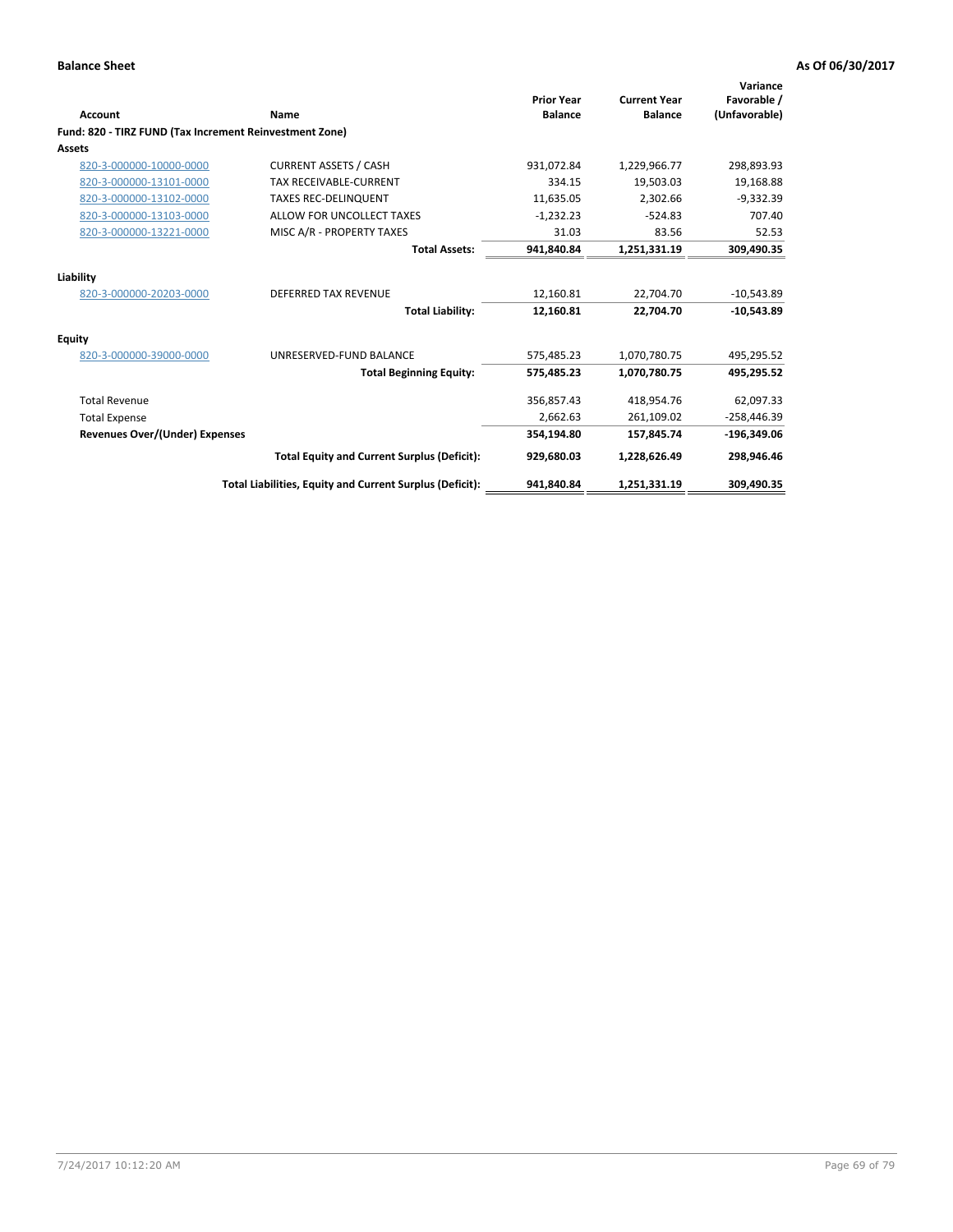**Balance Sheet** | **As Of 06/30/2017**

| Account | Name | Prior Year Balance | Current Year Balance | Variance Favorable / (Unfavorable) |
|---|---|---|---|---|
| **Fund: 820 - TIRZ FUND (Tax Increment Reinvestment Zone)** | | | | |
| **Assets** | | | | |
| 820-3-000000-10000-0000 | CURRENT ASSETS / CASH | 931,072.84 | 1,229,966.77 | 298,893.93 |
| 820-3-000000-13101-0000 | TAX RECEIVABLE-CURRENT | 334.15 | 19,503.03 | 19,168.88 |
| 820-3-000000-13102-0000 | TAXES REC-DELINQUENT | 11,635.05 | 2,302.66 | -9,332.39 |
| 820-3-000000-13103-0000 | ALLOW FOR UNCOLLECT TAXES | -1,232.23 | -524.83 | 707.40 |
| 820-3-000000-13221-0000 | MISC A/R - PROPERTY TAXES | 31.03 | 83.56 | 52.53 |
| | **Total Assets:** | **941,840.84** | **1,251,331.19** | **309,490.35** |
| **Liability** | | | | |
| 820-3-000000-20203-0000 | DEFERRED TAX REVENUE | 12,160.81 | 22,704.70 | -10,543.89 |
| | **Total Liability:** | **12,160.81** | **22,704.70** | **-10,543.89** |
| **Equity** | | | | |
| 820-3-000000-39000-0000 | UNRESERVED-FUND BALANCE | 575,485.23 | 1,070,780.75 | 495,295.52 |
| | **Total Beginning Equity:** | **575,485.23** | **1,070,780.75** | **495,295.52** |
| Total Revenue | | 356,857.43 | 418,954.76 | 62,097.33 |
| Total Expense | | 2,662.63 | 261,109.02 | -258,446.39 |
| **Revenues Over/(Under) Expenses** | | **354,194.80** | **157,845.74** | **-196,349.06** |
| | **Total Equity and Current Surplus (Deficit):** | **929,680.03** | **1,228,626.49** | **298,946.46** |
| | **Total Liabilities, Equity and Current Surplus (Deficit):** | **941,840.84** | **1,251,331.19** | **309,490.35** |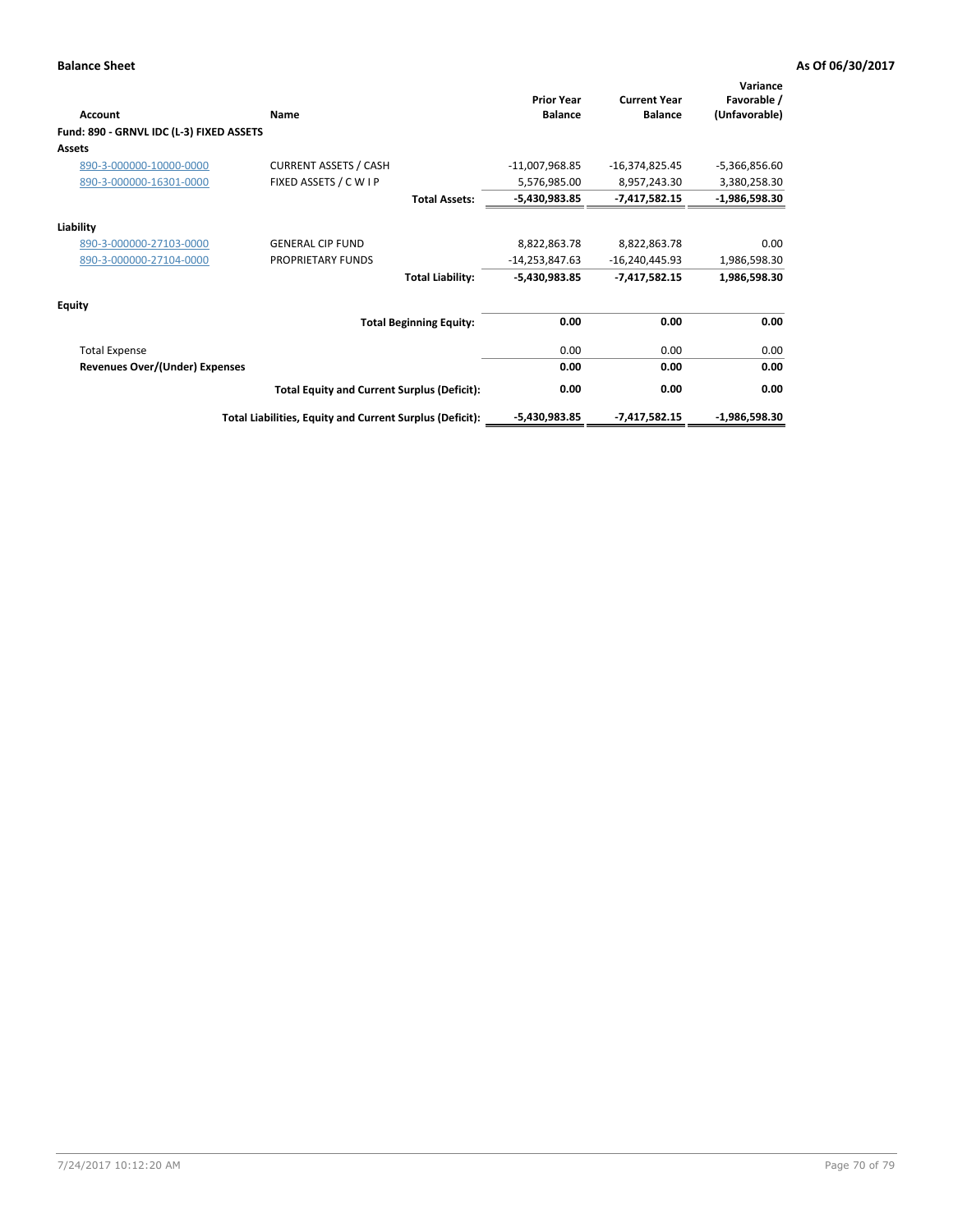**Balance Sheet** **As Of 06/30/2017**

| Account | Name | Prior Year Balance | Current Year Balance | Variance Favorable / (Unfavorable) |
|---|---|---|---|---|
| **Fund: 890 - GRNVL IDC (L-3) FIXED ASSETS** | | | | |
| **Assets** | | | | |
| 890-3-000000-10000-0000 | CURRENT ASSETS / CASH | -11,007,968.85 | -16,374,825.45 | -5,366,856.60 |
| 890-3-000000-16301-0000 | FIXED ASSETS / C W I P | 5,576,985.00 | 8,957,243.30 | 3,380,258.30 |
| | **Total Assets:** | **-5,430,983.85** | **-7,417,582.15** | **-1,986,598.30** |
| **Liability** | | | | |
| 890-3-000000-27103-0000 | GENERAL CIP FUND | 8,822,863.78 | 8,822,863.78 | 0.00 |
| 890-3-000000-27104-0000 | PROPRIETARY FUNDS | -14,253,847.63 | -16,240,445.93 | 1,986,598.30 |
| | **Total Liability:** | **-5,430,983.85** | **-7,417,582.15** | **1,986,598.30** |
| **Equity** | | | | |
| | **Total Beginning Equity:** | **0.00** | **0.00** | **0.00** |
| Total Expense | | 0.00 | 0.00 | 0.00 |
| **Revenues Over/(Under) Expenses** | | **0.00** | **0.00** | **0.00** |
| | **Total Equity and Current Surplus (Deficit):** | **0.00** | **0.00** | **0.00** |
| | **Total Liabilities, Equity and Current Surplus (Deficit):** | **-5,430,983.85** | **-7,417,582.15** | **-1,986,598.30** |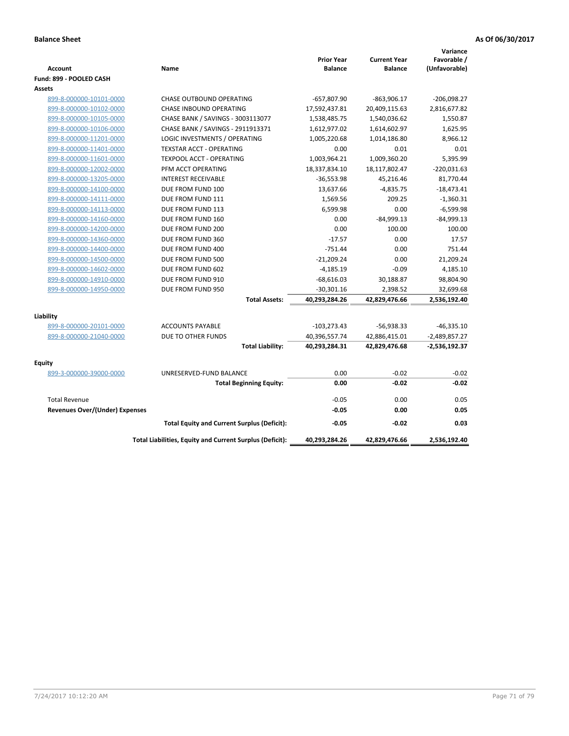**Balance Sheet** **As Of 06/30/2017**

| Account | Name | Prior Year Balance | Current Year Balance | Variance Favorable / (Unfavorable) |
|---|---|---|---|---|
| **Fund: 899 - POOLED CASH** | | | | |
| **Assets** | | | | |
| 899-8-000000-10101-0000 | CHASE OUTBOUND OPERATING | -657,807.90 | -863,906.17 | -206,098.27 |
| 899-8-000000-10102-0000 | CHASE INBOUND OPERATING | 17,592,437.81 | 20,409,115.63 | 2,816,677.82 |
| 899-8-000000-10105-0000 | CHASE BANK / SAVINGS - 3003113077 | 1,538,485.75 | 1,540,036.62 | 1,550.87 |
| 899-8-000000-10106-0000 | CHASE BANK / SAVINGS - 2911913371 | 1,612,977.02 | 1,614,602.97 | 1,625.95 |
| 899-8-000000-11201-0000 | LOGIC INVESTMENTS / OPERATING | 1,005,220.68 | 1,014,186.80 | 8,966.12 |
| 899-8-000000-11401-0000 | TEXSTAR ACCT - OPERATING | 0.00 | 0.01 | 0.01 |
| 899-8-000000-11601-0000 | TEXPOOL ACCT - OPERATING | 1,003,964.21 | 1,009,360.20 | 5,395.99 |
| 899-8-000000-12002-0000 | PFM ACCT OPERATING | 18,337,834.10 | 18,117,802.47 | -220,031.63 |
| 899-8-000000-13205-0000 | INTEREST RECEIVABLE | -36,553.98 | 45,216.46 | 81,770.44 |
| 899-8-000000-14100-0000 | DUE FROM FUND 100 | 13,637.66 | -4,835.75 | -18,473.41 |
| 899-8-000000-14111-0000 | DUE FROM FUND 111 | 1,569.56 | 209.25 | -1,360.31 |
| 899-8-000000-14113-0000 | DUE FROM FUND 113 | 6,599.98 | 0.00 | -6,599.98 |
| 899-8-000000-14160-0000 | DUE FROM FUND 160 | 0.00 | -84,999.13 | -84,999.13 |
| 899-8-000000-14200-0000 | DUE FROM FUND 200 | 0.00 | 100.00 | 100.00 |
| 899-8-000000-14360-0000 | DUE FROM FUND 360 | -17.57 | 0.00 | 17.57 |
| 899-8-000000-14400-0000 | DUE FROM FUND 400 | -751.44 | 0.00 | 751.44 |
| 899-8-000000-14500-0000 | DUE FROM FUND 500 | -21,209.24 | 0.00 | 21,209.24 |
| 899-8-000000-14602-0000 | DUE FROM FUND 602 | -4,185.19 | -0.09 | 4,185.10 |
| 899-8-000000-14910-0000 | DUE FROM FUND 910 | -68,616.03 | 30,188.87 | 98,804.90 |
| 899-8-000000-14950-0000 | DUE FROM FUND 950 | -30,301.16 | 2,398.52 | 32,699.68 |
| | **Total Assets:** | **40,293,284.26** | **42,829,476.66** | **2,536,192.40** |
| **Liability** | | | | |
| 899-8-000000-20101-0000 | ACCOUNTS PAYABLE | -103,273.43 | -56,938.33 | -46,335.10 |
| 899-8-000000-21040-0000 | DUE TO OTHER FUNDS | 40,396,557.74 | 42,886,415.01 | -2,489,857.27 |
| | **Total Liability:** | **40,293,284.31** | **42,829,476.68** | **-2,536,192.37** |
| **Equity** | | | | |
| 899-3-000000-39000-0000 | UNRESERVED-FUND BALANCE | 0.00 | -0.02 | -0.02 |
| | **Total Beginning Equity:** | **0.00** | **-0.02** | **-0.02** |
| Total Revenue | | -0.05 | 0.00 | 0.05 |
| **Revenues Over/(Under) Expenses** | | **-0.05** | **0.00** | **0.05** |
| | **Total Equity and Current Surplus (Deficit):** | **-0.05** | **-0.02** | **0.03** |
| | **Total Liabilities, Equity and Current Surplus (Deficit):** | **40,293,284.26** | **42,829,476.66** | **2,536,192.40** |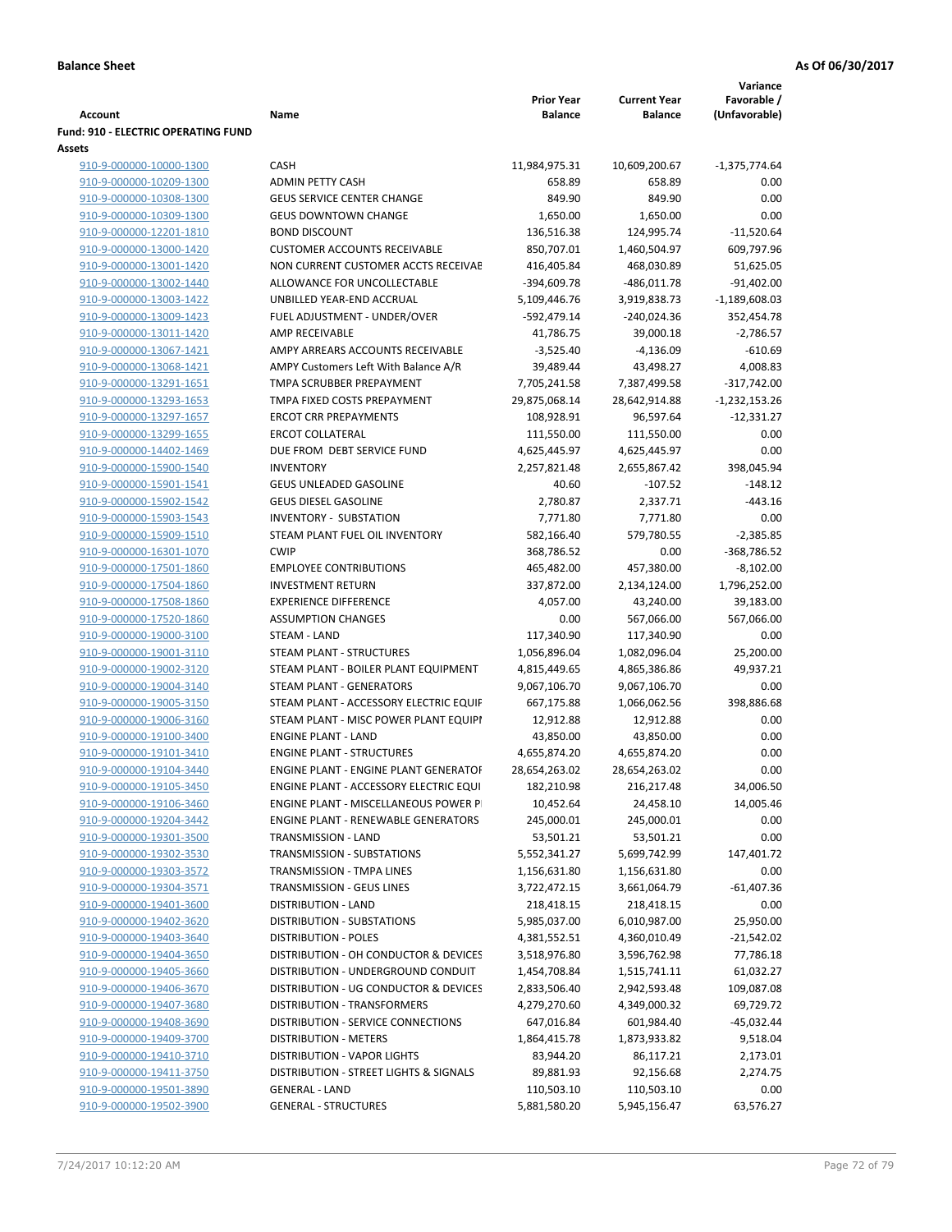**Balance Sheet** — As Of 06/30/2017

| Account | Name | Prior Year Balance | Current Year Balance | Variance Favorable / (Unfavorable) |
|---|---|---|---|---|
| **Fund: 910 - ELECTRIC OPERATING FUND** | | | | |
| **Assets** | | | | |
| 910-9-000000-10000-1300 | CASH | 11,984,975.31 | 10,609,200.67 | -1,375,774.64 |
| 910-9-000000-10209-1300 | ADMIN PETTY CASH | 658.89 | 658.89 | 0.00 |
| 910-9-000000-10308-1300 | GEUS SERVICE CENTER CHANGE | 849.90 | 849.90 | 0.00 |
| 910-9-000000-10309-1300 | GEUS DOWNTOWN CHANGE | 1,650.00 | 1,650.00 | 0.00 |
| 910-9-000000-12201-1810 | BOND DISCOUNT | 136,516.38 | 124,995.74 | -11,520.64 |
| 910-9-000000-13000-1420 | CUSTOMER ACCOUNTS RECEIVABLE | 850,707.01 | 1,460,504.97 | 609,797.96 |
| 910-9-000000-13001-1420 | NON CURRENT CUSTOMER ACCTS RECEIVAE | 416,405.84 | 468,030.89 | 51,625.05 |
| 910-9-000000-13002-1440 | ALLOWANCE FOR UNCOLLECTABLE | -394,609.78 | -486,011.78 | -91,402.00 |
| 910-9-000000-13003-1422 | UNBILLED YEAR-END ACCRUAL | 5,109,446.76 | 3,919,838.73 | -1,189,608.03 |
| 910-9-000000-13009-1423 | FUEL ADJUSTMENT - UNDER/OVER | -592,479.14 | -240,024.36 | 352,454.78 |
| 910-9-000000-13011-1420 | AMP RECEIVABLE | 41,786.75 | 39,000.18 | -2,786.57 |
| 910-9-000000-13067-1421 | AMPY ARREARS ACCOUNTS RECEIVABLE | -3,525.40 | -4,136.09 | -610.69 |
| 910-9-000000-13068-1421 | AMPY Customers Left With Balance A/R | 39,489.44 | 43,498.27 | 4,008.83 |
| 910-9-000000-13291-1651 | TMPA SCRUBBER PREPAYMENT | 7,705,241.58 | 7,387,499.58 | -317,742.00 |
| 910-9-000000-13293-1653 | TMPA FIXED COSTS PREPAYMENT | 29,875,068.14 | 28,642,914.88 | -1,232,153.26 |
| 910-9-000000-13297-1657 | ERCOT CRR PREPAYMENTS | 108,928.91 | 96,597.64 | -12,331.27 |
| 910-9-000000-13299-1655 | ERCOT COLLATERAL | 111,550.00 | 111,550.00 | 0.00 |
| 910-9-000000-14402-1469 | DUE FROM DEBT SERVICE FUND | 4,625,445.97 | 4,625,445.97 | 0.00 |
| 910-9-000000-15900-1540 | INVENTORY | 2,257,821.48 | 2,655,867.42 | 398,045.94 |
| 910-9-000000-15901-1541 | GEUS UNLEADED GASOLINE | 40.60 | -107.52 | -148.12 |
| 910-9-000000-15902-1542 | GEUS DIESEL GASOLINE | 2,780.87 | 2,337.71 | -443.16 |
| 910-9-000000-15903-1543 | INVENTORY - SUBSTATION | 7,771.80 | 7,771.80 | 0.00 |
| 910-9-000000-15909-1510 | STEAM PLANT FUEL OIL INVENTORY | 582,166.40 | 579,780.55 | -2,385.85 |
| 910-9-000000-16301-1070 | CWIP | 368,786.52 | 0.00 | -368,786.52 |
| 910-9-000000-17501-1860 | EMPLOYEE CONTRIBUTIONS | 465,482.00 | 457,380.00 | -8,102.00 |
| 910-9-000000-17504-1860 | INVESTMENT RETURN | 337,872.00 | 2,134,124.00 | 1,796,252.00 |
| 910-9-000000-17508-1860 | EXPERIENCE DIFFERENCE | 4,057.00 | 43,240.00 | 39,183.00 |
| 910-9-000000-17520-1860 | ASSUMPTION CHANGES | 0.00 | 567,066.00 | 567,066.00 |
| 910-9-000000-19000-3100 | STEAM - LAND | 117,340.90 | 117,340.90 | 0.00 |
| 910-9-000000-19001-3110 | STEAM PLANT - STRUCTURES | 1,056,896.04 | 1,082,096.04 | 25,200.00 |
| 910-9-000000-19002-3120 | STEAM PLANT - BOILER PLANT EQUIPMENT | 4,815,449.65 | 4,865,386.86 | 49,937.21 |
| 910-9-000000-19004-3140 | STEAM PLANT - GENERATORS | 9,067,106.70 | 9,067,106.70 | 0.00 |
| 910-9-000000-19005-3150 | STEAM PLANT - ACCESSORY ELECTRIC EQUIF | 667,175.88 | 1,066,062.56 | 398,886.68 |
| 910-9-000000-19006-3160 | STEAM PLANT - MISC POWER PLANT EQUIPI | 12,912.88 | 12,912.88 | 0.00 |
| 910-9-000000-19100-3400 | ENGINE PLANT - LAND | 43,850.00 | 43,850.00 | 0.00 |
| 910-9-000000-19101-3410 | ENGINE PLANT - STRUCTURES | 4,655,874.20 | 4,655,874.20 | 0.00 |
| 910-9-000000-19104-3440 | ENGINE PLANT - ENGINE PLANT GENERATOF | 28,654,263.02 | 28,654,263.02 | 0.00 |
| 910-9-000000-19105-3450 | ENGINE PLANT - ACCESSORY ELECTRIC EQUI | 182,210.98 | 216,217.48 | 34,006.50 |
| 910-9-000000-19106-3460 | ENGINE PLANT - MISCELLANEOUS POWER P | 10,452.64 | 24,458.10 | 14,005.46 |
| 910-9-000000-19204-3442 | ENGINE PLANT - RENEWABLE GENERATORS | 245,000.01 | 245,000.01 | 0.00 |
| 910-9-000000-19301-3500 | TRANSMISSION - LAND | 53,501.21 | 53,501.21 | 0.00 |
| 910-9-000000-19302-3530 | TRANSMISSION - SUBSTATIONS | 5,552,341.27 | 5,699,742.99 | 147,401.72 |
| 910-9-000000-19303-3572 | TRANSMISSION - TMPA LINES | 1,156,631.80 | 1,156,631.80 | 0.00 |
| 910-9-000000-19304-3571 | TRANSMISSION - GEUS LINES | 3,722,472.15 | 3,661,064.79 | -61,407.36 |
| 910-9-000000-19401-3600 | DISTRIBUTION - LAND | 218,418.15 | 218,418.15 | 0.00 |
| 910-9-000000-19402-3620 | DISTRIBUTION - SUBSTATIONS | 5,985,037.00 | 6,010,987.00 | 25,950.00 |
| 910-9-000000-19403-3640 | DISTRIBUTION - POLES | 4,381,552.51 | 4,360,010.49 | -21,542.02 |
| 910-9-000000-19404-3650 | DISTRIBUTION - OH CONDUCTOR & DEVICES | 3,518,976.80 | 3,596,762.98 | 77,786.18 |
| 910-9-000000-19405-3660 | DISTRIBUTION - UNDERGROUND CONDUIT | 1,454,708.84 | 1,515,741.11 | 61,032.27 |
| 910-9-000000-19406-3670 | DISTRIBUTION - UG CONDUCTOR & DEVICES | 2,833,506.40 | 2,942,593.48 | 109,087.08 |
| 910-9-000000-19407-3680 | DISTRIBUTION - TRANSFORMERS | 4,279,270.60 | 4,349,000.32 | 69,729.72 |
| 910-9-000000-19408-3690 | DISTRIBUTION - SERVICE CONNECTIONS | 647,016.84 | 601,984.40 | -45,032.44 |
| 910-9-000000-19409-3700 | DISTRIBUTION - METERS | 1,864,415.78 | 1,873,933.82 | 9,518.04 |
| 910-9-000000-19410-3710 | DISTRIBUTION - VAPOR LIGHTS | 83,944.20 | 86,117.21 | 2,173.01 |
| 910-9-000000-19411-3750 | DISTRIBUTION - STREET LIGHTS & SIGNALS | 89,881.93 | 92,156.68 | 2,274.75 |
| 910-9-000000-19501-3890 | GENERAL - LAND | 110,503.10 | 110,503.10 | 0.00 |
| 910-9-000000-19502-3900 | GENERAL - STRUCTURES | 5,881,580.20 | 5,945,156.47 | 63,576.27 |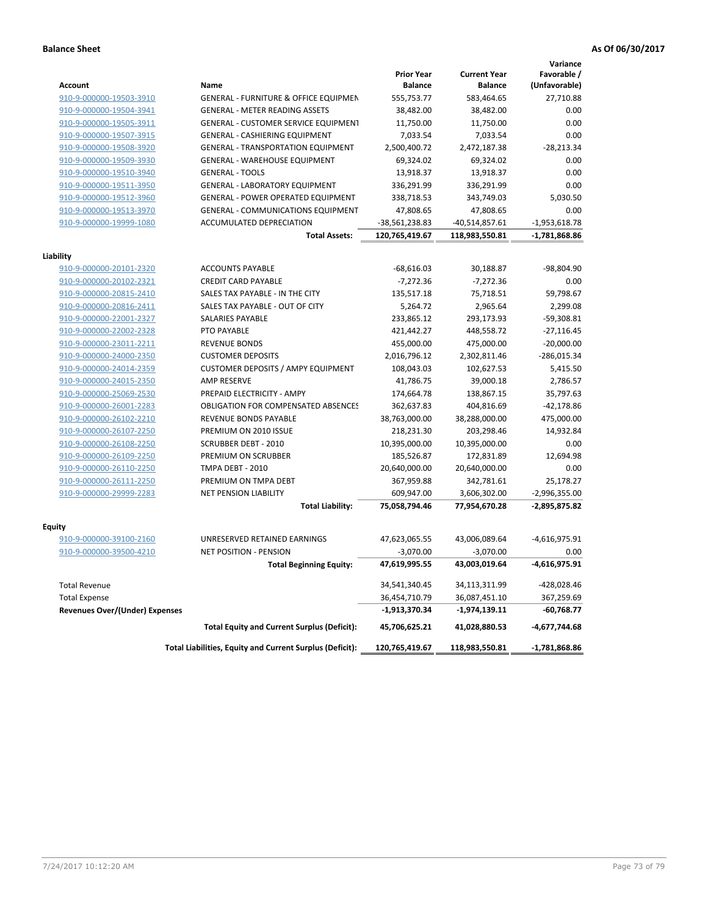**Balance Sheet** **As Of 06/30/2017**

| Account | Name | Prior Year Balance | Current Year Balance | Variance Favorable / (Unfavorable) |
|---|---|---|---|---|
| 910-9-000000-19503-3910 | GENERAL - FURNITURE & OFFICE EQUIPMEN | 555,753.77 | 583,464.65 | 27,710.88 |
| 910-9-000000-19504-3941 | GENERAL - METER READING ASSETS | 38,482.00 | 38,482.00 | 0.00 |
| 910-9-000000-19505-3911 | GENERAL - CUSTOMER SERVICE EQUIPMENT | 11,750.00 | 11,750.00 | 0.00 |
| 910-9-000000-19507-3915 | GENERAL - CASHIERING EQUIPMENT | 7,033.54 | 7,033.54 | 0.00 |
| 910-9-000000-19508-3920 | GENERAL - TRANSPORTATION EQUIPMENT | 2,500,400.72 | 2,472,187.38 | -28,213.34 |
| 910-9-000000-19509-3930 | GENERAL - WAREHOUSE EQUIPMENT | 69,324.02 | 69,324.02 | 0.00 |
| 910-9-000000-19510-3940 | GENERAL - TOOLS | 13,918.37 | 13,918.37 | 0.00 |
| 910-9-000000-19511-3950 | GENERAL - LABORATORY EQUIPMENT | 336,291.99 | 336,291.99 | 0.00 |
| 910-9-000000-19512-3960 | GENERAL - POWER OPERATED EQUIPMENT | 338,718.53 | 343,749.03 | 5,030.50 |
| 910-9-000000-19513-3970 | GENERAL - COMMUNICATIONS EQUIPMENT | 47,808.65 | 47,808.65 | 0.00 |
| 910-9-000000-19999-1080 | ACCUMULATED DEPRECIATION | -38,561,238.83 | -40,514,857.61 | -1,953,618.78 |
| | **Total Assets:** | **120,765,419.67** | **118,983,550.81** | **-1,781,868.86** |
| **Liability** | | | | |
| 910-9-000000-20101-2320 | ACCOUNTS PAYABLE | -68,616.03 | 30,188.87 | -98,804.90 |
| 910-9-000000-20102-2321 | CREDIT CARD PAYABLE | -7,272.36 | -7,272.36 | 0.00 |
| 910-9-000000-20815-2410 | SALES TAX PAYABLE - IN THE CITY | 135,517.18 | 75,718.51 | 59,798.67 |
| 910-9-000000-20816-2411 | SALES TAX PAYABLE - OUT OF CITY | 5,264.72 | 2,965.64 | 2,299.08 |
| 910-9-000000-22001-2327 | SALARIES PAYABLE | 233,865.12 | 293,173.93 | -59,308.81 |
| 910-9-000000-22002-2328 | PTO PAYABLE | 421,442.27 | 448,558.72 | -27,116.45 |
| 910-9-000000-23011-2211 | REVENUE BONDS | 455,000.00 | 475,000.00 | -20,000.00 |
| 910-9-000000-24000-2350 | CUSTOMER DEPOSITS | 2,016,796.12 | 2,302,811.46 | -286,015.34 |
| 910-9-000000-24014-2359 | CUSTOMER DEPOSITS / AMPY EQUIPMENT | 108,043.03 | 102,627.53 | 5,415.50 |
| 910-9-000000-24015-2350 | AMP RESERVE | 41,786.75 | 39,000.18 | 2,786.57 |
| 910-9-000000-25069-2530 | PREPAID ELECTRICITY - AMPY | 174,664.78 | 138,867.15 | 35,797.63 |
| 910-9-000000-26001-2283 | OBLIGATION FOR COMPENSATED ABSENCES | 362,637.83 | 404,816.69 | -42,178.86 |
| 910-9-000000-26102-2210 | REVENUE BONDS PAYABLE | 38,763,000.00 | 38,288,000.00 | 475,000.00 |
| 910-9-000000-26107-2250 | PREMIUM ON 2010 ISSUE | 218,231.30 | 203,298.46 | 14,932.84 |
| 910-9-000000-26108-2250 | SCRUBBER DEBT - 2010 | 10,395,000.00 | 10,395,000.00 | 0.00 |
| 910-9-000000-26109-2250 | PREMIUM ON SCRUBBER | 185,526.87 | 172,831.89 | 12,694.98 |
| 910-9-000000-26110-2250 | TMPA DEBT - 2010 | 20,640,000.00 | 20,640,000.00 | 0.00 |
| 910-9-000000-26111-2250 | PREMIUM ON TMPA DEBT | 367,959.88 | 342,781.61 | 25,178.27 |
| 910-9-000000-29999-2283 | NET PENSION LIABILITY | 609,947.00 | 3,606,302.00 | -2,996,355.00 |
| | **Total Liability:** | **75,058,794.46** | **77,954,670.28** | **-2,895,875.82** |
| **Equity** | | | | |
| 910-9-000000-39100-2160 | UNRESERVED RETAINED EARNINGS | 47,623,065.55 | 43,006,089.64 | -4,616,975.91 |
| 910-9-000000-39500-4210 | NET POSITION - PENSION | -3,070.00 | -3,070.00 | 0.00 |
| | **Total Beginning Equity:** | **47,619,995.55** | **43,003,019.64** | **-4,616,975.91** |
| Total Revenue | | 34,541,340.45 | 34,113,311.99 | -428,028.46 |
| Total Expense | | 36,454,710.79 | 36,087,451.10 | 367,259.69 |
| **Revenues Over/(Under) Expenses** | | **-1,913,370.34** | **-1,974,139.11** | **-60,768.77** |
| | **Total Equity and Current Surplus (Deficit):** | **45,706,625.21** | **41,028,880.53** | **-4,677,744.68** |
| | **Total Liabilities, Equity and Current Surplus (Deficit):** | **120,765,419.67** | **118,983,550.81** | **-1,781,868.86** |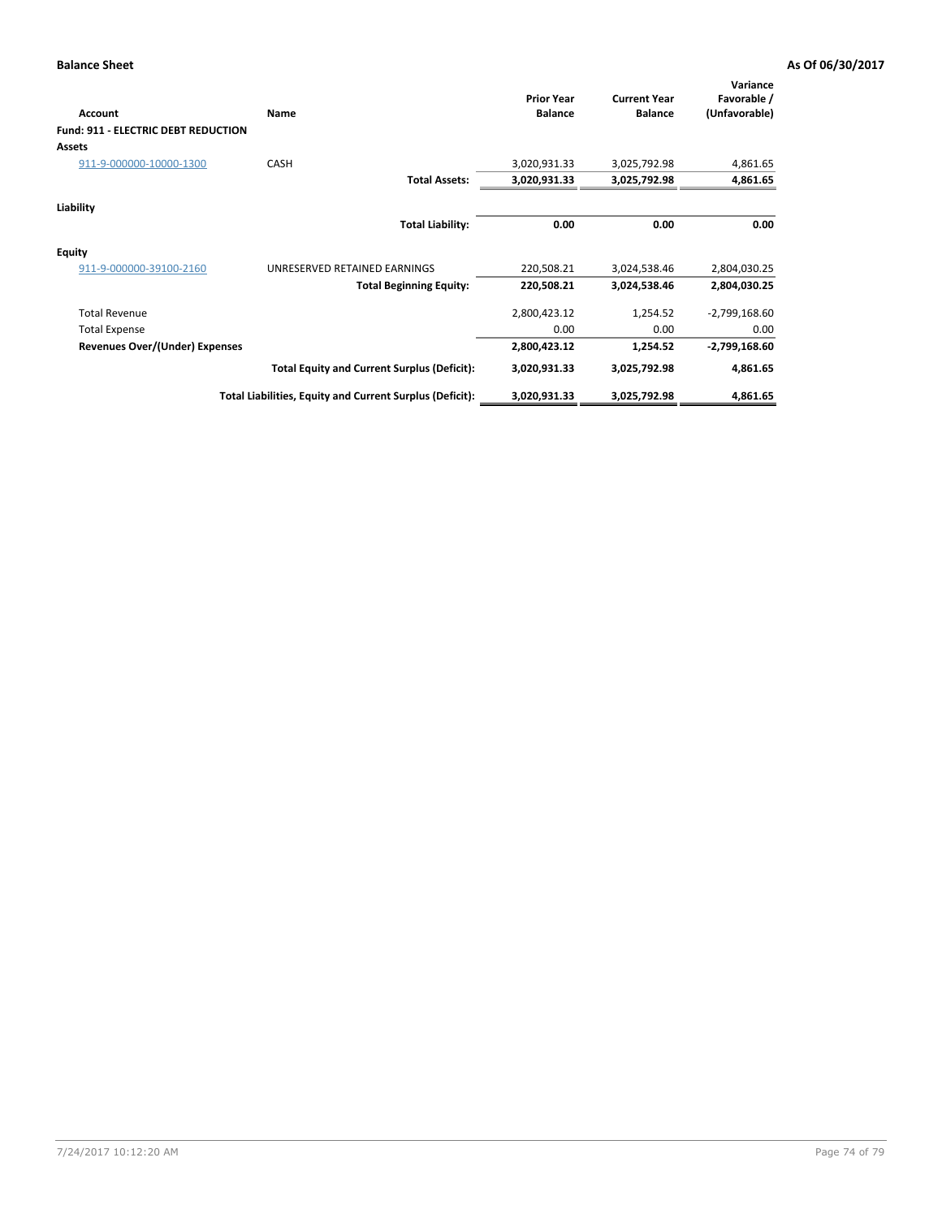**Balance Sheet** — **As Of 06/30/2017**

| Account | Name | Prior Year Balance | Current Year Balance | Variance Favorable / (Unfavorable) |
|---|---|---|---|---|
| **Fund: 911 - ELECTRIC DEBT REDUCTION** | | | | |
| **Assets** | | | | |
| 911-9-000000-10000-1300 | CASH | 3,020,931.33 | 3,025,792.98 | 4,861.65 |
| | **Total Assets:** | **3,020,931.33** | **3,025,792.98** | **4,861.65** |
| **Liability** | | | | |
| | **Total Liability:** | **0.00** | **0.00** | **0.00** |
| **Equity** | | | | |
| 911-9-000000-39100-2160 | UNRESERVED RETAINED EARNINGS | 220,508.21 | 3,024,538.46 | 2,804,030.25 |
| | **Total Beginning Equity:** | **220,508.21** | **3,024,538.46** | **2,804,030.25** |
| Total Revenue | | 2,800,423.12 | 1,254.52 | -2,799,168.60 |
| Total Expense | | 0.00 | 0.00 | 0.00 |
| **Revenues Over/(Under) Expenses** | | **2,800,423.12** | **1,254.52** | **-2,799,168.60** |
| | **Total Equity and Current Surplus (Deficit):** | **3,020,931.33** | **3,025,792.98** | **4,861.65** |
| | **Total Liabilities, Equity and Current Surplus (Deficit):** | **3,020,931.33** | **3,025,792.98** | **4,861.65** |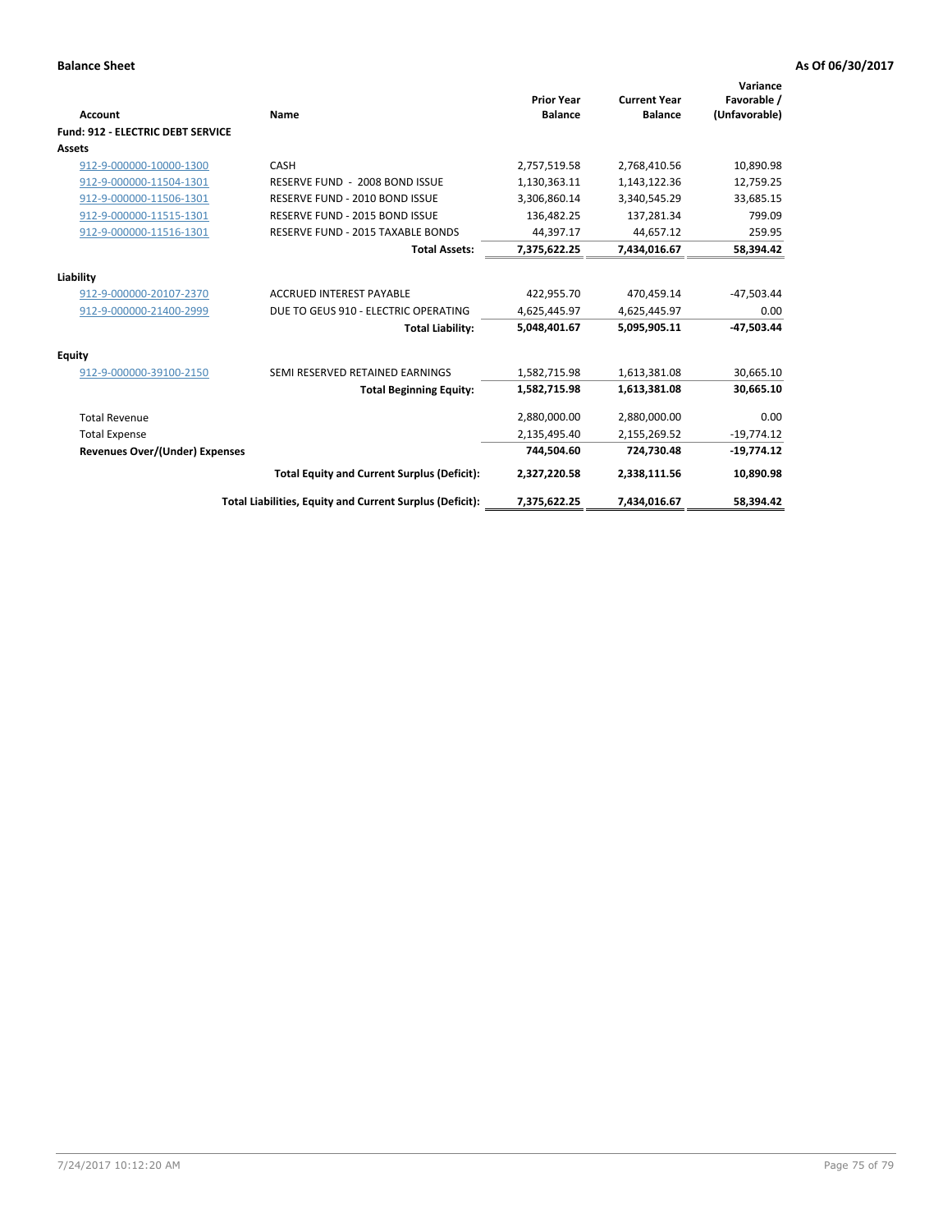**Balance Sheet** **As Of 06/30/2017**

| Account | Name | Prior Year Balance | Current Year Balance | Variance Favorable / (Unfavorable) |
|---|---|---|---|---|
| **Fund: 912 - ELECTRIC DEBT SERVICE** | | | | |
| **Assets** | | | | |
| 912-9-000000-10000-1300 | CASH | 2,757,519.58 | 2,768,410.56 | 10,890.98 |
| 912-9-000000-11504-1301 | RESERVE FUND - 2008 BOND ISSUE | 1,130,363.11 | 1,143,122.36 | 12,759.25 |
| 912-9-000000-11506-1301 | RESERVE FUND - 2010 BOND ISSUE | 3,306,860.14 | 3,340,545.29 | 33,685.15 |
| 912-9-000000-11515-1301 | RESERVE FUND - 2015 BOND ISSUE | 136,482.25 | 137,281.34 | 799.09 |
| 912-9-000000-11516-1301 | RESERVE FUND - 2015 TAXABLE BONDS | 44,397.17 | 44,657.12 | 259.95 |
| | **Total Assets:** | **7,375,622.25** | **7,434,016.67** | **58,394.42** |
| **Liability** | | | | |
| 912-9-000000-20107-2370 | ACCRUED INTEREST PAYABLE | 422,955.70 | 470,459.14 | -47,503.44 |
| 912-9-000000-21400-2999 | DUE TO GEUS 910 - ELECTRIC OPERATING | 4,625,445.97 | 4,625,445.97 | 0.00 |
| | **Total Liability:** | **5,048,401.67** | **5,095,905.11** | **-47,503.44** |
| **Equity** | | | | |
| 912-9-000000-39100-2150 | SEMI RESERVED RETAINED EARNINGS | 1,582,715.98 | 1,613,381.08 | 30,665.10 |
| | **Total Beginning Equity:** | **1,582,715.98** | **1,613,381.08** | **30,665.10** |
| Total Revenue | | 2,880,000.00 | 2,880,000.00 | 0.00 |
| Total Expense | | 2,135,495.40 | 2,155,269.52 | -19,774.12 |
| **Revenues Over/(Under) Expenses** | | **744,504.60** | **724,730.48** | **-19,774.12** |
| | **Total Equity and Current Surplus (Deficit):** | **2,327,220.58** | **2,338,111.56** | **10,890.98** |
| | **Total Liabilities, Equity and Current Surplus (Deficit):** | **7,375,622.25** | **7,434,016.67** | **58,394.42** |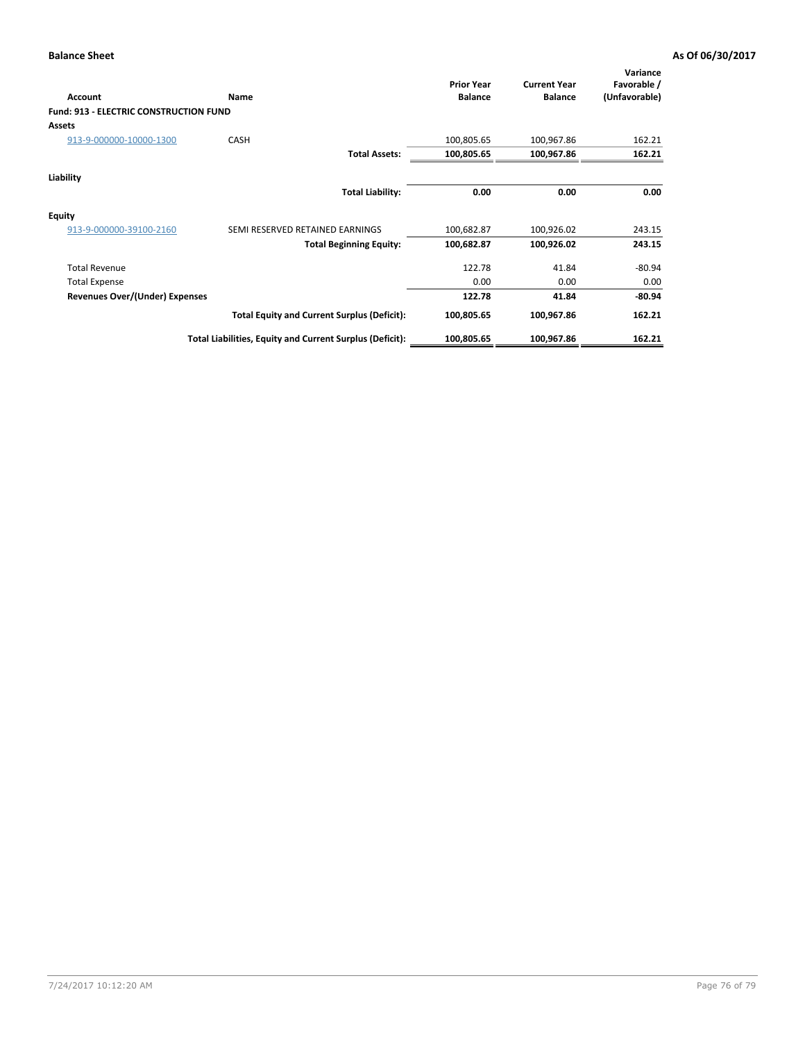**Balance Sheet** **As Of 06/30/2017**

| Account | Name | Prior Year Balance | Current Year Balance | Variance Favorable / (Unfavorable) |
|---|---|---|---|---|
| **Fund: 913 - ELECTRIC CONSTRUCTION FUND** | | | | |
| **Assets** | | | | |
| 913-9-000000-10000-1300 | CASH | 100,805.65 | 100,967.86 | 162.21 |
| | **Total Assets:** | **100,805.65** | **100,967.86** | **162.21** |
| **Liability** | | | | |
| | **Total Liability:** | **0.00** | **0.00** | **0.00** |
| **Equity** | | | | |
| 913-9-000000-39100-2160 | SEMI RESERVED RETAINED EARNINGS | 100,682.87 | 100,926.02 | 243.15 |
| | **Total Beginning Equity:** | **100,682.87** | **100,926.02** | **243.15** |
| Total Revenue | | 122.78 | 41.84 | -80.94 |
| Total Expense | | 0.00 | 0.00 | 0.00 |
| **Revenues Over/(Under) Expenses** | | **122.78** | **41.84** | **-80.94** |
| | **Total Equity and Current Surplus (Deficit):** | **100,805.65** | **100,967.86** | **162.21** |
| | **Total Liabilities, Equity and Current Surplus (Deficit):** | **100,805.65** | **100,967.86** | **162.21** |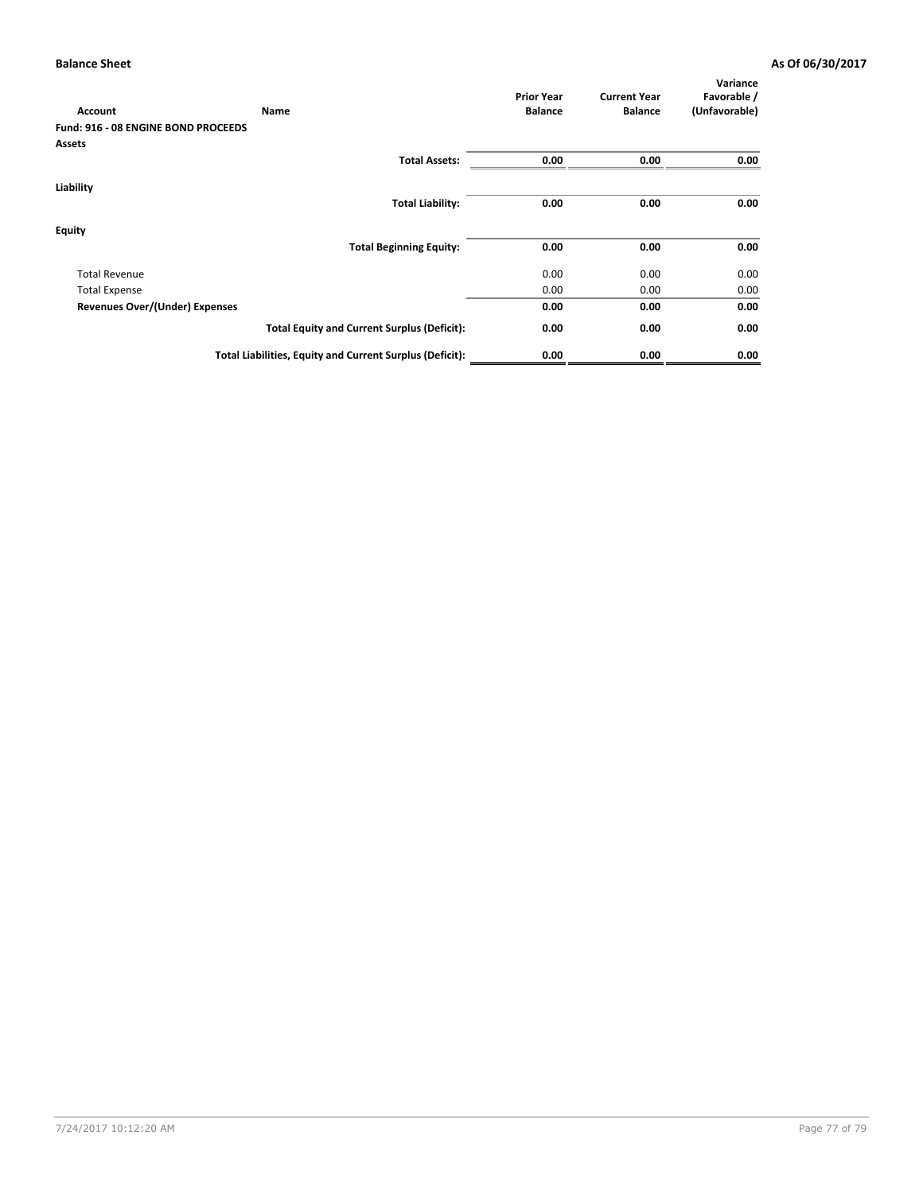**Balance Sheet** **As Of 06/30/2017**

| Account | Name | Prior Year Balance | Current Year Balance | Variance Favorable / (Unfavorable) |
|---|---|---|---|---|
| **Fund: 916 - 08 ENGINE BOND PROCEEDS** | | | | |
| **Assets** | | | | |
| | **Total Assets:** | **0.00** | **0.00** | **0.00** |
| **Liability** | | | | |
| | **Total Liability:** | **0.00** | **0.00** | **0.00** |
| **Equity** | | | | |
| | **Total Beginning Equity:** | **0.00** | **0.00** | **0.00** |
| Total Revenue | | 0.00 | 0.00 | 0.00 |
| Total Expense | | 0.00 | 0.00 | 0.00 |
| **Revenues Over/(Under) Expenses** | | **0.00** | **0.00** | **0.00** |
| | **Total Equity and Current Surplus (Deficit):** | **0.00** | **0.00** | **0.00** |
| | **Total Liabilities, Equity and Current Surplus (Deficit):** | **0.00** | **0.00** | **0.00** |

7/24/2017 10:12:20 AM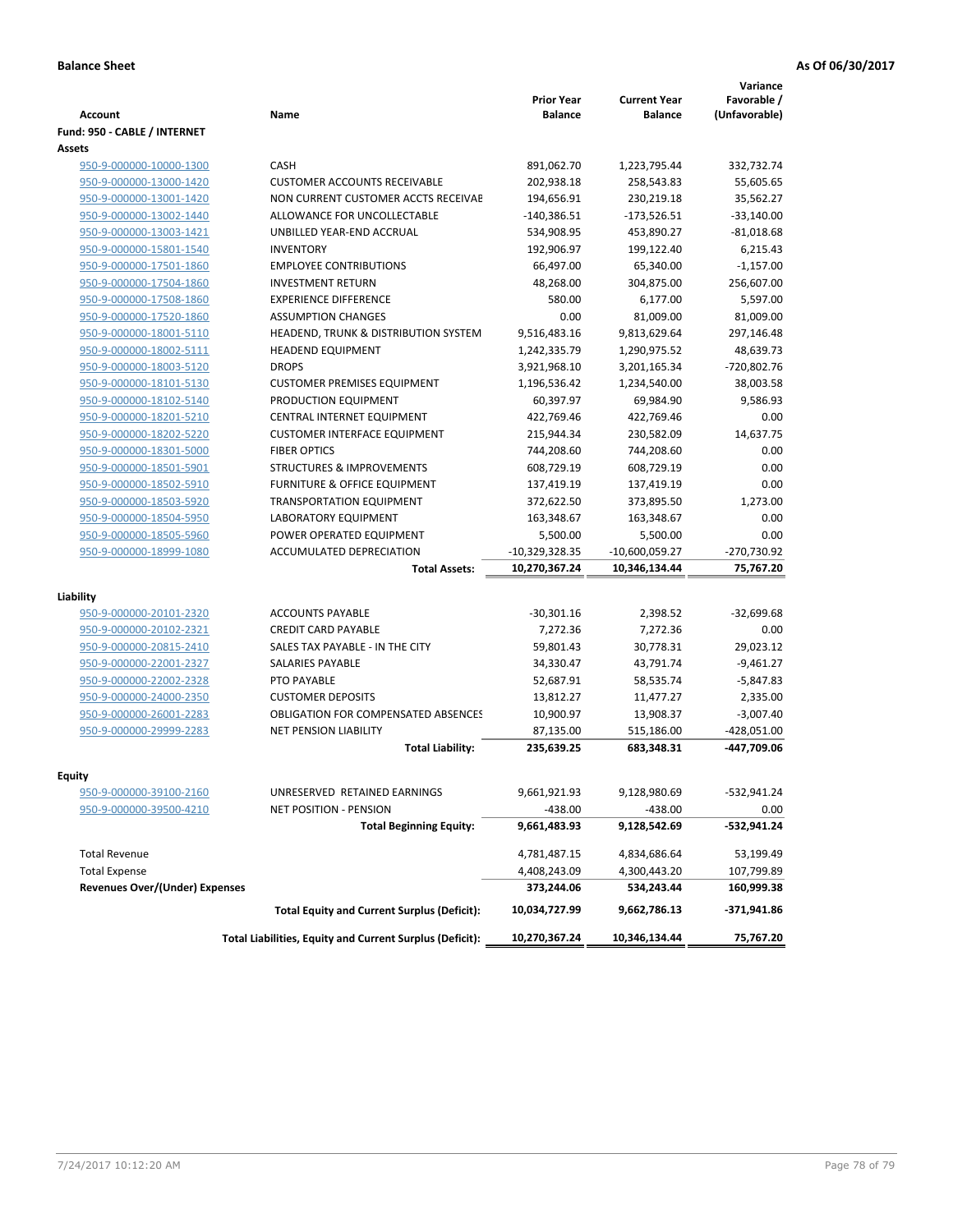**Balance Sheet** **As Of 06/30/2017**

| Account | Name | Prior Year Balance | Current Year Balance | Variance Favorable / (Unfavorable) |
|---|---|---|---|---|
| **Fund: 950 - CABLE / INTERNET** | | | | |
| **Assets** | | | | |
| 950-9-000000-10000-1300 | CASH | 891,062.70 | 1,223,795.44 | 332,732.74 |
| 950-9-000000-13000-1420 | CUSTOMER ACCOUNTS RECEIVABLE | 202,938.18 | 258,543.83 | 55,605.65 |
| 950-9-000000-13001-1420 | NON CURRENT CUSTOMER ACCTS RECEIVAE | 194,656.91 | 230,219.18 | 35,562.27 |
| 950-9-000000-13002-1440 | ALLOWANCE FOR UNCOLLECTABLE | -140,386.51 | -173,526.51 | -33,140.00 |
| 950-9-000000-13003-1421 | UNBILLED YEAR-END ACCRUAL | 534,908.95 | 453,890.27 | -81,018.68 |
| 950-9-000000-15801-1540 | INVENTORY | 192,906.97 | 199,122.40 | 6,215.43 |
| 950-9-000000-17501-1860 | EMPLOYEE CONTRIBUTIONS | 66,497.00 | 65,340.00 | -1,157.00 |
| 950-9-000000-17504-1860 | INVESTMENT RETURN | 48,268.00 | 304,875.00 | 256,607.00 |
| 950-9-000000-17508-1860 | EXPERIENCE DIFFERENCE | 580.00 | 6,177.00 | 5,597.00 |
| 950-9-000000-17520-1860 | ASSUMPTION CHANGES | 0.00 | 81,009.00 | 81,009.00 |
| 950-9-000000-18001-5110 | HEADEND, TRUNK & DISTRIBUTION SYSTEM | 9,516,483.16 | 9,813,629.64 | 297,146.48 |
| 950-9-000000-18002-5111 | HEADEND EQUIPMENT | 1,242,335.79 | 1,290,975.52 | 48,639.73 |
| 950-9-000000-18003-5120 | DROPS | 3,921,968.10 | 3,201,165.34 | -720,802.76 |
| 950-9-000000-18101-5130 | CUSTOMER PREMISES EQUIPMENT | 1,196,536.42 | 1,234,540.00 | 38,003.58 |
| 950-9-000000-18102-5140 | PRODUCTION EQUIPMENT | 60,397.97 | 69,984.90 | 9,586.93 |
| 950-9-000000-18201-5210 | CENTRAL INTERNET EQUIPMENT | 422,769.46 | 422,769.46 | 0.00 |
| 950-9-000000-18202-5220 | CUSTOMER INTERFACE EQUIPMENT | 215,944.34 | 230,582.09 | 14,637.75 |
| 950-9-000000-18301-5000 | FIBER OPTICS | 744,208.60 | 744,208.60 | 0.00 |
| 950-9-000000-18501-5901 | STRUCTURES & IMPROVEMENTS | 608,729.19 | 608,729.19 | 0.00 |
| 950-9-000000-18502-5910 | FURNITURE & OFFICE EQUIPMENT | 137,419.19 | 137,419.19 | 0.00 |
| 950-9-000000-18503-5920 | TRANSPORTATION EQUIPMENT | 372,622.50 | 373,895.50 | 1,273.00 |
| 950-9-000000-18504-5950 | LABORATORY EQUIPMENT | 163,348.67 | 163,348.67 | 0.00 |
| 950-9-000000-18505-5960 | POWER OPERATED EQUIPMENT | 5,500.00 | 5,500.00 | 0.00 |
| 950-9-000000-18999-1080 | ACCUMULATED DEPRECIATION | -10,329,328.35 | -10,600,059.27 | -270,730.92 |
| | **Total Assets:** | **10,270,367.24** | **10,346,134.44** | **75,767.20** |
| **Liability** | | | | |
| 950-9-000000-20101-2320 | ACCOUNTS PAYABLE | -30,301.16 | 2,398.52 | -32,699.68 |
| 950-9-000000-20102-2321 | CREDIT CARD PAYABLE | 7,272.36 | 7,272.36 | 0.00 |
| 950-9-000000-20815-2410 | SALES TAX PAYABLE - IN THE CITY | 59,801.43 | 30,778.31 | 29,023.12 |
| 950-9-000000-22001-2327 | SALARIES PAYABLE | 34,330.47 | 43,791.74 | -9,461.27 |
| 950-9-000000-22002-2328 | PTO PAYABLE | 52,687.91 | 58,535.74 | -5,847.83 |
| 950-9-000000-24000-2350 | CUSTOMER DEPOSITS | 13,812.27 | 11,477.27 | 2,335.00 |
| 950-9-000000-26001-2283 | OBLIGATION FOR COMPENSATED ABSENCES | 10,900.97 | 13,908.37 | -3,007.40 |
| 950-9-000000-29999-2283 | NET PENSION LIABILITY | 87,135.00 | 515,186.00 | -428,051.00 |
| | **Total Liability:** | **235,639.25** | **683,348.31** | **-447,709.06** |
| **Equity** | | | | |
| 950-9-000000-39100-2160 | UNRESERVED RETAINED EARNINGS | 9,661,921.93 | 9,128,980.69 | -532,941.24 |
| 950-9-000000-39500-4210 | NET POSITION - PENSION | -438.00 | -438.00 | 0.00 |
| | **Total Beginning Equity:** | **9,661,483.93** | **9,128,542.69** | **-532,941.24** |
| Total Revenue | | 4,781,487.15 | 4,834,686.64 | 53,199.49 |
| Total Expense | | 4,408,243.09 | 4,300,443.20 | 107,799.89 |
| **Revenues Over/(Under) Expenses** | | **373,244.06** | **534,243.44** | **160,999.38** |
| | **Total Equity and Current Surplus (Deficit):** | **10,034,727.99** | **9,662,786.13** | **-371,941.86** |
| | **Total Liabilities, Equity and Current Surplus (Deficit):** | **10,270,367.24** | **10,346,134.44** | **75,767.20** |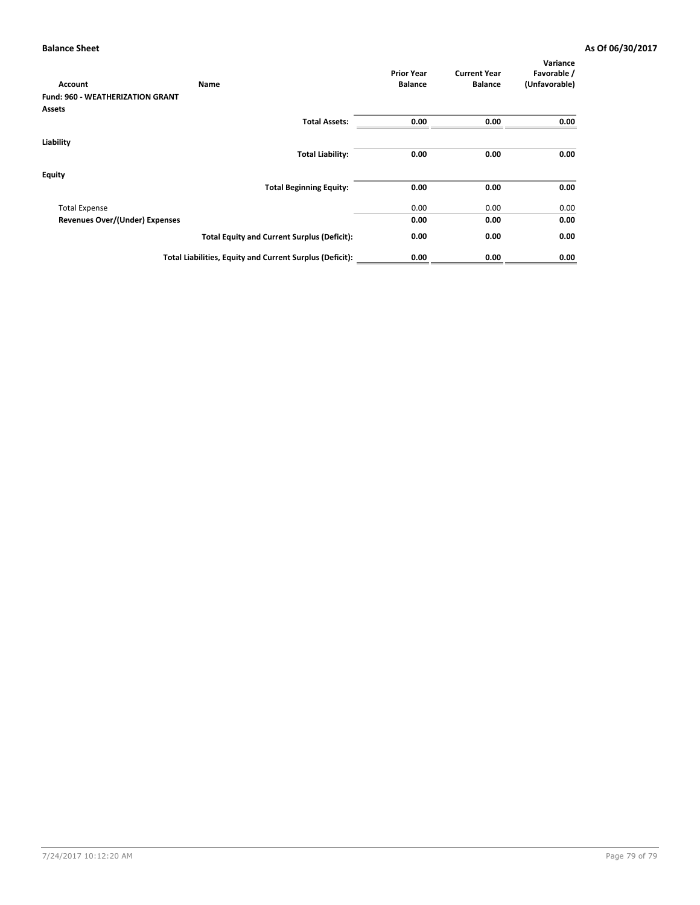**Balance Sheet** | **As Of 06/30/2017**

| Account | Name | Prior Year Balance | Current Year Balance | Variance Favorable / (Unfavorable) |
|---|---|---|---|---|
| **Fund: 960 - WEATHERIZATION GRANT** | | | | |
| **Assets** | | | | |
| | **Total Assets:** | **0.00** | **0.00** | **0.00** |
| **Liability** | | | | |
| | **Total Liability:** | **0.00** | **0.00** | **0.00** |
| **Equity** | | | | |
| | **Total Beginning Equity:** | **0.00** | **0.00** | **0.00** |
| Total Expense | | 0.00 | 0.00 | 0.00 |
| **Revenues Over/(Under) Expenses** | | **0.00** | **0.00** | **0.00** |
| | **Total Equity and Current Surplus (Deficit):** | **0.00** | **0.00** | **0.00** |
| | **Total Liabilities, Equity and Current Surplus (Deficit):** | **0.00** | **0.00** | **0.00** |

7/24/2017 10:12:20 AM